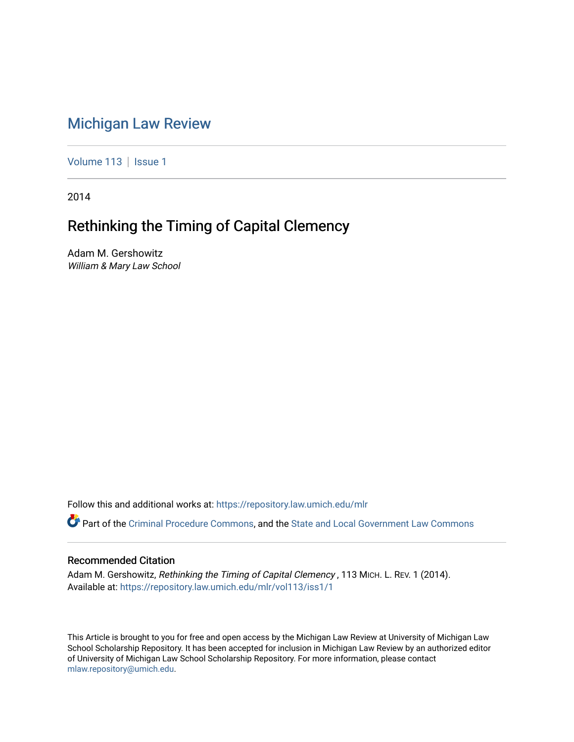# Michigan Law Review

Volume 113 | Issue 1

2014

## Rethinking the Timing of Capital Clemency

Adam M. Gershowitz
*William & Mary Law School*

Follow this and additional works at: https://repository.law.umich.edu/mlr

Part of the Criminal Procedure Commons, and the State and Local Government Law Commons

### Recommended Citation

Adam M. Gershowitz, *Rethinking the Timing of Capital Clemency* , 113 MICH. L. REV. 1 (2014).
Available at: https://repository.law.umich.edu/mlr/vol113/iss1/1

This Article is brought to you for free and open access by the Michigan Law Review at University of Michigan Law School Scholarship Repository. It has been accepted for inclusion in Michigan Law Review by an authorized editor of University of Michigan Law School Scholarship Repository. For more information, please contact mlaw.repository@umich.edu.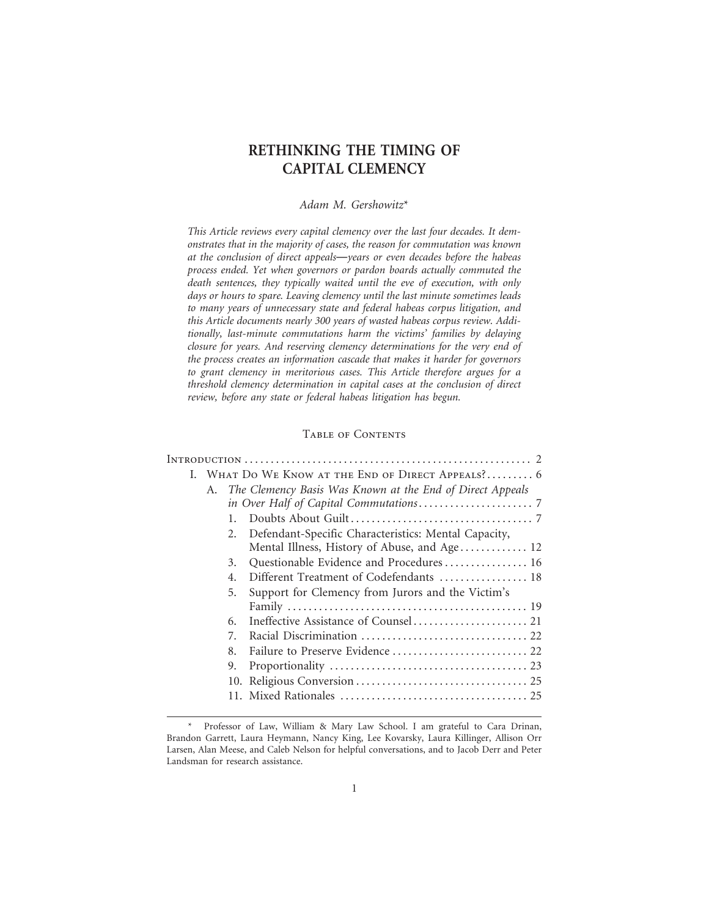# RETHINKING THE TIMING OF CAPITAL CLEMENCY

*Adam M. Gershowitz**

*This Article reviews every capital clemency over the last four decades. It demonstrates that in the majority of cases, the reason for commutation was known at the conclusion of direct appeals—years or even decades before the habeas process ended. Yet when governors or pardon boards actually commuted the death sentences, they typically waited until the eve of execution, with only days or hours to spare. Leaving clemency until the last minute sometimes leads to many years of unnecessary state and federal habeas corpus litigation, and this Article documents nearly 300 years of wasted habeas corpus review. Additionally, last-minute commutations harm the victims' families by delaying closure for years. And reserving clemency determinations for the very end of the process creates an information cascade that makes it harder for governors to grant clemency in meritorious cases. This Article therefore argues for a threshold clemency determination in capital cases at the conclusion of direct review, before any state or federal habeas litigation has begun.*

## Table of Contents

Introduction .......... 2

I. What Do We Know at the End of Direct Appeals? .......... 6

- A. *The Clemency Basis Was Known at the End of Direct Appeals in Over Half of Capital Commutations* .......... 7
  1. Doubts About Guilt .......... 7
  2. Defendant-Specific Characteristics: Mental Capacity, Mental Illness, History of Abuse, and Age .......... 12
  3. Questionable Evidence and Procedures .......... 16
  4. Different Treatment of Codefendants .......... 18
  5. Support for Clemency from Jurors and the Victim's Family .......... 19
  6. Ineffective Assistance of Counsel .......... 21
  7. Racial Discrimination .......... 22
  8. Failure to Preserve Evidence .......... 22
  9. Proportionality .......... 23
  10. Religious Conversion .......... 25
  11. Mixed Rationales .......... 25

---

\* Professor of Law, William & Mary Law School. I am grateful to Cara Drinan, Brandon Garrett, Laura Heymann, Nancy King, Lee Kovarsky, Laura Killinger, Allison Orr Larsen, Alan Meese, and Caleb Nelson for helpful conversations, and to Jacob Derr and Peter Landsman for research assistance.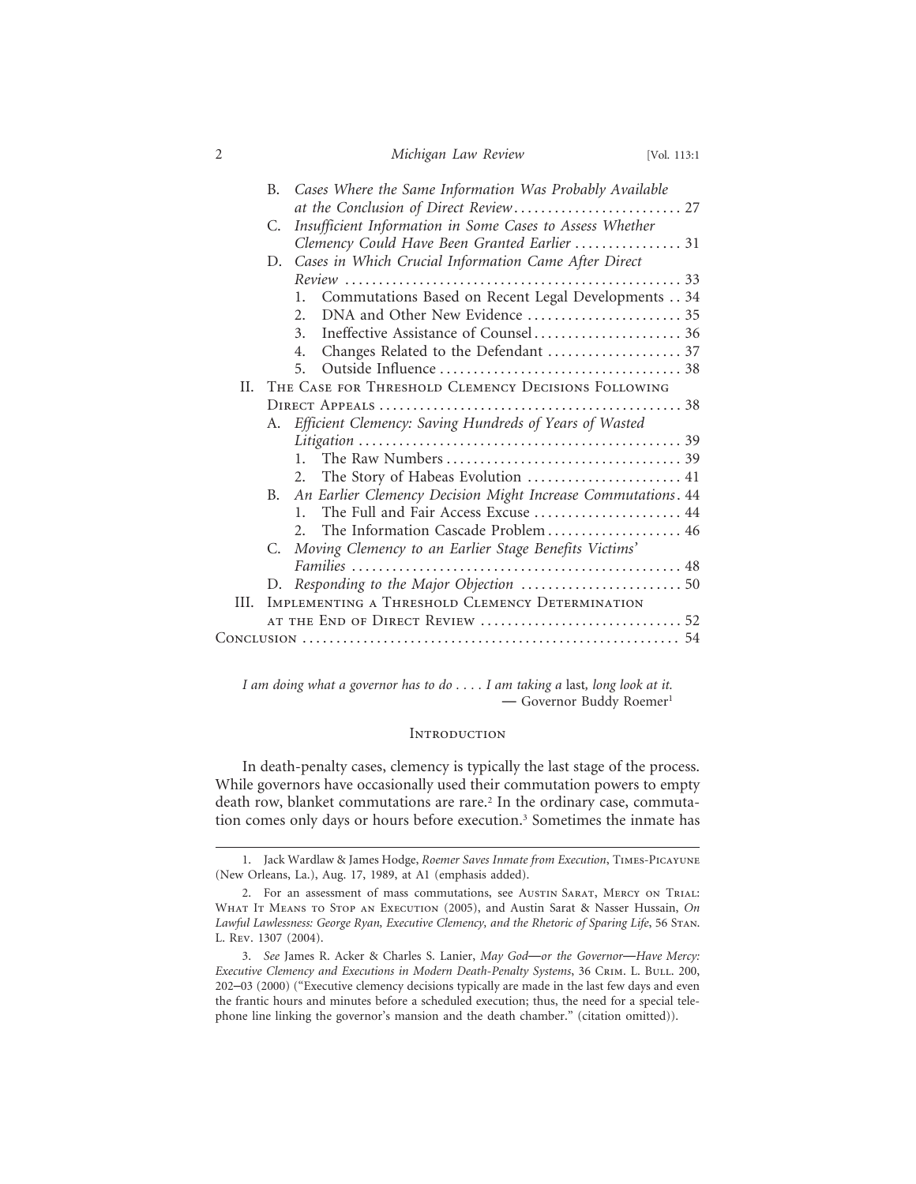- B. *Cases Where the Same Information Was Probably Available at the Conclusion of Direct Review* ......................... 27
- C. *Insufficient Information in Some Cases to Assess Whether Clemency Could Have Been Granted Earlier* ................ 31
- D. *Cases in Which Crucial Information Came After Direct Review* .................................................. 33
  1. Commutations Based on Recent Legal Developments .. 34
  2. DNA and Other New Evidence ....................... 35
  3. Ineffective Assistance of Counsel...................... 36
  4. Changes Related to the Defendant .................... 37
  5. Outside Influence .................................... 38

II. The Case for Threshold Clemency Decisions Following Direct Appeals ............................................. 38
- A. *Efficient Clemency: Saving Hundreds of Years of Wasted Litigation* ................................................ 39
  1. The Raw Numbers ................................... 39
  2. The Story of Habeas Evolution ....................... 41
- B. *An Earlier Clemency Decision Might Increase Commutations*. 44
  1. The Full and Fair Access Excuse ...................... 44
  2. The Information Cascade Problem.................... 46
- C. *Moving Clemency to an Earlier Stage Benefits Victims' Families* ................................................. 48
- D. *Responding to the Major Objection* ........................ 50

III. Implementing a Threshold Clemency Determination at the End of Direct Review ............................. 52

Conclusion ....................................................... 54

> *I am doing what a governor has to do . . . . I am taking a* last, *long look at it.*
> — Governor Buddy Roemer[1]

## Introduction

In death-penalty cases, clemency is typically the last stage of the process. While governors have occasionally used their commutation powers to empty death row, blanket commutations are rare.[2] In the ordinary case, commutation comes only days or hours before execution.[3] Sometimes the inmate has

---

1. Jack Wardlaw & James Hodge, *Roemer Saves Inmate from Execution*, Times-Picayune (New Orleans, La.), Aug. 17, 1989, at A1 (emphasis added).

2. For an assessment of mass commutations, see Austin Sarat, Mercy on Trial: What It Means to Stop an Execution (2005), and Austin Sarat & Nasser Hussain, *On Lawful Lawlessness: George Ryan, Executive Clemency, and the Rhetoric of Sparing Life*, 56 Stan. L. Rev. 1307 (2004).

3. *See* James R. Acker & Charles S. Lanier, *May God—or the Governor—Have Mercy: Executive Clemency and Executions in Modern Death-Penalty Systems*, 36 Crim. L. Bull. 200, 202–03 (2000) ("Executive clemency decisions typically are made in the last few days and even the frantic hours and minutes before a scheduled execution; thus, the need for a special telephone line linking the governor's mansion and the death chamber." (citation omitted)).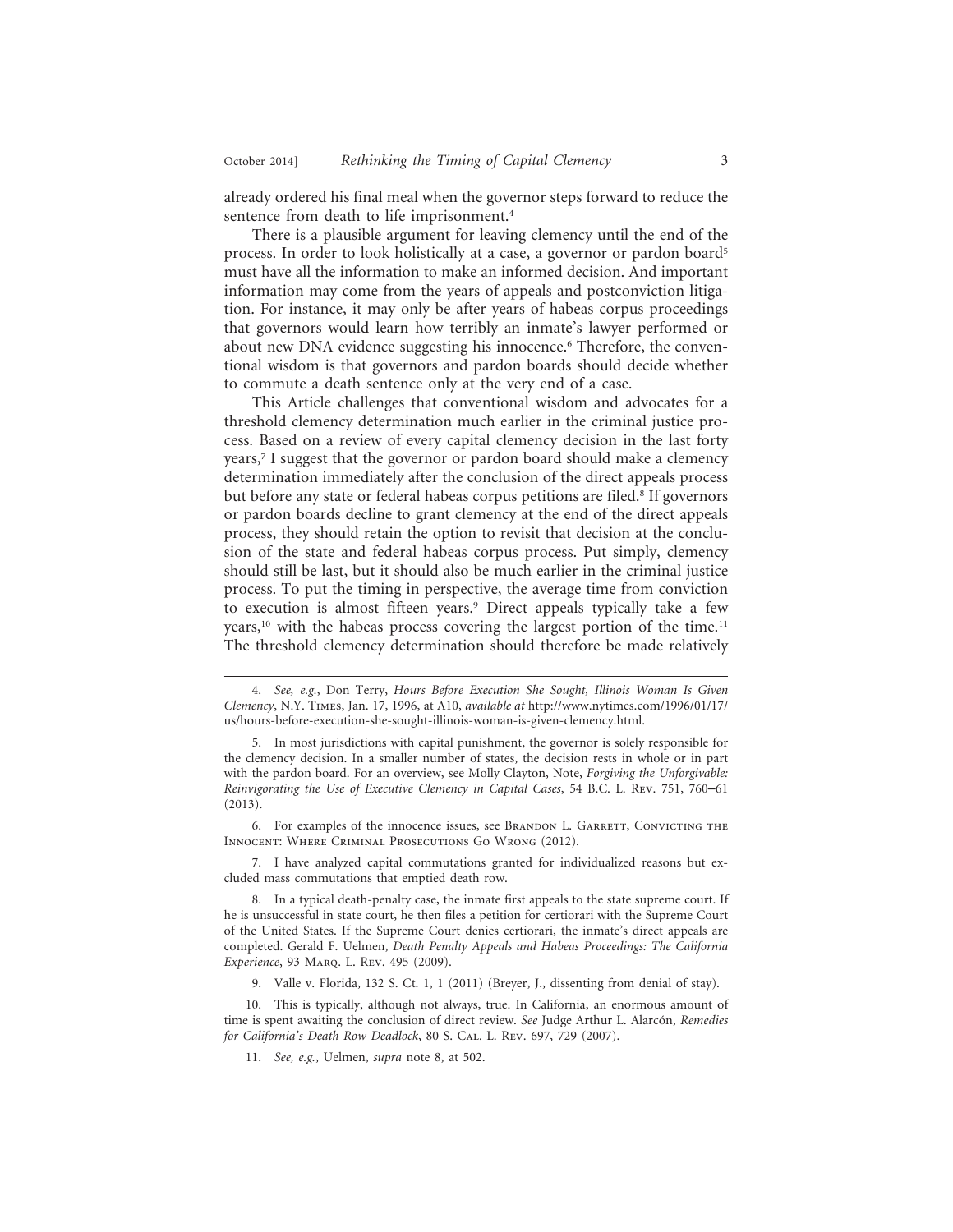already ordered his final meal when the governor steps forward to reduce the sentence from death to life imprisonment.[4]

There is a plausible argument for leaving clemency until the end of the process. In order to look holistically at a case, a governor or pardon board[5] must have all the information to make an informed decision. And important information may come from the years of appeals and postconviction litigation. For instance, it may only be after years of habeas corpus proceedings that governors would learn how terribly an inmate's lawyer performed or about new DNA evidence suggesting his innocence.[6] Therefore, the conventional wisdom is that governors and pardon boards should decide whether to commute a death sentence only at the very end of a case.

This Article challenges that conventional wisdom and advocates for a threshold clemency determination much earlier in the criminal justice process. Based on a review of every capital clemency decision in the last forty years,[7] I suggest that the governor or pardon board should make a clemency determination immediately after the conclusion of the direct appeals process but before any state or federal habeas corpus petitions are filed.[8] If governors or pardon boards decline to grant clemency at the end of the direct appeals process, they should retain the option to revisit that decision at the conclusion of the state and federal habeas corpus process. Put simply, clemency should still be last, but it should also be much earlier in the criminal justice process. To put the timing in perspective, the average time from conviction to execution is almost fifteen years.[9] Direct appeals typically take a few years,[10] with the habeas process covering the largest portion of the time.[11] The threshold clemency determination should therefore be made relatively

---

4. *See, e.g.*, Don Terry, *Hours Before Execution She Sought, Illinois Woman Is Given Clemency*, N.Y. Times, Jan. 17, 1996, at A10, *available at* http://www.nytimes.com/1996/01/17/us/hours-before-execution-she-sought-illinois-woman-is-given-clemency.html.

5. In most jurisdictions with capital punishment, the governor is solely responsible for the clemency decision. In a smaller number of states, the decision rests in whole or in part with the pardon board. For an overview, see Molly Clayton, Note, *Forgiving the Unforgivable: Reinvigorating the Use of Executive Clemency in Capital Cases*, 54 B.C. L. Rev. 751, 760–61 (2013).

6. For examples of the innocence issues, see Brandon L. Garrett, Convicting the Innocent: Where Criminal Prosecutions Go Wrong (2012).

7. I have analyzed capital commutations granted for individualized reasons but excluded mass commutations that emptied death row.

8. In a typical death-penalty case, the inmate first appeals to the state supreme court. If he is unsuccessful in state court, he then files a petition for certiorari with the Supreme Court of the United States. If the Supreme Court denies certiorari, the inmate's direct appeals are completed. Gerald F. Uelmen, *Death Penalty Appeals and Habeas Proceedings: The California Experience*, 93 Marq. L. Rev. 495 (2009).

9. Valle v. Florida, 132 S. Ct. 1, 1 (2011) (Breyer, J., dissenting from denial of stay).

10. This is typically, although not always, true. In California, an enormous amount of time is spent awaiting the conclusion of direct review. *See* Judge Arthur L. Alarcón, *Remedies for California's Death Row Deadlock*, 80 S. Cal. L. Rev. 697, 729 (2007).

11. *See, e.g.*, Uelmen, *supra* note 8, at 502.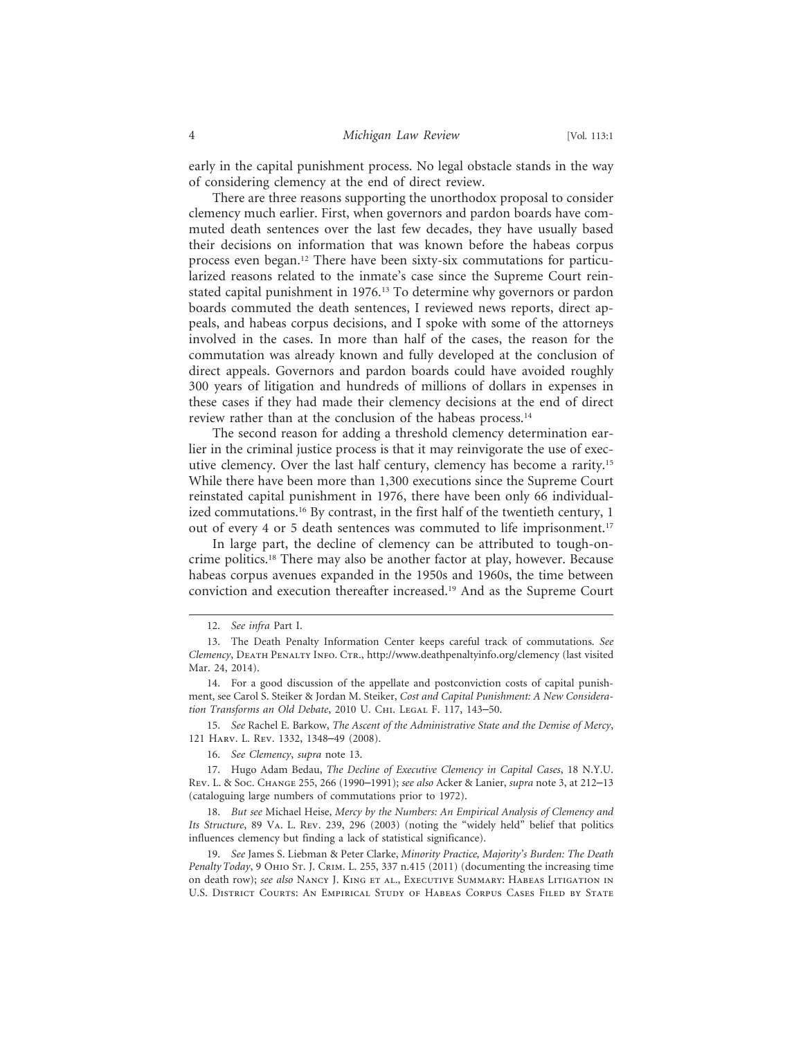early in the capital punishment process. No legal obstacle stands in the way of considering clemency at the end of direct review.

There are three reasons supporting the unorthodox proposal to consider clemency much earlier. First, when governors and pardon boards have commuted death sentences over the last few decades, they have usually based their decisions on information that was known before the habeas corpus process even began.[12] There have been sixty-six commutations for particularized reasons related to the inmate's case since the Supreme Court reinstated capital punishment in 1976.[13] To determine why governors or pardon boards commuted the death sentences, I reviewed news reports, direct appeals, and habeas corpus decisions, and I spoke with some of the attorneys involved in the cases. In more than half of the cases, the reason for the commutation was already known and fully developed at the conclusion of direct appeals. Governors and pardon boards could have avoided roughly 300 years of litigation and hundreds of millions of dollars in expenses in these cases if they had made their clemency decisions at the end of direct review rather than at the conclusion of the habeas process.[14]

The second reason for adding a threshold clemency determination earlier in the criminal justice process is that it may reinvigorate the use of executive clemency. Over the last half century, clemency has become a rarity.[15] While there have been more than 1,300 executions since the Supreme Court reinstated capital punishment in 1976, there have been only 66 individualized commutations.[16] By contrast, in the first half of the twentieth century, 1 out of every 4 or 5 death sentences was commuted to life imprisonment.[17]

In large part, the decline of clemency can be attributed to tough-on-crime politics.[18] There may also be another factor at play, however. Because habeas corpus avenues expanded in the 1950s and 1960s, the time between conviction and execution thereafter increased.[19] And as the Supreme Court

---

12. *See infra* Part I.

13. The Death Penalty Information Center keeps careful track of commutations. *See Clemency*, Death Penalty Info. Ctr., http://www.deathpenaltyinfo.org/clemency (last visited Mar. 24, 2014).

14. For a good discussion of the appellate and postconviction costs of capital punishment, see Carol S. Steiker & Jordan M. Steiker, *Cost and Capital Punishment: A New Consideration Transforms an Old Debate*, 2010 U. Chi. Legal F. 117, 143–50.

15. *See* Rachel E. Barkow, *The Ascent of the Administrative State and the Demise of Mercy*, 121 Harv. L. Rev. 1332, 1348–49 (2008).

16. *See Clemency*, *supra* note 13.

17. Hugo Adam Bedau, *The Decline of Executive Clemency in Capital Cases*, 18 N.Y.U. Rev. L. & Soc. Change 255, 266 (1990–1991); *see also* Acker & Lanier, *supra* note 3, at 212–13 (cataloguing large numbers of commutations prior to 1972).

18. *But see* Michael Heise, *Mercy by the Numbers: An Empirical Analysis of Clemency and Its Structure*, 89 Va. L. Rev. 239, 296 (2003) (noting the "widely held" belief that politics influences clemency but finding a lack of statistical significance).

19. *See* James S. Liebman & Peter Clarke, *Minority Practice, Majority's Burden: The Death Penalty Today*, 9 Ohio St. J. Crim. L. 255, 337 n.415 (2011) (documenting the increasing time on death row); *see also* Nancy J. King et al., Executive Summary: Habeas Litigation in U.S. District Courts: An Empirical Study of Habeas Corpus Cases Filed by State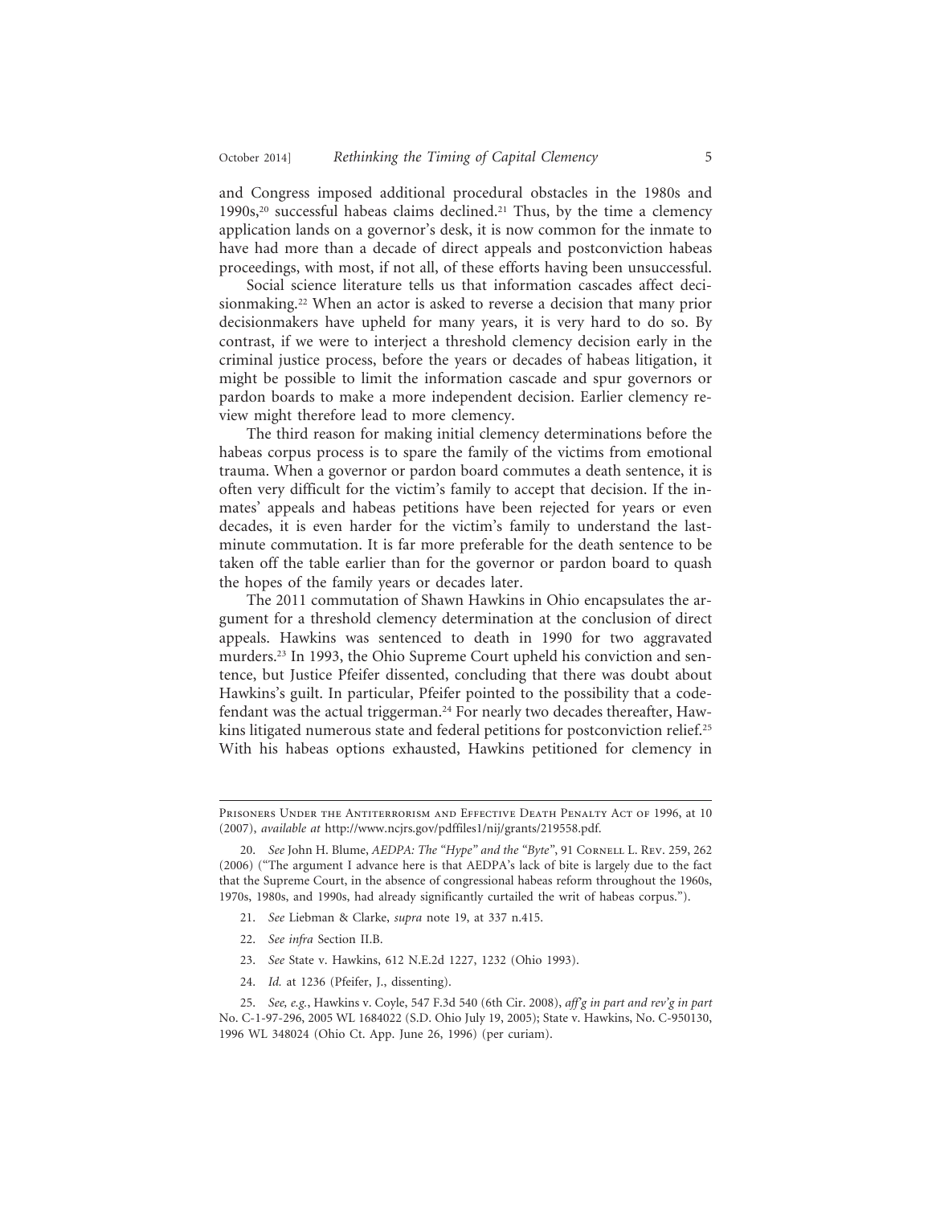and Congress imposed additional procedural obstacles in the 1980s and 1990s,[20] successful habeas claims declined.[21] Thus, by the time a clemency application lands on a governor's desk, it is now common for the inmate to have had more than a decade of direct appeals and postconviction habeas proceedings, with most, if not all, of these efforts having been unsuccessful.

Social science literature tells us that information cascades affect decisionmaking.[22] When an actor is asked to reverse a decision that many prior decisionmakers have upheld for many years, it is very hard to do so. By contrast, if we were to interject a threshold clemency decision early in the criminal justice process, before the years or decades of habeas litigation, it might be possible to limit the information cascade and spur governors or pardon boards to make a more independent decision. Earlier clemency review might therefore lead to more clemency.

The third reason for making initial clemency determinations before the habeas corpus process is to spare the family of the victims from emotional trauma. When a governor or pardon board commutes a death sentence, it is often very difficult for the victim's family to accept that decision. If the inmates' appeals and habeas petitions have been rejected for years or even decades, it is even harder for the victim's family to understand the last-minute commutation. It is far more preferable for the death sentence to be taken off the table earlier than for the governor or pardon board to quash the hopes of the family years or decades later.

The 2011 commutation of Shawn Hawkins in Ohio encapsulates the argument for a threshold clemency determination at the conclusion of direct appeals. Hawkins was sentenced to death in 1990 for two aggravated murders.[23] In 1993, the Ohio Supreme Court upheld his conviction and sentence, but Justice Pfeifer dissented, concluding that there was doubt about Hawkins's guilt. In particular, Pfeifer pointed to the possibility that a codefendant was the actual triggerman.[24] For nearly two decades thereafter, Hawkins litigated numerous state and federal petitions for postconviction relief.[25] With his habeas options exhausted, Hawkins petitioned for clemency in

---

Prisoners Under the Antiterrorism and Effective Death Penalty Act of 1996, at 10 (2007), *available at* http://www.ncjrs.gov/pdffiles1/nij/grants/219558.pdf.

20. *See* John H. Blume, *AEDPA: The "Hype" and the "Byte"*, 91 Cornell L. Rev. 259, 262 (2006) ("The argument I advance here is that AEDPA's lack of bite is largely due to the fact that the Supreme Court, in the absence of congressional habeas reform throughout the 1960s, 1970s, 1980s, and 1990s, had already significantly curtailed the writ of habeas corpus.").

21. *See* Liebman & Clarke, *supra* note 19, at 337 n.415.

22. *See infra* Section II.B.

23. *See* State v. Hawkins, 612 N.E.2d 1227, 1232 (Ohio 1993).

24. *Id.* at 1236 (Pfeifer, J., dissenting).

25. *See, e.g.*, Hawkins v. Coyle, 547 F.3d 540 (6th Cir. 2008), *aff'g in part and rev'g in part* No. C-1-97-296, 2005 WL 1684022 (S.D. Ohio July 19, 2005); State v. Hawkins, No. C-950130, 1996 WL 348024 (Ohio Ct. App. June 26, 1996) (per curiam).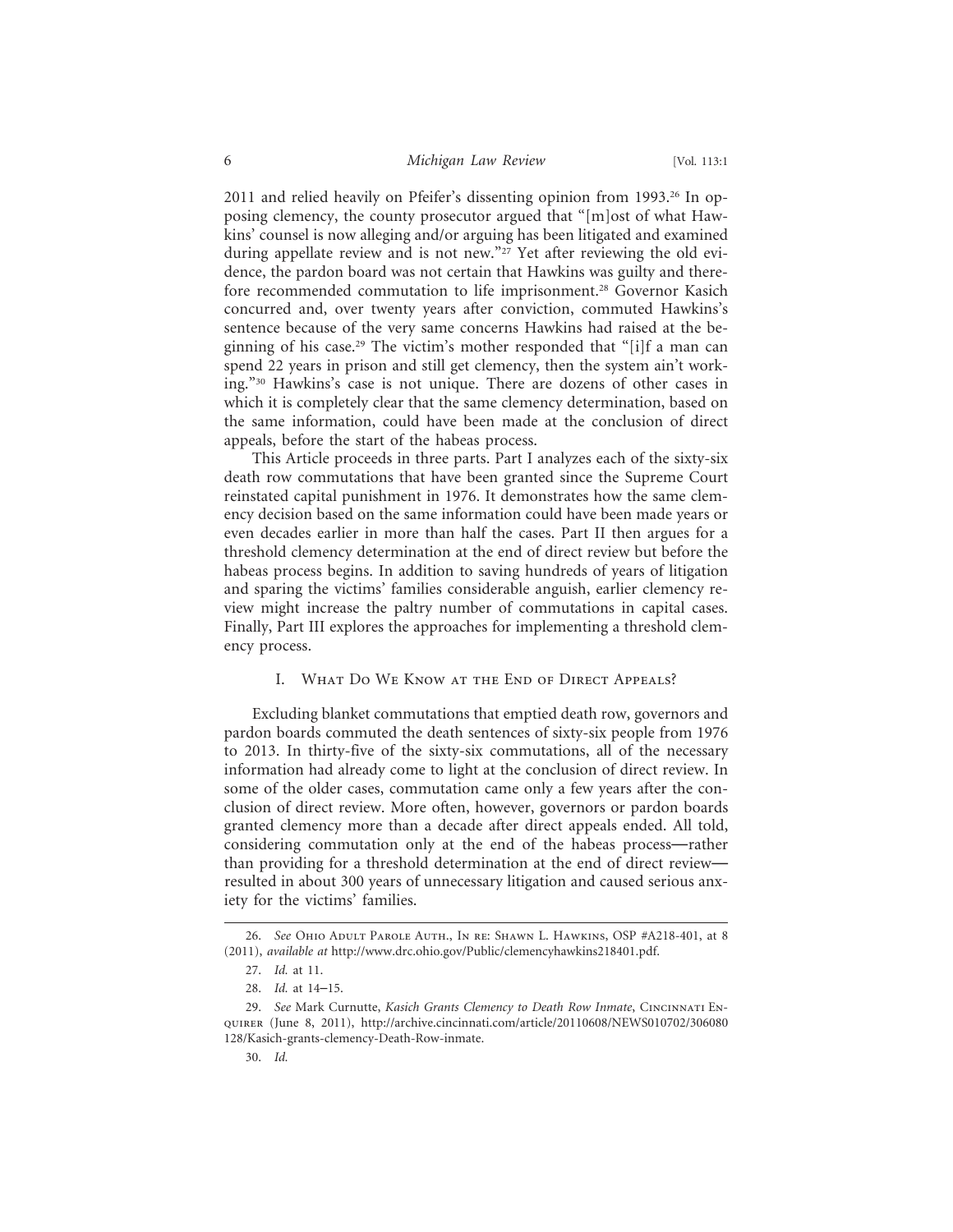2011 and relied heavily on Pfeifer's dissenting opinion from 1993.[26] In opposing clemency, the county prosecutor argued that "[m]ost of what Hawkins' counsel is now alleging and/or arguing has been litigated and examined during appellate review and is not new."[27] Yet after reviewing the old evidence, the pardon board was not certain that Hawkins was guilty and therefore recommended commutation to life imprisonment.[28] Governor Kasich concurred and, over twenty years after conviction, commuted Hawkins's sentence because of the very same concerns Hawkins had raised at the beginning of his case.[29] The victim's mother responded that "[i]f a man can spend 22 years in prison and still get clemency, then the system ain't working."[30] Hawkins's case is not unique. There are dozens of other cases in which it is completely clear that the same clemency determination, based on the same information, could have been made at the conclusion of direct appeals, before the start of the habeas process.

This Article proceeds in three parts. Part I analyzes each of the sixty-six death row commutations that have been granted since the Supreme Court reinstated capital punishment in 1976. It demonstrates how the same clemency decision based on the same information could have been made years or even decades earlier in more than half the cases. Part II then argues for a threshold clemency determination at the end of direct review but before the habeas process begins. In addition to saving hundreds of years of litigation and sparing the victims' families considerable anguish, earlier clemency review might increase the paltry number of commutations in capital cases. Finally, Part III explores the approaches for implementing a threshold clemency process.

## I. What Do We Know at the End of Direct Appeals?

Excluding blanket commutations that emptied death row, governors and pardon boards commuted the death sentences of sixty-six people from 1976 to 2013. In thirty-five of the sixty-six commutations, all of the necessary information had already come to light at the conclusion of direct review. In some of the older cases, commutation came only a few years after the conclusion of direct review. More often, however, governors or pardon boards granted clemency more than a decade after direct appeals ended. All told, considering commutation only at the end of the habeas process—rather than providing for a threshold determination at the end of direct review—resulted in about 300 years of unnecessary litigation and caused serious anxiety for the victims' families.

---

26. *See* Ohio Adult Parole Auth., In re: Shawn L. Hawkins, OSP #A218-401, at 8 (2011), *available at* http://www.drc.ohio.gov/Public/clemencyhawkins218401.pdf.

27. *Id.* at 11.

28. *Id.* at 14–15.

29. *See* Mark Curnutte, *Kasich Grants Clemency to Death Row Inmate*, Cincinnati Enquirer (June 8, 2011), http://archive.cincinnati.com/article/20110608/NEWS010702/306080128/Kasich-grants-clemency-Death-Row-inmate.

30. *Id.*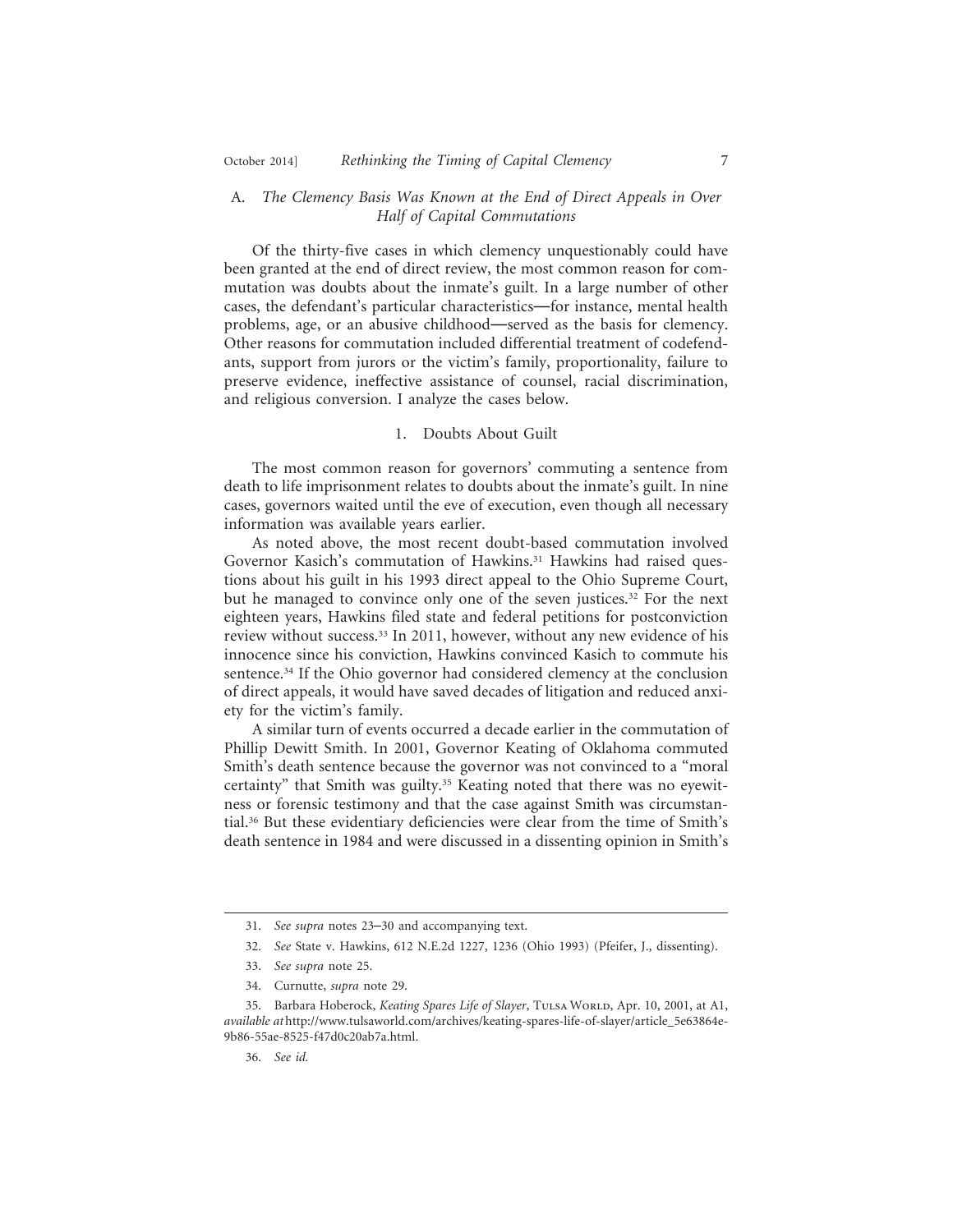### A. *The Clemency Basis Was Known at the End of Direct Appeals in Over Half of Capital Commutations*

Of the thirty-five cases in which clemency unquestionably could have been granted at the end of direct review, the most common reason for commutation was doubts about the inmate's guilt. In a large number of other cases, the defendant's particular characteristics—for instance, mental health problems, age, or an abusive childhood—served as the basis for clemency. Other reasons for commutation included differential treatment of codefendants, support from jurors or the victim's family, proportionality, failure to preserve evidence, ineffective assistance of counsel, racial discrimination, and religious conversion. I analyze the cases below.

#### 1. Doubts About Guilt

The most common reason for governors' commuting a sentence from death to life imprisonment relates to doubts about the inmate's guilt. In nine cases, governors waited until the eve of execution, even though all necessary information was available years earlier.

As noted above, the most recent doubt-based commutation involved Governor Kasich's commutation of Hawkins.[31] Hawkins had raised questions about his guilt in his 1993 direct appeal to the Ohio Supreme Court, but he managed to convince only one of the seven justices.[32] For the next eighteen years, Hawkins filed state and federal petitions for postconviction review without success.[33] In 2011, however, without any new evidence of his innocence since his conviction, Hawkins convinced Kasich to commute his sentence.[34] If the Ohio governor had considered clemency at the conclusion of direct appeals, it would have saved decades of litigation and reduced anxiety for the victim's family.

A similar turn of events occurred a decade earlier in the commutation of Phillip Dewitt Smith. In 2001, Governor Keating of Oklahoma commuted Smith's death sentence because the governor was not convinced to a "moral certainty" that Smith was guilty.[35] Keating noted that there was no eyewitness or forensic testimony and that the case against Smith was circumstantial.[36] But these evidentiary deficiencies were clear from the time of Smith's death sentence in 1984 and were discussed in a dissenting opinion in Smith's

---

31. *See supra* notes 23–30 and accompanying text.

32. *See* State v. Hawkins, 612 N.E.2d 1227, 1236 (Ohio 1993) (Pfeifer, J., dissenting).

33. *See supra* note 25.

34. Curnutte, *supra* note 29.

35. Barbara Hoberock, *Keating Spares Life of Slayer*, Tulsa World, Apr. 10, 2001, at A1, *available at* http://www.tulsaworld.com/archives/keating-spares-life-of-slayer/article_5e63864e-9b86-55ae-8525-f47d0c20ab7a.html.

36. *See id.*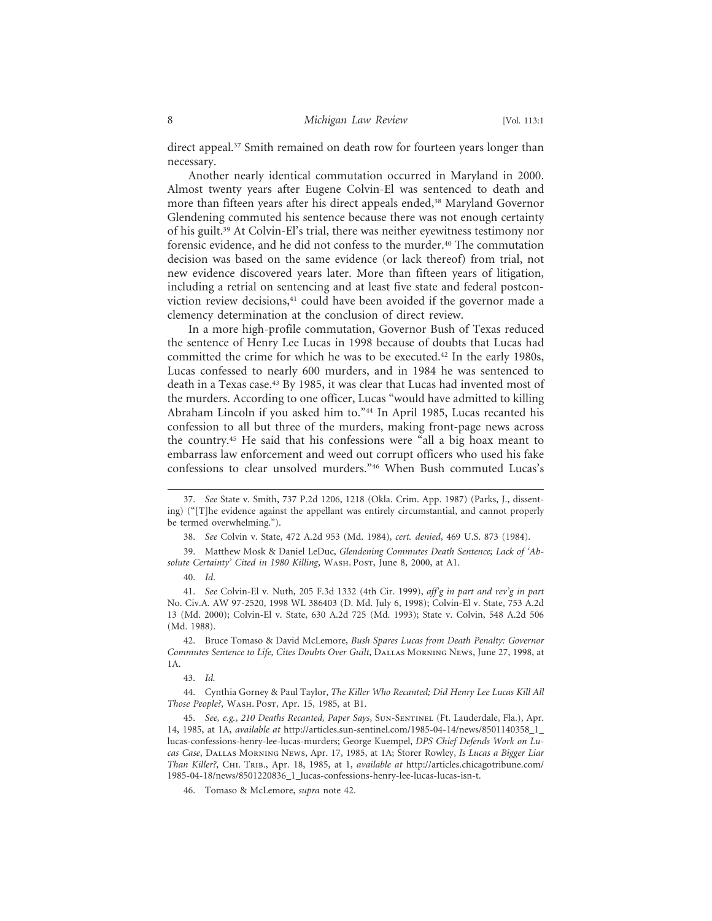direct appeal.[37] Smith remained on death row for fourteen years longer than necessary.

Another nearly identical commutation occurred in Maryland in 2000. Almost twenty years after Eugene Colvin-El was sentenced to death and more than fifteen years after his direct appeals ended,[38] Maryland Governor Glendening commuted his sentence because there was not enough certainty of his guilt.[39] At Colvin-El's trial, there was neither eyewitness testimony nor forensic evidence, and he did not confess to the murder.[40] The commutation decision was based on the same evidence (or lack thereof) from trial, not new evidence discovered years later. More than fifteen years of litigation, including a retrial on sentencing and at least five state and federal postconviction review decisions,[41] could have been avoided if the governor made a clemency determination at the conclusion of direct review.

In a more high-profile commutation, Governor Bush of Texas reduced the sentence of Henry Lee Lucas in 1998 because of doubts that Lucas had committed the crime for which he was to be executed.[42] In the early 1980s, Lucas confessed to nearly 600 murders, and in 1984 he was sentenced to death in a Texas case.[43] By 1985, it was clear that Lucas had invented most of the murders. According to one officer, Lucas "would have admitted to killing Abraham Lincoln if you asked him to."[44] In April 1985, Lucas recanted his confession to all but three of the murders, making front-page news across the country.[45] He said that his confessions were "all a big hoax meant to embarrass law enforcement and weed out corrupt officers who used his fake confessions to clear unsolved murders."[46] When Bush commuted Lucas's

---

37. *See* State v. Smith, 737 P.2d 1206, 1218 (Okla. Crim. App. 1987) (Parks, J., dissenting) ("[T]he evidence against the appellant was entirely circumstantial, and cannot properly be termed overwhelming.").

38. *See* Colvin v. State, 472 A.2d 953 (Md. 1984), *cert. denied*, 469 U.S. 873 (1984).

39. Matthew Mosk & Daniel LeDuc, *Glendening Commutes Death Sentence; Lack of 'Absolute Certainty' Cited in 1980 Killing*, Wash. Post, June 8, 2000, at A1.

40. *Id*.

41. *See* Colvin-El v. Nuth, 205 F.3d 1332 (4th Cir. 1999), *aff'g in part and rev'g in part* No. Civ.A. AW 97-2520, 1998 WL 386403 (D. Md. July 6, 1998); Colvin-El v. State, 753 A.2d 13 (Md. 2000); Colvin-El v. State, 630 A.2d 725 (Md. 1993); State v. Colvin, 548 A.2d 506 (Md. 1988).

42. Bruce Tomaso & David McLemore, *Bush Spares Lucas from Death Penalty: Governor Commutes Sentence to Life, Cites Doubts Over Guilt*, Dallas Morning News, June 27, 1998, at 1A.

43. *Id.*

44. Cynthia Gorney & Paul Taylor, *The Killer Who Recanted; Did Henry Lee Lucas Kill All Those People?*, Wash. Post, Apr. 15, 1985, at B1.

45. *See, e.g.*, *210 Deaths Recanted, Paper Says*, Sun-Sentinel (Ft. Lauderdale, Fla.), Apr. 14, 1985, at 1A, *available at* http://articles.sun-sentinel.com/1985-04-14/news/8501140358_1_lucas-confessions-henry-lee-lucas-murders; George Kuempel, *DPS Chief Defends Work on Lucas Case*, Dallas Morning News, Apr. 17, 1985, at 1A; Storer Rowley, *Is Lucas a Bigger Liar Than Killer?*, Chi. Trib., Apr. 18, 1985, at 1, *available at* http://articles.chicagotribune.com/1985-04-18/news/8501220836_1_lucas-confessions-henry-lee-lucas-lucas-isn-t.

46. Tomaso & McLemore, *supra* note 42.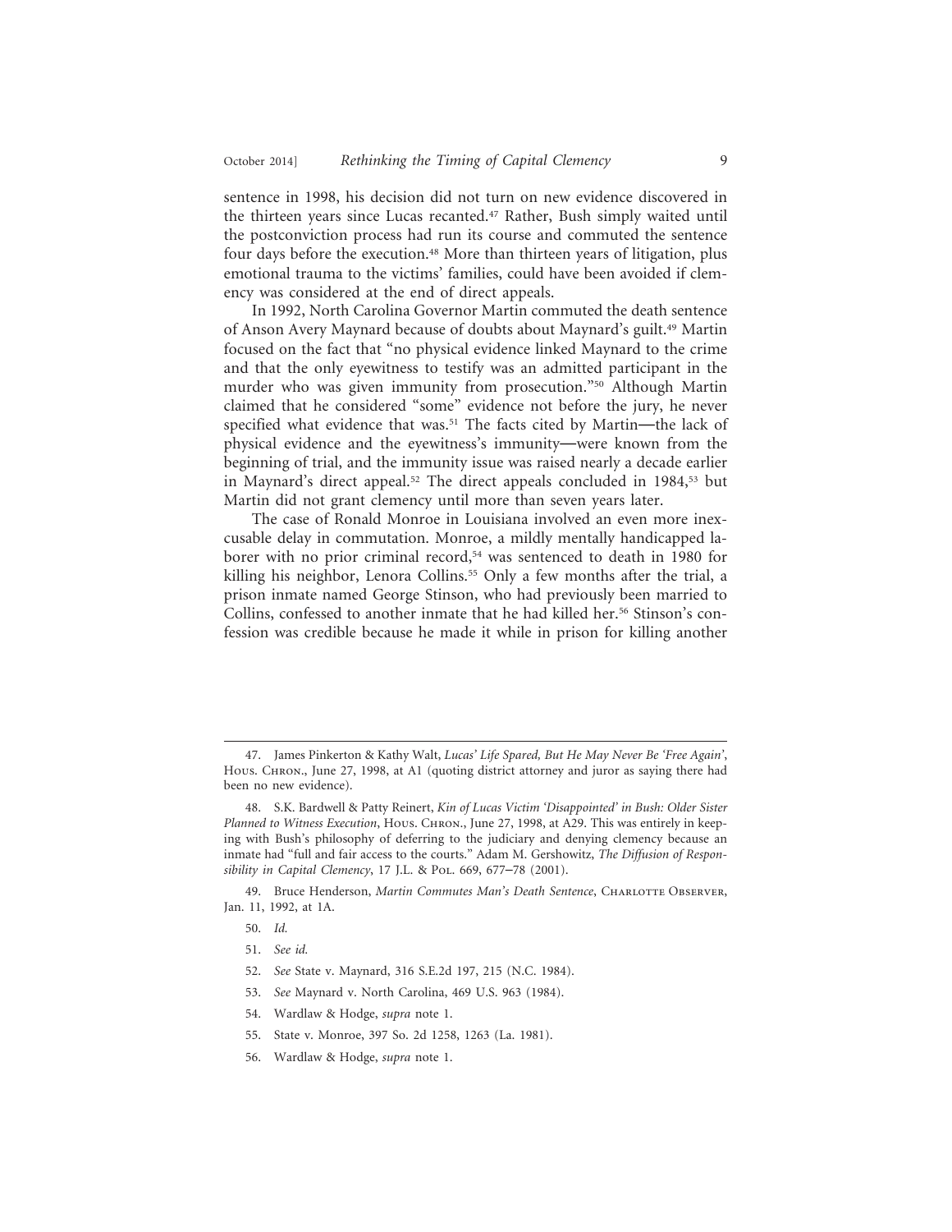sentence in 1998, his decision did not turn on new evidence discovered in the thirteen years since Lucas recanted.[47] Rather, Bush simply waited until the postconviction process had run its course and commuted the sentence four days before the execution.[48] More than thirteen years of litigation, plus emotional trauma to the victims' families, could have been avoided if clemency was considered at the end of direct appeals.

In 1992, North Carolina Governor Martin commuted the death sentence of Anson Avery Maynard because of doubts about Maynard's guilt.[49] Martin focused on the fact that "no physical evidence linked Maynard to the crime and that the only eyewitness to testify was an admitted participant in the murder who was given immunity from prosecution."[50] Although Martin claimed that he considered "some" evidence not before the jury, he never specified what evidence that was.[51] The facts cited by Martin—the lack of physical evidence and the eyewitness's immunity—were known from the beginning of trial, and the immunity issue was raised nearly a decade earlier in Maynard's direct appeal.[52] The direct appeals concluded in 1984,[53] but Martin did not grant clemency until more than seven years later.

The case of Ronald Monroe in Louisiana involved an even more inexcusable delay in commutation. Monroe, a mildly mentally handicapped laborer with no prior criminal record,[54] was sentenced to death in 1980 for killing his neighbor, Lenora Collins.[55] Only a few months after the trial, a prison inmate named George Stinson, who had previously been married to Collins, confessed to another inmate that he had killed her.[56] Stinson's confession was credible because he made it while in prison for killing another

---

47. James Pinkerton & Kathy Walt, *Lucas' Life Spared, But He May Never Be 'Free Again'*, Hous. Chron., June 27, 1998, at A1 (quoting district attorney and juror as saying there had been no new evidence).

48. S.K. Bardwell & Patty Reinert, *Kin of Lucas Victim 'Disappointed' in Bush: Older Sister Planned to Witness Execution*, Hous. Chron., June 27, 1998, at A29. This was entirely in keeping with Bush's philosophy of deferring to the judiciary and denying clemency because an inmate had "full and fair access to the courts." Adam M. Gershowitz, *The Diffusion of Responsibility in Capital Clemency*, 17 J.L. & Pol. 669, 677–78 (2001).

49. Bruce Henderson, *Martin Commutes Man's Death Sentence*, Charlotte Observer, Jan. 11, 1992, at 1A.

50. *Id.*

51. *See id.*

52. *See* State v. Maynard, 316 S.E.2d 197, 215 (N.C. 1984).

53. *See* Maynard v. North Carolina, 469 U.S. 963 (1984).

54. Wardlaw & Hodge, *supra* note 1.

55. State v. Monroe, 397 So. 2d 1258, 1263 (La. 1981).

56. Wardlaw & Hodge, *supra* note 1.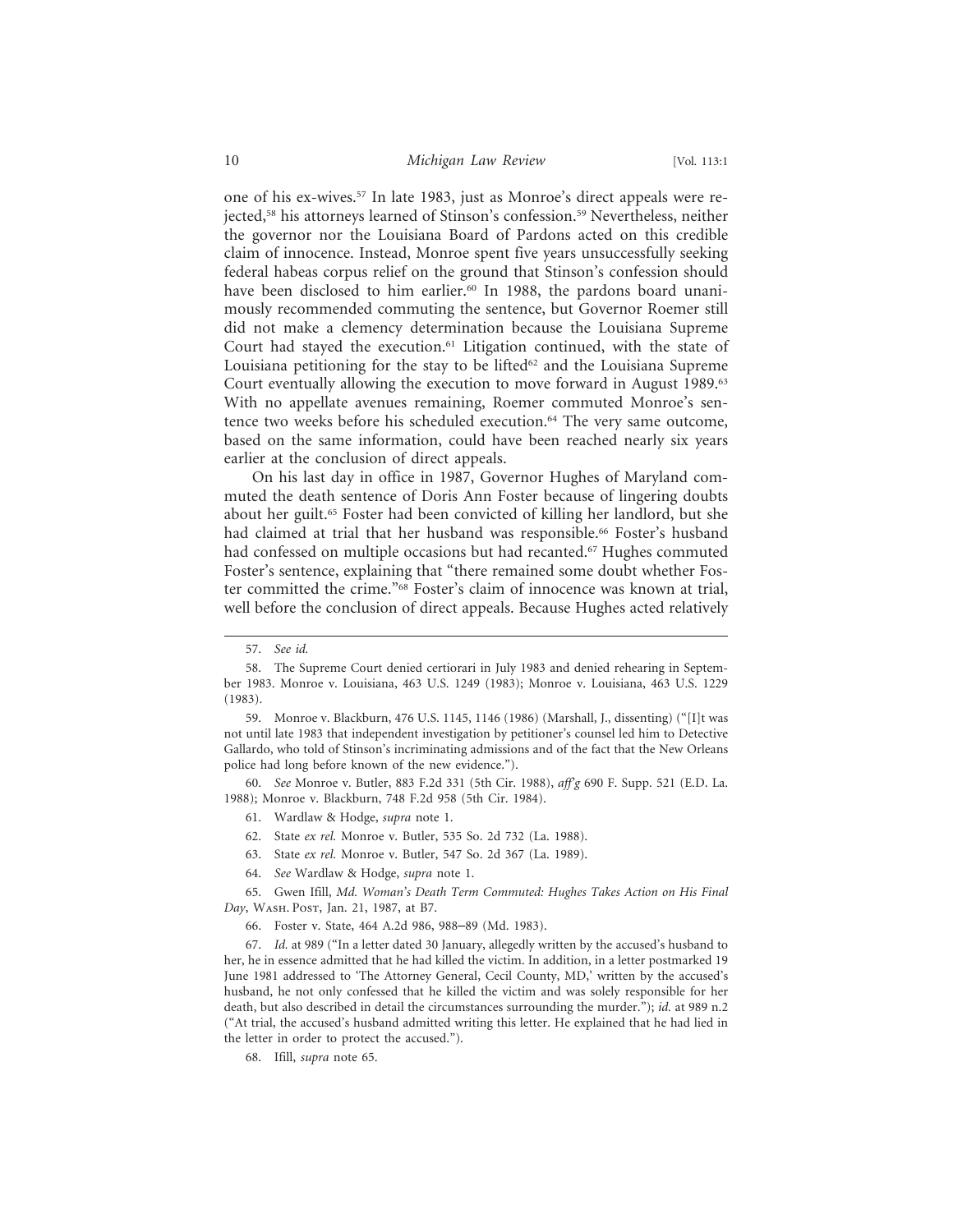one of his ex-wives.[57] In late 1983, just as Monroe's direct appeals were rejected,[58] his attorneys learned of Stinson's confession.[59] Nevertheless, neither the governor nor the Louisiana Board of Pardons acted on this credible claim of innocence. Instead, Monroe spent five years unsuccessfully seeking federal habeas corpus relief on the ground that Stinson's confession should have been disclosed to him earlier.[60] In 1988, the pardons board unanimously recommended commuting the sentence, but Governor Roemer still did not make a clemency determination because the Louisiana Supreme Court had stayed the execution.[61] Litigation continued, with the state of Louisiana petitioning for the stay to be lifted[62] and the Louisiana Supreme Court eventually allowing the execution to move forward in August 1989.[63] With no appellate avenues remaining, Roemer commuted Monroe's sentence two weeks before his scheduled execution.[64] The very same outcome, based on the same information, could have been reached nearly six years earlier at the conclusion of direct appeals.

On his last day in office in 1987, Governor Hughes of Maryland commuted the death sentence of Doris Ann Foster because of lingering doubts about her guilt.[65] Foster had been convicted of killing her landlord, but she had claimed at trial that her husband was responsible.[66] Foster's husband had confessed on multiple occasions but had recanted.[67] Hughes commuted Foster's sentence, explaining that "there remained some doubt whether Foster committed the crime."[68] Foster's claim of innocence was known at trial, well before the conclusion of direct appeals. Because Hughes acted relatively

---

57. *See id.*

58. The Supreme Court denied certiorari in July 1983 and denied rehearing in September 1983. Monroe v. Louisiana, 463 U.S. 1249 (1983); Monroe v. Louisiana, 463 U.S. 1229 (1983).

59. Monroe v. Blackburn, 476 U.S. 1145, 1146 (1986) (Marshall, J., dissenting) ("[I]t was not until late 1983 that independent investigation by petitioner's counsel led him to Detective Gallardo, who told of Stinson's incriminating admissions and of the fact that the New Orleans police had long before known of the new evidence.").

60. *See* Monroe v. Butler, 883 F.2d 331 (5th Cir. 1988), *aff'g* 690 F. Supp. 521 (E.D. La. 1988); Monroe v. Blackburn, 748 F.2d 958 (5th Cir. 1984).

61. Wardlaw & Hodge, *supra* note 1.

62. State *ex rel.* Monroe v. Butler, 535 So. 2d 732 (La. 1988).

63. State *ex rel.* Monroe v. Butler, 547 So. 2d 367 (La. 1989).

64. *See* Wardlaw & Hodge, *supra* note 1.

65. Gwen Ifill, *Md. Woman's Death Term Commuted: Hughes Takes Action on His Final Day*, Wash. Post, Jan. 21, 1987, at B7.

66. Foster v. State, 464 A.2d 986, 988–89 (Md. 1983).

67. *Id.* at 989 ("In a letter dated 30 January, allegedly written by the accused's husband to her, he in essence admitted that he had killed the victim. In addition, in a letter postmarked 19 June 1981 addressed to 'The Attorney General, Cecil County, MD,' written by the accused's husband, he not only confessed that he killed the victim and was solely responsible for her death, but also described in detail the circumstances surrounding the murder."); *id.* at 989 n.2 ("At trial, the accused's husband admitted writing this letter. He explained that he had lied in the letter in order to protect the accused.").

68. Ifill, *supra* note 65.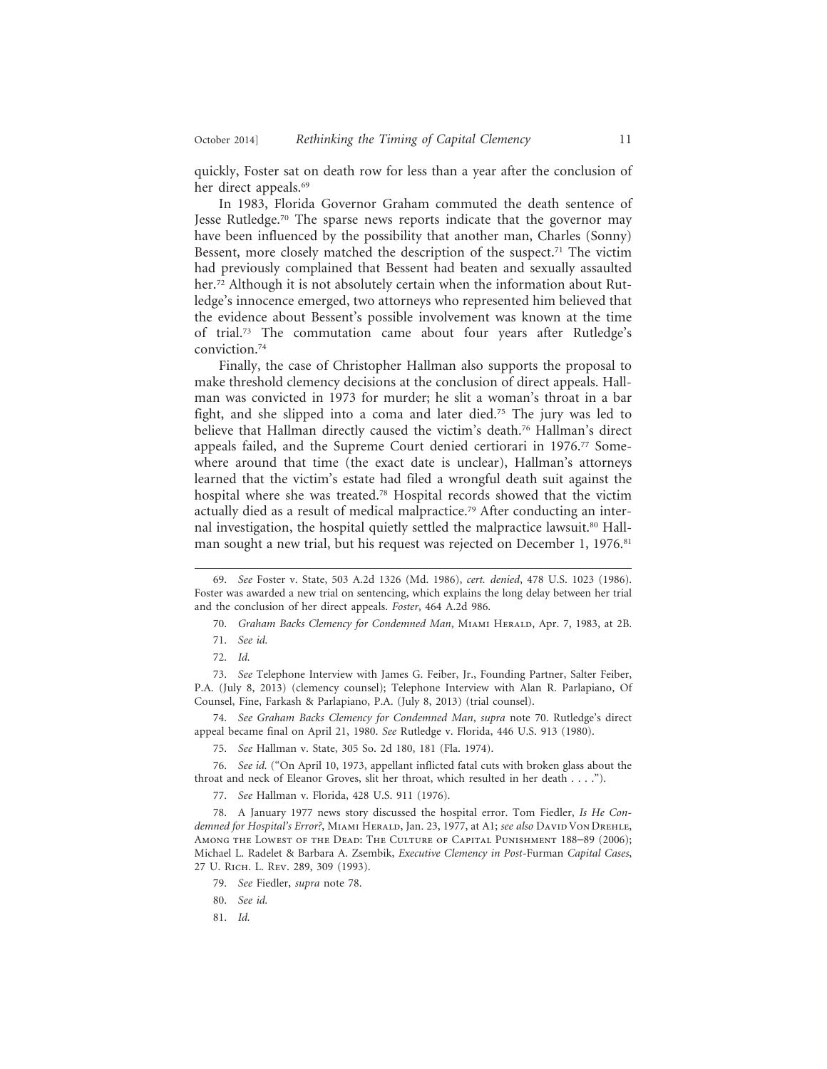quickly, Foster sat on death row for less than a year after the conclusion of her direct appeals.[69]

In 1983, Florida Governor Graham commuted the death sentence of Jesse Rutledge.[70] The sparse news reports indicate that the governor may have been influenced by the possibility that another man, Charles (Sonny) Bessent, more closely matched the description of the suspect.[71] The victim had previously complained that Bessent had beaten and sexually assaulted her.[72] Although it is not absolutely certain when the information about Rutledge's innocence emerged, two attorneys who represented him believed that the evidence about Bessent's possible involvement was known at the time of trial.[73] The commutation came about four years after Rutledge's conviction.[74]

Finally, the case of Christopher Hallman also supports the proposal to make threshold clemency decisions at the conclusion of direct appeals. Hallman was convicted in 1973 for murder; he slit a woman's throat in a bar fight, and she slipped into a coma and later died.[75] The jury was led to believe that Hallman directly caused the victim's death.[76] Hallman's direct appeals failed, and the Supreme Court denied certiorari in 1976.[77] Somewhere around that time (the exact date is unclear), Hallman's attorneys learned that the victim's estate had filed a wrongful death suit against the hospital where she was treated.[78] Hospital records showed that the victim actually died as a result of medical malpractice.[79] After conducting an internal investigation, the hospital quietly settled the malpractice lawsuit.[80] Hallman sought a new trial, but his request was rejected on December 1, 1976.[81]

---

69. *See* Foster v. State, 503 A.2d 1326 (Md. 1986), *cert. denied*, 478 U.S. 1023 (1986). Foster was awarded a new trial on sentencing, which explains the long delay between her trial and the conclusion of her direct appeals. *Foster*, 464 A.2d 986.

70. *Graham Backs Clemency for Condemned Man*, Miami Herald, Apr. 7, 1983, at 2B.

71. *See id.*

72. *Id.*

73. *See* Telephone Interview with James G. Feiber, Jr., Founding Partner, Salter Feiber, P.A. (July 8, 2013) (clemency counsel); Telephone Interview with Alan R. Parlapiano, Of Counsel, Fine, Farkash & Parlapiano, P.A. (July 8, 2013) (trial counsel).

74. *See Graham Backs Clemency for Condemned Man*, *supra* note 70. Rutledge's direct appeal became final on April 21, 1980. *See* Rutledge v. Florida, 446 U.S. 913 (1980).

75. *See* Hallman v. State, 305 So. 2d 180, 181 (Fla. 1974).

76. *See id.* ("On April 10, 1973, appellant inflicted fatal cuts with broken glass about the throat and neck of Eleanor Groves, slit her throat, which resulted in her death . . . .").

77. *See* Hallman v. Florida, 428 U.S. 911 (1976).

78. A January 1977 news story discussed the hospital error. Tom Fiedler, *Is He Condemned for Hospital's Error?*, Miami Herald, Jan. 23, 1977, at A1; *see also* David Von Drehle, Among the Lowest of the Dead: The Culture of Capital Punishment 188–89 (2006); Michael L. Radelet & Barbara A. Zsembik, *Executive Clemency in Post-*Furman *Capital Cases*, 27 U. Rich. L. Rev. 289, 309 (1993).

79. *See* Fiedler, *supra* note 78.

80. *See id.*

81. *Id.*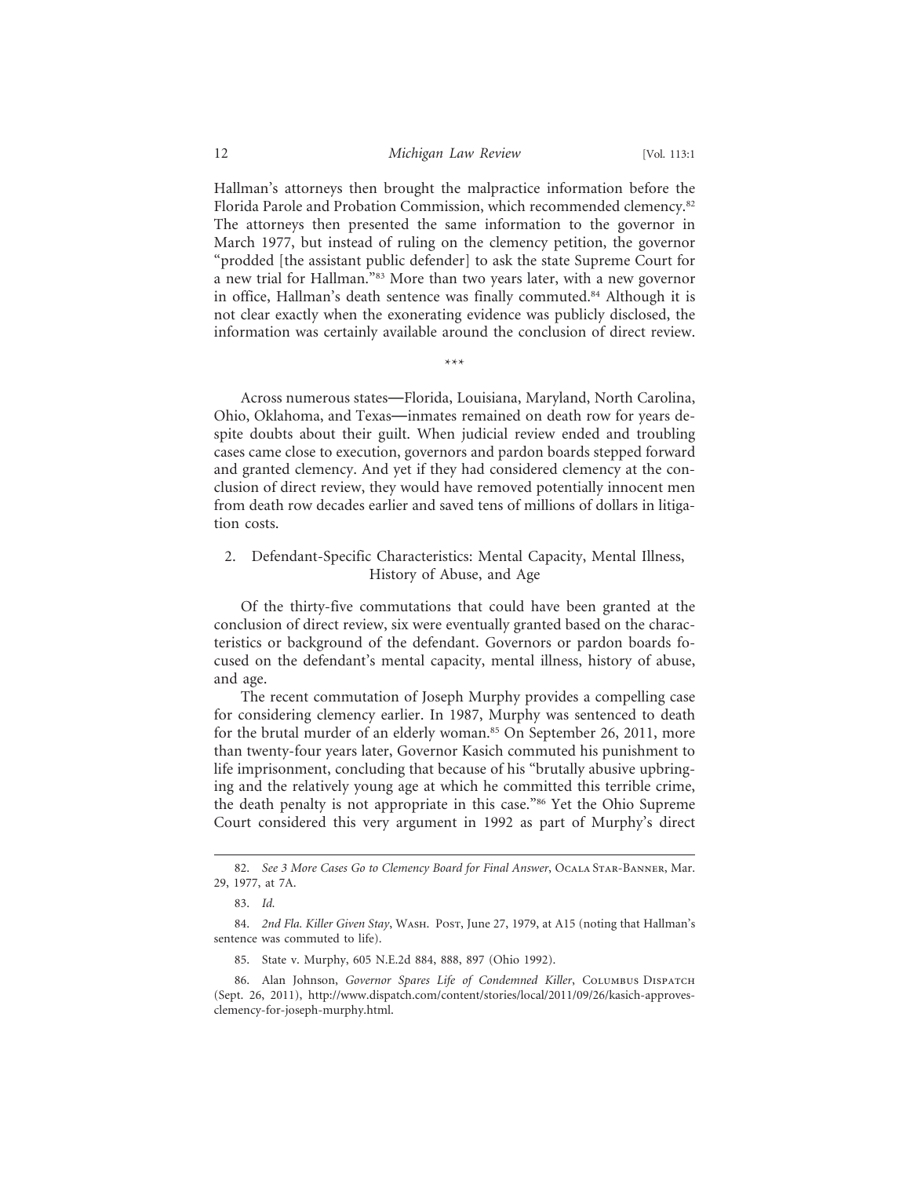Hallman's attorneys then brought the malpractice information before the Florida Parole and Probation Commission, which recommended clemency.[82] The attorneys then presented the same information to the governor in March 1977, but instead of ruling on the clemency petition, the governor "prodded [the assistant public defender] to ask the state Supreme Court for a new trial for Hallman."[83] More than two years later, with a new governor in office, Hallman's death sentence was finally commuted.[84] Although it is not clear exactly when the exonerating evidence was publicly disclosed, the information was certainly available around the conclusion of direct review.

\*\*\*

Across numerous states—Florida, Louisiana, Maryland, North Carolina, Ohio, Oklahoma, and Texas—inmates remained on death row for years despite doubts about their guilt. When judicial review ended and troubling cases came close to execution, governors and pardon boards stepped forward and granted clemency. And yet if they had considered clemency at the conclusion of direct review, they would have removed potentially innocent men from death row decades earlier and saved tens of millions of dollars in litigation costs.

### 2. Defendant-Specific Characteristics: Mental Capacity, Mental Illness, History of Abuse, and Age

Of the thirty-five commutations that could have been granted at the conclusion of direct review, six were eventually granted based on the characteristics or background of the defendant. Governors or pardon boards focused on the defendant's mental capacity, mental illness, history of abuse, and age.

The recent commutation of Joseph Murphy provides a compelling case for considering clemency earlier. In 1987, Murphy was sentenced to death for the brutal murder of an elderly woman.[85] On September 26, 2011, more than twenty-four years later, Governor Kasich commuted his punishment to life imprisonment, concluding that because of his "brutally abusive upbringing and the relatively young age at which he committed this terrible crime, the death penalty is not appropriate in this case."[86] Yet the Ohio Supreme Court considered this very argument in 1992 as part of Murphy's direct

---

82. *See 3 More Cases Go to Clemency Board for Final Answer*, Ocala Star-Banner, Mar. 29, 1977, at 7A.

83. *Id.*

84. *2nd Fla. Killer Given Stay*, Wash. Post, June 27, 1979, at A15 (noting that Hallman's sentence was commuted to life).

85. State v. Murphy, 605 N.E.2d 884, 888, 897 (Ohio 1992).

86. Alan Johnson, *Governor Spares Life of Condemned Killer*, Columbus Dispatch (Sept. 26, 2011), http://www.dispatch.com/content/stories/local/2011/09/26/kasich-approves-clemency-for-joseph-murphy.html.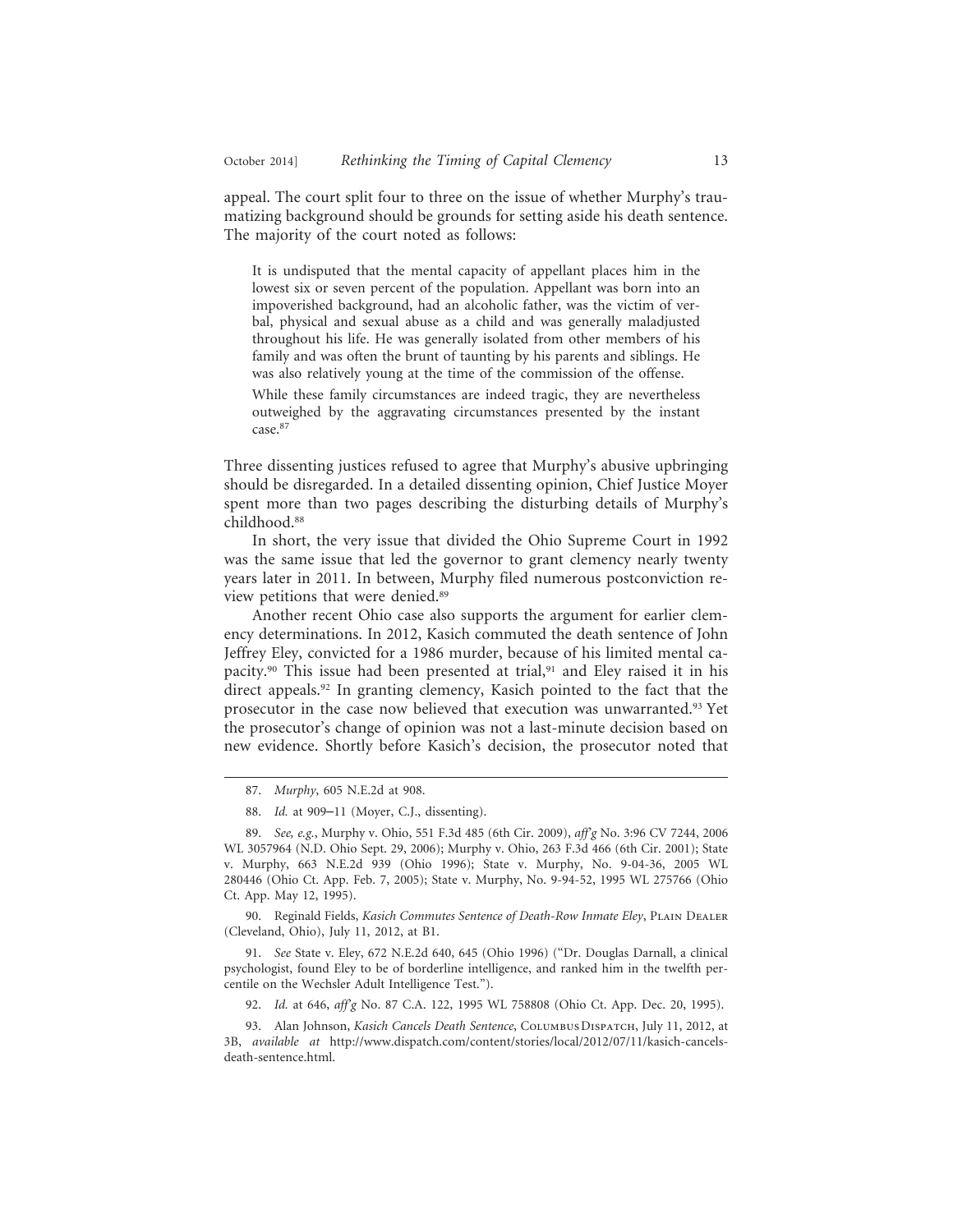appeal. The court split four to three on the issue of whether Murphy's traumatizing background should be grounds for setting aside his death sentence. The majority of the court noted as follows:

> It is undisputed that the mental capacity of appellant places him in the lowest six or seven percent of the population. Appellant was born into an impoverished background, had an alcoholic father, was the victim of verbal, physical and sexual abuse as a child and was generally maladjusted throughout his life. He was generally isolated from other members of his family and was often the brunt of taunting by his parents and siblings. He was also relatively young at the time of the commission of the offense.
>
> While these family circumstances are indeed tragic, they are nevertheless outweighed by the aggravating circumstances presented by the instant case.[87]

Three dissenting justices refused to agree that Murphy's abusive upbringing should be disregarded. In a detailed dissenting opinion, Chief Justice Moyer spent more than two pages describing the disturbing details of Murphy's childhood.[88]

In short, the very issue that divided the Ohio Supreme Court in 1992 was the same issue that led the governor to grant clemency nearly twenty years later in 2011. In between, Murphy filed numerous postconviction review petitions that were denied.[89]

Another recent Ohio case also supports the argument for earlier clemency determinations. In 2012, Kasich commuted the death sentence of John Jeffrey Eley, convicted for a 1986 murder, because of his limited mental capacity.[90] This issue had been presented at trial,[91] and Eley raised it in his direct appeals.[92] In granting clemency, Kasich pointed to the fact that the prosecutor in the case now believed that execution was unwarranted.[93] Yet the prosecutor's change of opinion was not a last-minute decision based on new evidence. Shortly before Kasich's decision, the prosecutor noted that

---

87. *Murphy*, 605 N.E.2d at 908.

88. *Id.* at 909–11 (Moyer, C.J., dissenting).

89. *See, e.g.*, Murphy v. Ohio, 551 F.3d 485 (6th Cir. 2009), *aff'g* No. 3:96 CV 7244, 2006 WL 3057964 (N.D. Ohio Sept. 29, 2006); Murphy v. Ohio, 263 F.3d 466 (6th Cir. 2001); State v. Murphy, 663 N.E.2d 939 (Ohio 1996); State v. Murphy, No. 9-04-36, 2005 WL 280446 (Ohio Ct. App. Feb. 7, 2005); State v. Murphy, No. 9-94-52, 1995 WL 275766 (Ohio Ct. App. May 12, 1995).

90. Reginald Fields, *Kasich Commutes Sentence of Death-Row Inmate Eley*, Plain Dealer (Cleveland, Ohio), July 11, 2012, at B1.

91. *See* State v. Eley, 672 N.E.2d 640, 645 (Ohio 1996) ("Dr. Douglas Darnall, a clinical psychologist, found Eley to be of borderline intelligence, and ranked him in the twelfth percentile on the Wechsler Adult Intelligence Test.").

92. *Id.* at 646, *aff'g* No. 87 C.A. 122, 1995 WL 758808 (Ohio Ct. App. Dec. 20, 1995).

93. Alan Johnson, *Kasich Cancels Death Sentence*, Columbus Dispatch, July 11, 2012, at 3B, *available at* http://www.dispatch.com/content/stories/local/2012/07/11/kasich-cancels-death-sentence.html.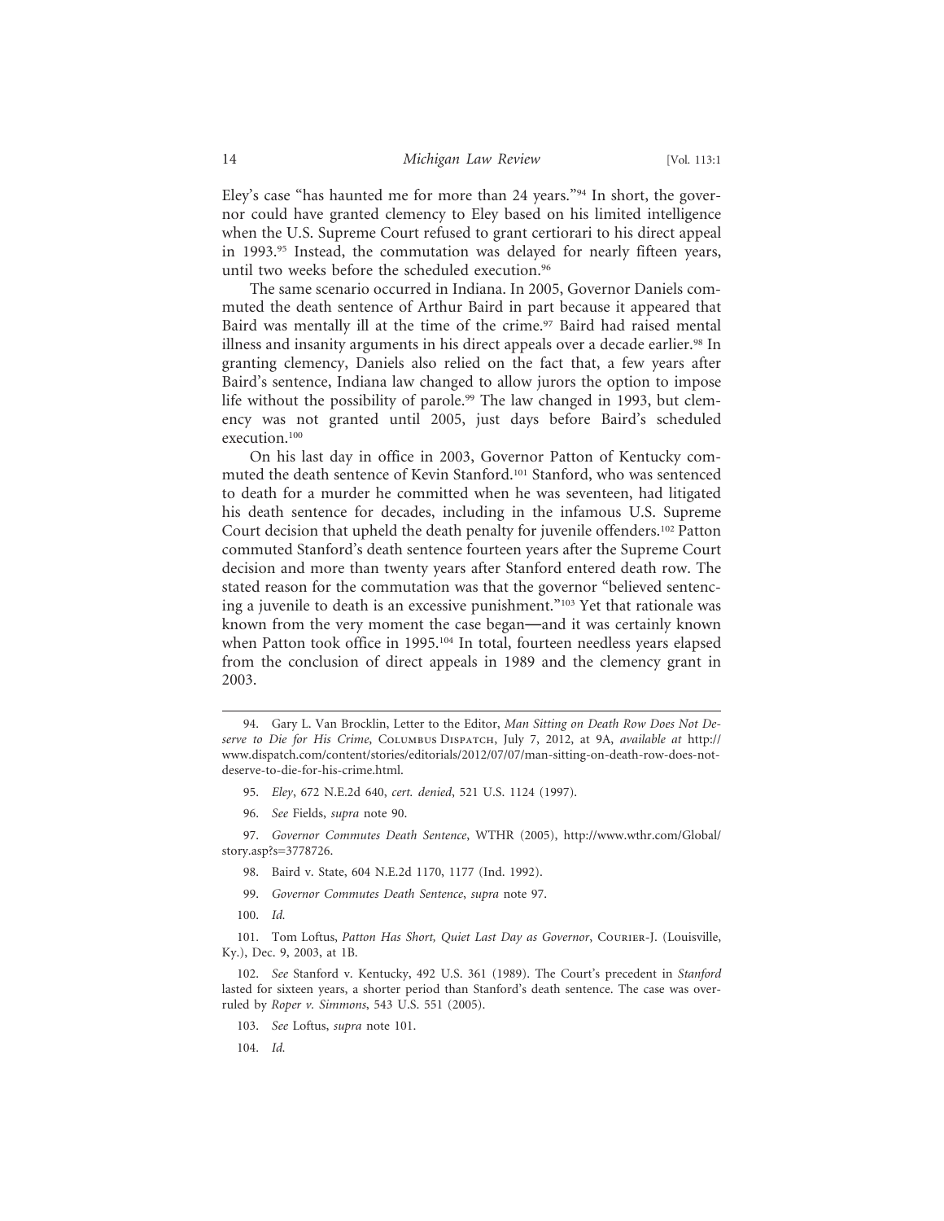Eley's case "has haunted me for more than 24 years."[94] In short, the governor could have granted clemency to Eley based on his limited intelligence when the U.S. Supreme Court refused to grant certiorari to his direct appeal in 1993.[95] Instead, the commutation was delayed for nearly fifteen years, until two weeks before the scheduled execution.[96]

The same scenario occurred in Indiana. In 2005, Governor Daniels commuted the death sentence of Arthur Baird in part because it appeared that Baird was mentally ill at the time of the crime.[97] Baird had raised mental illness and insanity arguments in his direct appeals over a decade earlier.[98] In granting clemency, Daniels also relied on the fact that, a few years after Baird's sentence, Indiana law changed to allow jurors the option to impose life without the possibility of parole.[99] The law changed in 1993, but clemency was not granted until 2005, just days before Baird's scheduled execution.[100]

On his last day in office in 2003, Governor Patton of Kentucky commuted the death sentence of Kevin Stanford.[101] Stanford, who was sentenced to death for a murder he committed when he was seventeen, had litigated his death sentence for decades, including in the infamous U.S. Supreme Court decision that upheld the death penalty for juvenile offenders.[102] Patton commuted Stanford's death sentence fourteen years after the Supreme Court decision and more than twenty years after Stanford entered death row. The stated reason for the commutation was that the governor "believed sentencing a juvenile to death is an excessive punishment."[103] Yet that rationale was known from the very moment the case began—and it was certainly known when Patton took office in 1995.[104] In total, fourteen needless years elapsed from the conclusion of direct appeals in 1989 and the clemency grant in 2003.

---

94. Gary L. Van Brocklin, Letter to the Editor, *Man Sitting on Death Row Does Not Deserve to Die for His Crime*, Columbus Dispatch, July 7, 2012, at 9A, *available at* http://www.dispatch.com/content/stories/editorials/2012/07/07/man-sitting-on-death-row-does-not-deserve-to-die-for-his-crime.html.

95. *Eley*, 672 N.E.2d 640, *cert. denied*, 521 U.S. 1124 (1997).

96. *See* Fields, *supra* note 90.

97. *Governor Commutes Death Sentence*, WTHR (2005), http://www.wthr.com/Global/story.asp?s=3778726.

98. Baird v. State, 604 N.E.2d 1170, 1177 (Ind. 1992).

99. *Governor Commutes Death Sentence*, *supra* note 97.

100. *Id.*

101. Tom Loftus, *Patton Has Short, Quiet Last Day as Governor*, Courier-J. (Louisville, Ky.), Dec. 9, 2003, at 1B.

102. *See* Stanford v. Kentucky, 492 U.S. 361 (1989). The Court's precedent in *Stanford* lasted for sixteen years, a shorter period than Stanford's death sentence. The case was overruled by *Roper v. Simmons*, 543 U.S. 551 (2005).

103. *See* Loftus, *supra* note 101.

104. *Id.*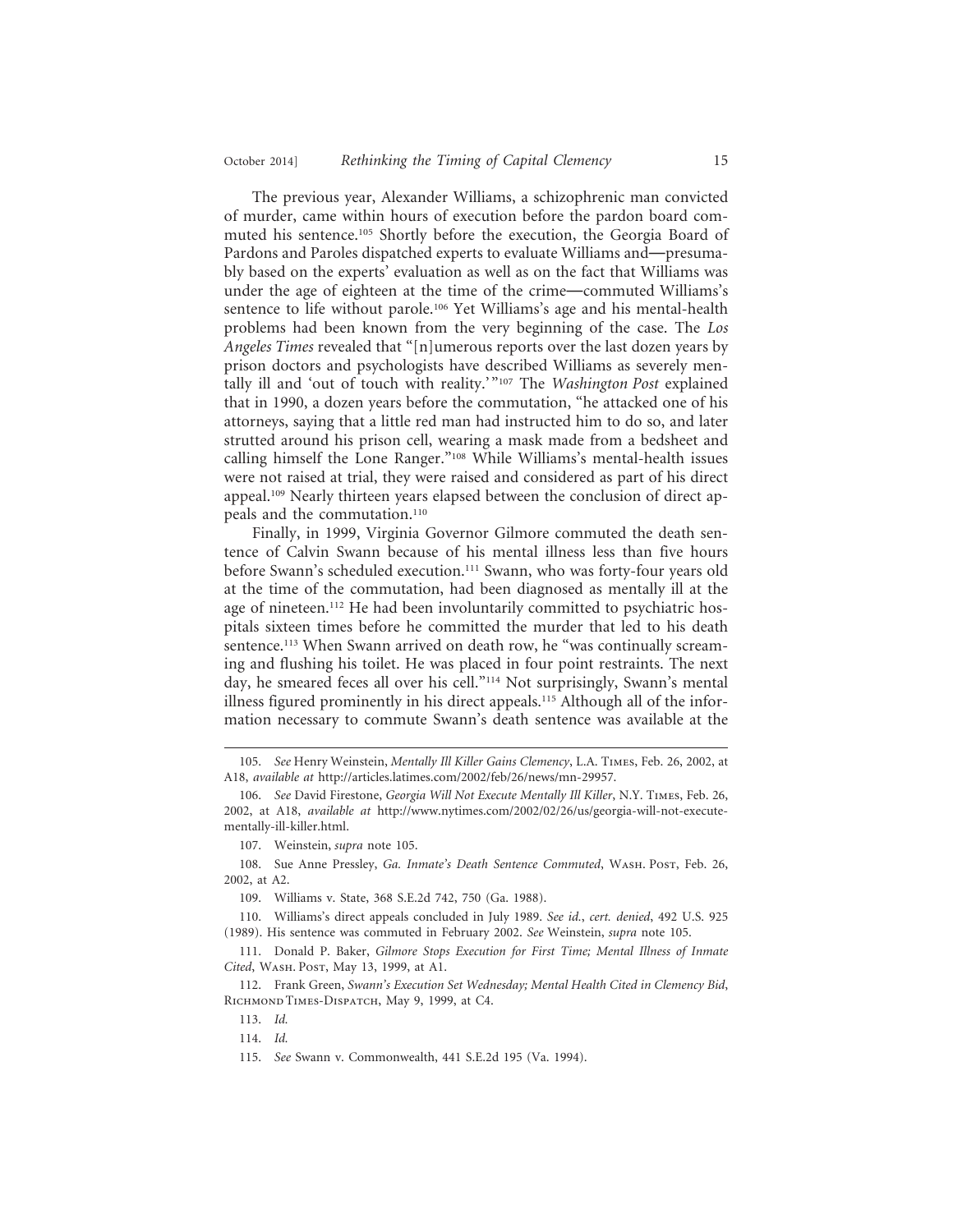The previous year, Alexander Williams, a schizophrenic man convicted of murder, came within hours of execution before the pardon board commuted his sentence.[105] Shortly before the execution, the Georgia Board of Pardons and Paroles dispatched experts to evaluate Williams and—presumably based on the experts' evaluation as well as on the fact that Williams was under the age of eighteen at the time of the crime—commuted Williams's sentence to life without parole.[106] Yet Williams's age and his mental-health problems had been known from the very beginning of the case. The *Los Angeles Times* revealed that "[n]umerous reports over the last dozen years by prison doctors and psychologists have described Williams as severely mentally ill and 'out of touch with reality.'"[107] The *Washington Post* explained that in 1990, a dozen years before the commutation, "he attacked one of his attorneys, saying that a little red man had instructed him to do so, and later strutted around his prison cell, wearing a mask made from a bedsheet and calling himself the Lone Ranger."[108] While Williams's mental-health issues were not raised at trial, they were raised and considered as part of his direct appeal.[109] Nearly thirteen years elapsed between the conclusion of direct appeals and the commutation.[110]

Finally, in 1999, Virginia Governor Gilmore commuted the death sentence of Calvin Swann because of his mental illness less than five hours before Swann's scheduled execution.[111] Swann, who was forty-four years old at the time of the commutation, had been diagnosed as mentally ill at the age of nineteen.[112] He had been involuntarily committed to psychiatric hospitals sixteen times before he committed the murder that led to his death sentence.[113] When Swann arrived on death row, he "was continually screaming and flushing his toilet. He was placed in four point restraints. The next day, he smeared feces all over his cell."[114] Not surprisingly, Swann's mental illness figured prominently in his direct appeals.[115] Although all of the information necessary to commute Swann's death sentence was available at the

---

105. *See* Henry Weinstein, *Mentally Ill Killer Gains Clemency*, L.A. Times, Feb. 26, 2002, at A18, *available at* http://articles.latimes.com/2002/feb/26/news/mn-29957.

106. *See* David Firestone, *Georgia Will Not Execute Mentally Ill Killer*, N.Y. Times, Feb. 26, 2002, at A18, *available at* http://www.nytimes.com/2002/02/26/us/georgia-will-not-execute-mentally-ill-killer.html.

107. Weinstein, *supra* note 105.

108. Sue Anne Pressley, *Ga. Inmate's Death Sentence Commuted*, Wash. Post, Feb. 26, 2002, at A2.

109. Williams v. State, 368 S.E.2d 742, 750 (Ga. 1988).

110. Williams's direct appeals concluded in July 1989. *See id.*, *cert. denied*, 492 U.S. 925 (1989). His sentence was commuted in February 2002. *See* Weinstein, *supra* note 105.

111. Donald P. Baker, *Gilmore Stops Execution for First Time; Mental Illness of Inmate Cited*, Wash. Post, May 13, 1999, at A1.

112. Frank Green, *Swann's Execution Set Wednesday; Mental Health Cited in Clemency Bid*, Richmond Times-Dispatch, May 9, 1999, at C4.

113. *Id.*

114. *Id.*

115. *See* Swann v. Commonwealth, 441 S.E.2d 195 (Va. 1994).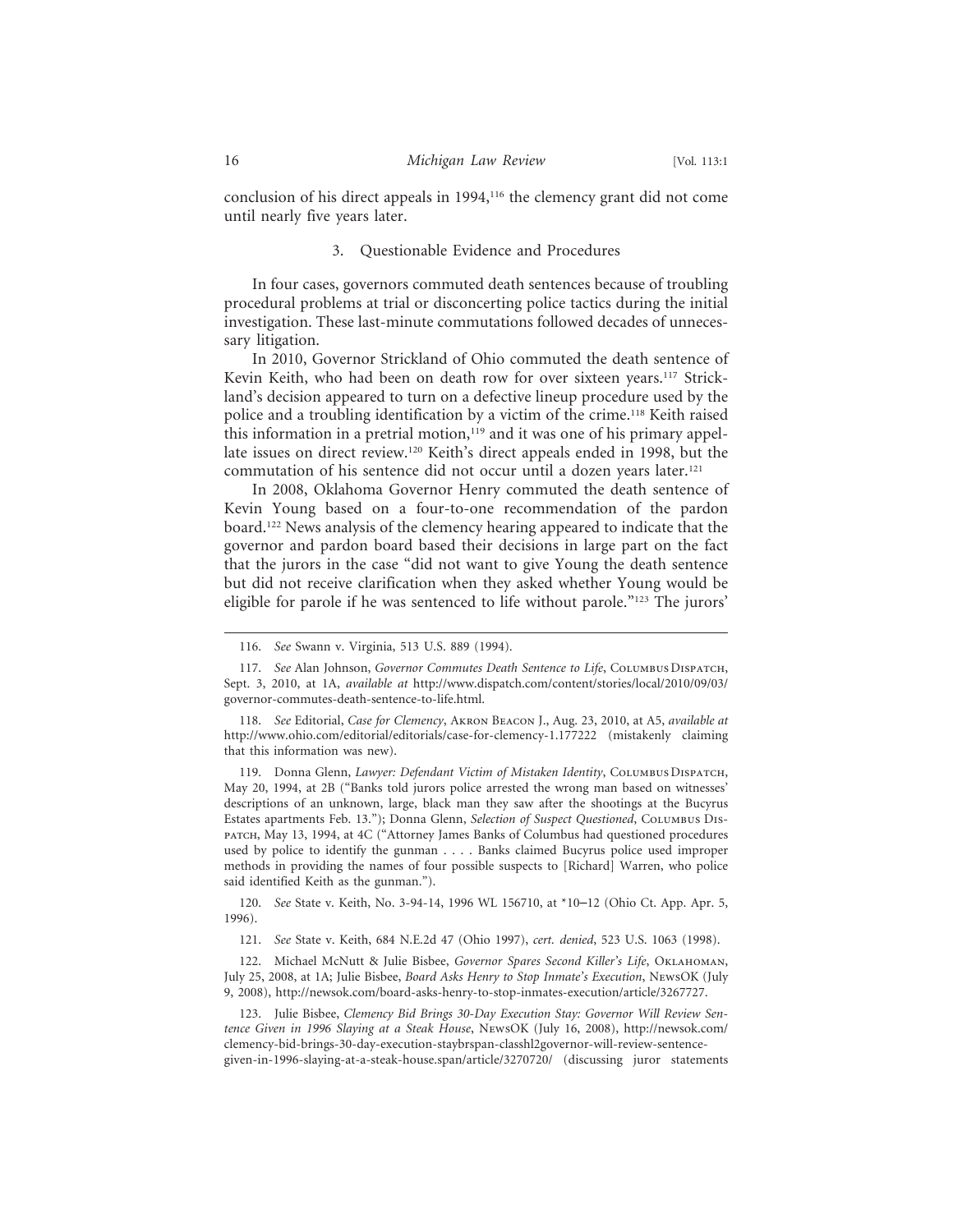conclusion of his direct appeals in 1994,[116] the clemency grant did not come until nearly five years later.

### 3. Questionable Evidence and Procedures

In four cases, governors commuted death sentences because of troubling procedural problems at trial or disconcerting police tactics during the initial investigation. These last-minute commutations followed decades of unnecessary litigation.

In 2010, Governor Strickland of Ohio commuted the death sentence of Kevin Keith, who had been on death row for over sixteen years.[117] Strickland's decision appeared to turn on a defective lineup procedure used by the police and a troubling identification by a victim of the crime.[118] Keith raised this information in a pretrial motion,[119] and it was one of his primary appellate issues on direct review.[120] Keith's direct appeals ended in 1998, but the commutation of his sentence did not occur until a dozen years later.[121]

In 2008, Oklahoma Governor Henry commuted the death sentence of Kevin Young based on a four-to-one recommendation of the pardon board.[122] News analysis of the clemency hearing appeared to indicate that the governor and pardon board based their decisions in large part on the fact that the jurors in the case "did not want to give Young the death sentence but did not receive clarification when they asked whether Young would be eligible for parole if he was sentenced to life without parole."[123] The jurors'

---

116. *See* Swann v. Virginia, 513 U.S. 889 (1994).

117. *See* Alan Johnson, *Governor Commutes Death Sentence to Life*, Columbus Dispatch, Sept. 3, 2010, at 1A, *available at* http://www.dispatch.com/content/stories/local/2010/09/03/governor-commutes-death-sentence-to-life.html.

118. *See* Editorial, *Case for Clemency*, Akron Beacon J., Aug. 23, 2010, at A5, *available at* http://www.ohio.com/editorial/editorials/case-for-clemency-1.177222 (mistakenly claiming that this information was new).

119. Donna Glenn, *Lawyer: Defendant Victim of Mistaken Identity*, Columbus Dispatch, May 20, 1994, at 2B ("Banks told jurors police arrested the wrong man based on witnesses' descriptions of an unknown, large, black man they saw after the shootings at the Bucyrus Estates apartments Feb. 13."); Donna Glenn, *Selection of Suspect Questioned*, Columbus Dispatch, May 13, 1994, at 4C ("Attorney James Banks of Columbus had questioned procedures used by police to identify the gunman . . . . Banks claimed Bucyrus police used improper methods in providing the names of four possible suspects to [Richard] Warren, who police said identified Keith as the gunman.").

120. *See* State v. Keith, No. 3-94-14, 1996 WL 156710, at *10–12 (Ohio Ct. App. Apr. 5, 1996).

121. *See* State v. Keith, 684 N.E.2d 47 (Ohio 1997), *cert. denied*, 523 U.S. 1063 (1998).

122. Michael McNutt & Julie Bisbee, *Governor Spares Second Killer's Life*, Oklahoman, July 25, 2008, at 1A; Julie Bisbee, *Board Asks Henry to Stop Inmate's Execution*, NewsOK (July 9, 2008), http://newsok.com/board-asks-henry-to-stop-inmates-execution/article/3267727.

123. Julie Bisbee, *Clemency Bid Brings 30-Day Execution Stay: Governor Will Review Sentence Given in 1996 Slaying at a Steak House*, NewsOK (July 16, 2008), http://newsok.com/clemency-bid-brings-30-day-execution-staybrspan-classhl2governor-will-review-sentence-given-in-1996-slaying-at-a-steak-house.span/article/3270720/ (discussing juror statements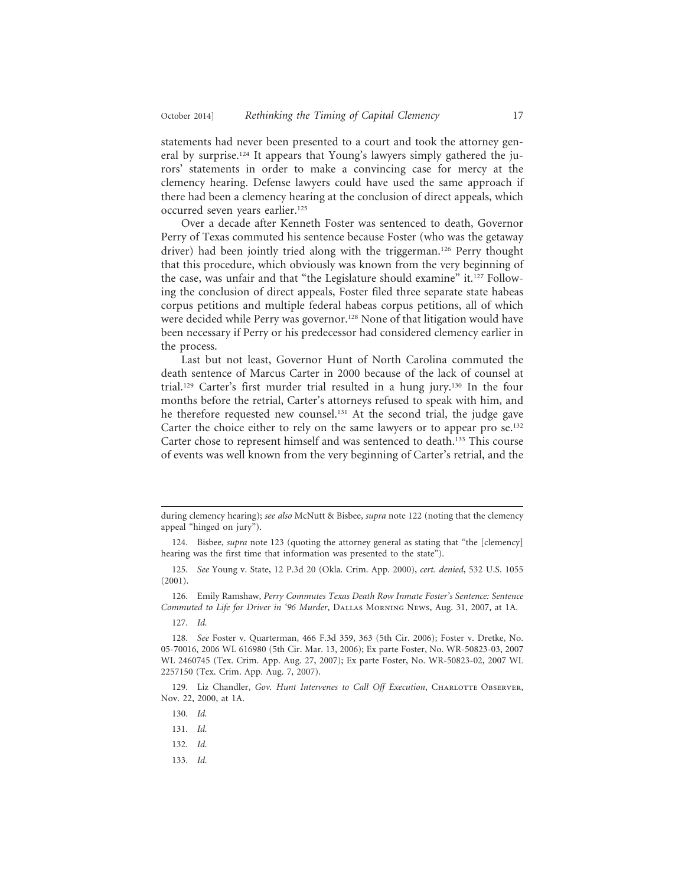statements had never been presented to a court and took the attorney general by surprise.[124] It appears that Young's lawyers simply gathered the jurors' statements in order to make a convincing case for mercy at the clemency hearing. Defense lawyers could have used the same approach if there had been a clemency hearing at the conclusion of direct appeals, which occurred seven years earlier.[125]

Over a decade after Kenneth Foster was sentenced to death, Governor Perry of Texas commuted his sentence because Foster (who was the getaway driver) had been jointly tried along with the triggerman.[126] Perry thought that this procedure, which obviously was known from the very beginning of the case, was unfair and that "the Legislature should examine" it.[127] Following the conclusion of direct appeals, Foster filed three separate state habeas corpus petitions and multiple federal habeas corpus petitions, all of which were decided while Perry was governor.[128] None of that litigation would have been necessary if Perry or his predecessor had considered clemency earlier in the process.

Last but not least, Governor Hunt of North Carolina commuted the death sentence of Marcus Carter in 2000 because of the lack of counsel at trial.[129] Carter's first murder trial resulted in a hung jury.[130] In the four months before the retrial, Carter's attorneys refused to speak with him, and he therefore requested new counsel.[131] At the second trial, the judge gave Carter the choice either to rely on the same lawyers or to appear pro se.[132] Carter chose to represent himself and was sentenced to death.[133] This course of events was well known from the very beginning of Carter's retrial, and the

---

during clemency hearing); *see also* McNutt & Bisbee, *supra* note 122 (noting that the clemency appeal "hinged on jury").

124. Bisbee, *supra* note 123 (quoting the attorney general as stating that "the [clemency] hearing was the first time that information was presented to the state").

125. *See* Young v. State, 12 P.3d 20 (Okla. Crim. App. 2000), *cert. denied*, 532 U.S. 1055 (2001).

126. Emily Ramshaw, *Perry Commutes Texas Death Row Inmate Foster's Sentence: Sentence Commuted to Life for Driver in '96 Murder*, Dallas Morning News, Aug. 31, 2007, at 1A.

127. *Id.*

128. *See* Foster v. Quarterman, 466 F.3d 359, 363 (5th Cir. 2006); Foster v. Dretke, No. 05-70016, 2006 WL 616980 (5th Cir. Mar. 13, 2006); Ex parte Foster, No. WR-50823-03, 2007 WL 2460745 (Tex. Crim. App. Aug. 27, 2007); Ex parte Foster, No. WR-50823-02, 2007 WL 2257150 (Tex. Crim. App. Aug. 7, 2007).

129. Liz Chandler, *Gov. Hunt Intervenes to Call Off Execution*, Charlotte Observer, Nov. 22, 2000, at 1A.

130. *Id.*

131. *Id.*

132. *Id.*

133. *Id.*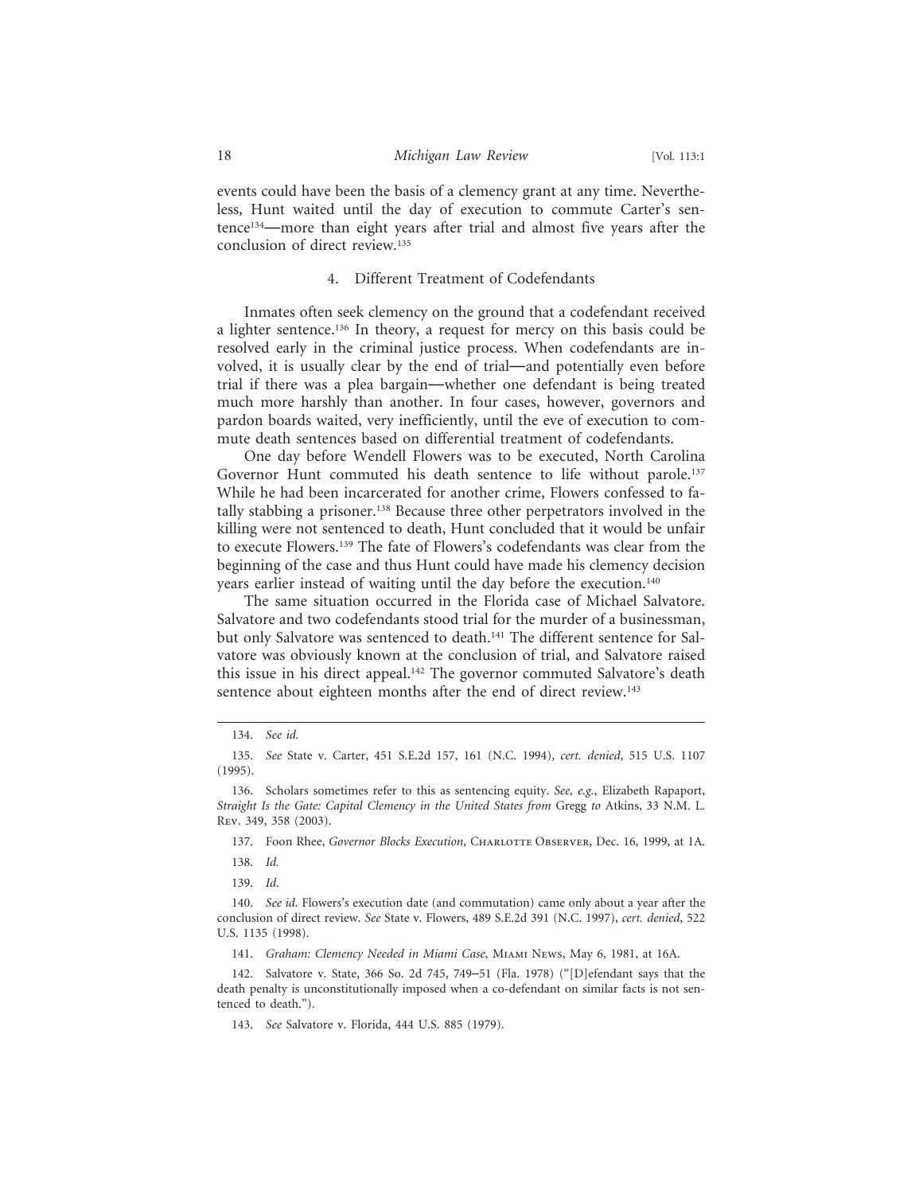events could have been the basis of a clemency grant at any time. Nevertheless, Hunt waited until the day of execution to commute Carter's sentence[134]—more than eight years after trial and almost five years after the conclusion of direct review.[135]

#### 4. Different Treatment of Codefendants

Inmates often seek clemency on the ground that a codefendant received a lighter sentence.[136] In theory, a request for mercy on this basis could be resolved early in the criminal justice process. When codefendants are involved, it is usually clear by the end of trial—and potentially even before trial if there was a plea bargain—whether one defendant is being treated much more harshly than another. In four cases, however, governors and pardon boards waited, very inefficiently, until the eve of execution to commute death sentences based on differential treatment of codefendants.

One day before Wendell Flowers was to be executed, North Carolina Governor Hunt commuted his death sentence to life without parole.[137] While he had been incarcerated for another crime, Flowers confessed to fatally stabbing a prisoner.[138] Because three other perpetrators involved in the killing were not sentenced to death, Hunt concluded that it would be unfair to execute Flowers.[139] The fate of Flowers's codefendants was clear from the beginning of the case and thus Hunt could have made his clemency decision years earlier instead of waiting until the day before the execution.[140]

The same situation occurred in the Florida case of Michael Salvatore. Salvatore and two codefendants stood trial for the murder of a businessman, but only Salvatore was sentenced to death.[141] The different sentence for Salvatore was obviously known at the conclusion of trial, and Salvatore raised this issue in his direct appeal.[142] The governor commuted Salvatore's death sentence about eighteen months after the end of direct review.[143]

---

134. *See id.*

135. *See* State v. Carter, 451 S.E.2d 157, 161 (N.C. 1994), *cert. denied*, 515 U.S. 1107 (1995).

136. Scholars sometimes refer to this as sentencing equity. *See, e.g.*, Elizabeth Rapaport, *Straight Is the Gate: Capital Clemency in the United States from* Gregg *to* Atkins, 33 N.M. L. Rev. 349, 358 (2003).

137. Foon Rhee, *Governor Blocks Execution*, Charlotte Observer, Dec. 16, 1999, at 1A.

138. *Id.*

139. *Id.*

140. *See id.* Flowers's execution date (and commutation) came only about a year after the conclusion of direct review. *See* State v. Flowers, 489 S.E.2d 391 (N.C. 1997), *cert. denied*, 522 U.S. 1135 (1998).

141. *Graham: Clemency Needed in Miami Case*, Miami News, May 6, 1981, at 16A.

142. Salvatore v. State, 366 So. 2d 745, 749–51 (Fla. 1978) ("[D]efendant says that the death penalty is unconstitutionally imposed when a co-defendant on similar facts is not sentenced to death.").

143. *See* Salvatore v. Florida, 444 U.S. 885 (1979).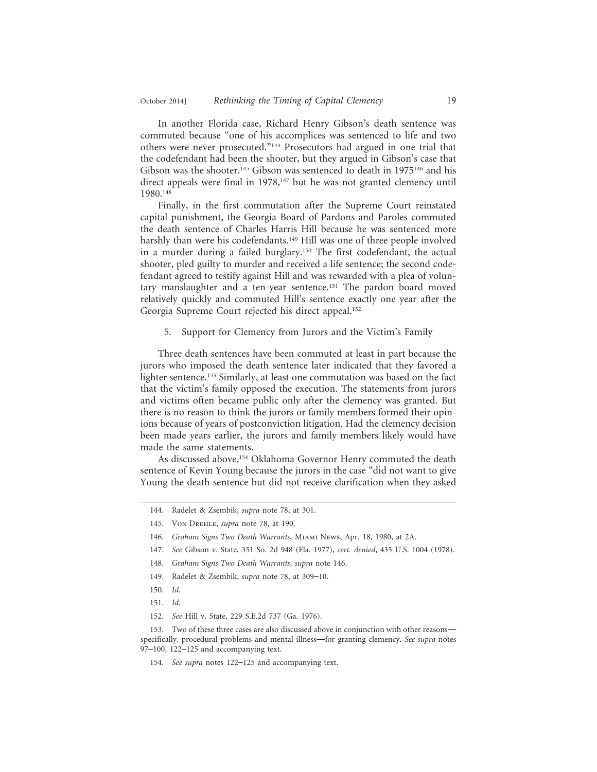In another Florida case, Richard Henry Gibson's death sentence was commuted because "one of his accomplices was sentenced to life and two others were never prosecuted."[144] Prosecutors had argued in one trial that the codefendant had been the shooter, but they argued in Gibson's case that Gibson was the shooter.[145] Gibson was sentenced to death in 1975[146] and his direct appeals were final in 1978,[147] but he was not granted clemency until 1980.[148]

Finally, in the first commutation after the Supreme Court reinstated capital punishment, the Georgia Board of Pardons and Paroles commuted the death sentence of Charles Harris Hill because he was sentenced more harshly than were his codefendants.[149] Hill was one of three people involved in a murder during a failed burglary.[150] The first codefendant, the actual shooter, pled guilty to murder and received a life sentence; the second codefendant agreed to testify against Hill and was rewarded with a plea of voluntary manslaughter and a ten-year sentence.[151] The pardon board moved relatively quickly and commuted Hill's sentence exactly one year after the Georgia Supreme Court rejected his direct appeal.[152]

### 5. Support for Clemency from Jurors and the Victim's Family

Three death sentences have been commuted at least in part because the jurors who imposed the death sentence later indicated that they favored a lighter sentence.[153] Similarly, at least one commutation was based on the fact that the victim's family opposed the execution. The statements from jurors and victims often became public only after the clemency was granted. But there is no reason to think the jurors or family members formed their opinions because of years of postconviction litigation. Had the clemency decision been made years earlier, the jurors and family members likely would have made the same statements.

As discussed above,[154] Oklahoma Governor Henry commuted the death sentence of Kevin Young because the jurors in the case "did not want to give Young the death sentence but did not receive clarification when they asked

---

144. Radelet & Zsembik, *supra* note 78, at 301.

145. Von Drehle, *supra* note 78, at 190.

146. *Graham Signs Two Death Warrants*, Miami News, Apr. 18, 1980, at 2A.

147. *See* Gibson v. State, 351 So. 2d 948 (Fla. 1977), *cert. denied*, 435 U.S. 1004 (1978).

148. *Graham Signs Two Death Warrants*, *supra* note 146.

149. Radelet & Zsembik, *supra* note 78, at 309–10.

150. *Id.*

151. *Id.*

152. *See* Hill v. State, 229 S.E.2d 737 (Ga. 1976).

153. Two of these three cases are also discussed above in conjunction with other reasons—specifically, procedural problems and mental illness—for granting clemency. *See supra* notes 97–100, 122–125 and accompanying text.

154. *See supra* notes 122–125 and accompanying text.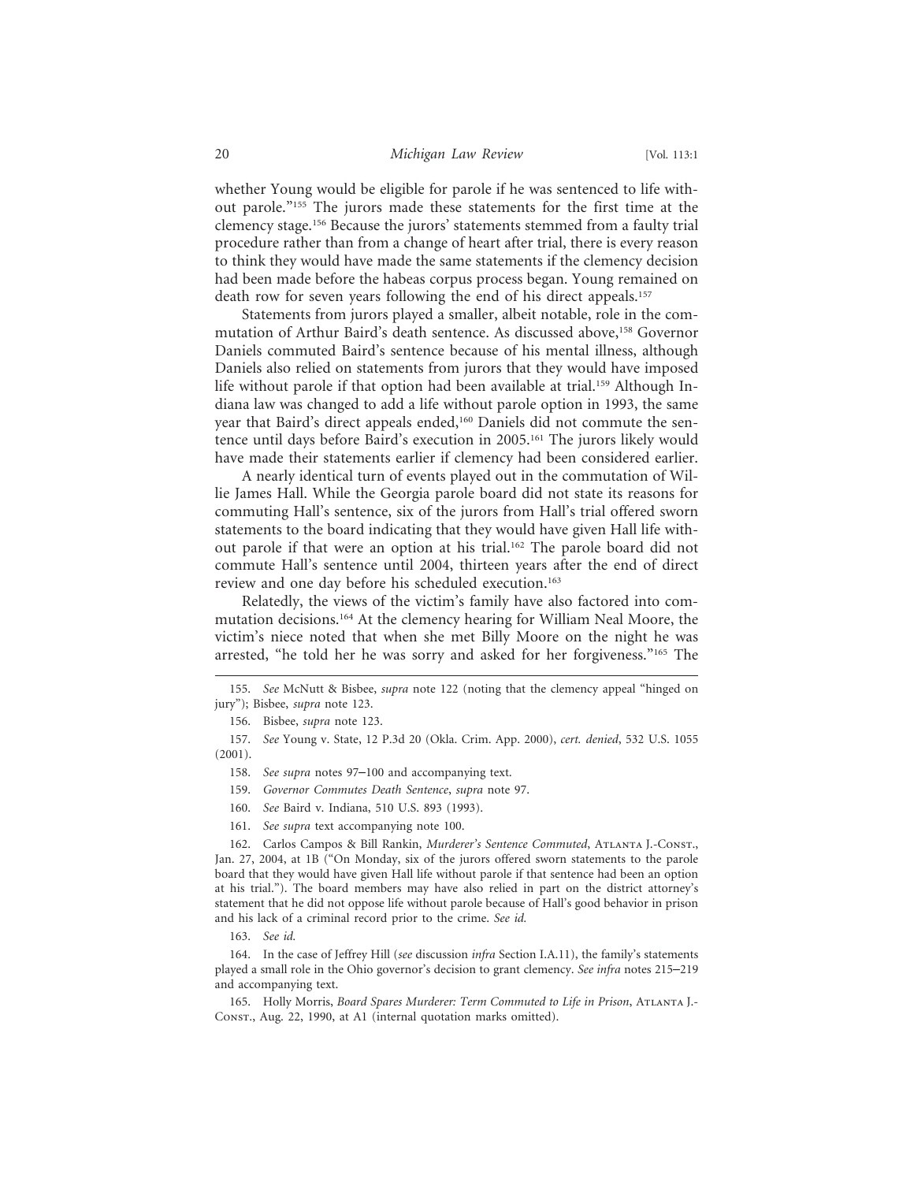whether Young would be eligible for parole if he was sentenced to life without parole."[155] The jurors made these statements for the first time at the clemency stage.[156] Because the jurors' statements stemmed from a faulty trial procedure rather than from a change of heart after trial, there is every reason to think they would have made the same statements if the clemency decision had been made before the habeas corpus process began. Young remained on death row for seven years following the end of his direct appeals.[157]

Statements from jurors played a smaller, albeit notable, role in the commutation of Arthur Baird's death sentence. As discussed above,[158] Governor Daniels commuted Baird's sentence because of his mental illness, although Daniels also relied on statements from jurors that they would have imposed life without parole if that option had been available at trial.[159] Although Indiana law was changed to add a life without parole option in 1993, the same year that Baird's direct appeals ended,[160] Daniels did not commute the sentence until days before Baird's execution in 2005.[161] The jurors likely would have made their statements earlier if clemency had been considered earlier.

A nearly identical turn of events played out in the commutation of Willie James Hall. While the Georgia parole board did not state its reasons for commuting Hall's sentence, six of the jurors from Hall's trial offered sworn statements to the board indicating that they would have given Hall life without parole if that were an option at his trial.[162] The parole board did not commute Hall's sentence until 2004, thirteen years after the end of direct review and one day before his scheduled execution.[163]

Relatedly, the views of the victim's family have also factored into commutation decisions.[164] At the clemency hearing for William Neal Moore, the victim's niece noted that when she met Billy Moore on the night he was arrested, "he told her he was sorry and asked for her forgiveness."[165] The

---

155. *See* McNutt & Bisbee, *supra* note 122 (noting that the clemency appeal "hinged on jury"); Bisbee, *supra* note 123.

156. Bisbee, *supra* note 123.

157. *See* Young v. State, 12 P.3d 20 (Okla. Crim. App. 2000), *cert. denied*, 532 U.S. 1055 (2001).

158. *See supra* notes 97–100 and accompanying text.

159. *Governor Commutes Death Sentence*, *supra* note 97.

160. *See* Baird v. Indiana, 510 U.S. 893 (1993).

161. *See supra* text accompanying note 100.

162. Carlos Campos & Bill Rankin, *Murderer's Sentence Commuted*, Atlanta J.-Const., Jan. 27, 2004, at 1B ("On Monday, six of the jurors offered sworn statements to the parole board that they would have given Hall life without parole if that sentence had been an option at his trial."). The board members may have also relied in part on the district attorney's statement that he did not oppose life without parole because of Hall's good behavior in prison and his lack of a criminal record prior to the crime. *See id.*

163. *See id.*

164. In the case of Jeffrey Hill (*see* discussion *infra* Section I.A.11), the family's statements played a small role in the Ohio governor's decision to grant clemency. *See infra* notes 215–219 and accompanying text.

165. Holly Morris, *Board Spares Murderer: Term Commuted to Life in Prison*, Atlanta J.-Const., Aug. 22, 1990, at A1 (internal quotation marks omitted).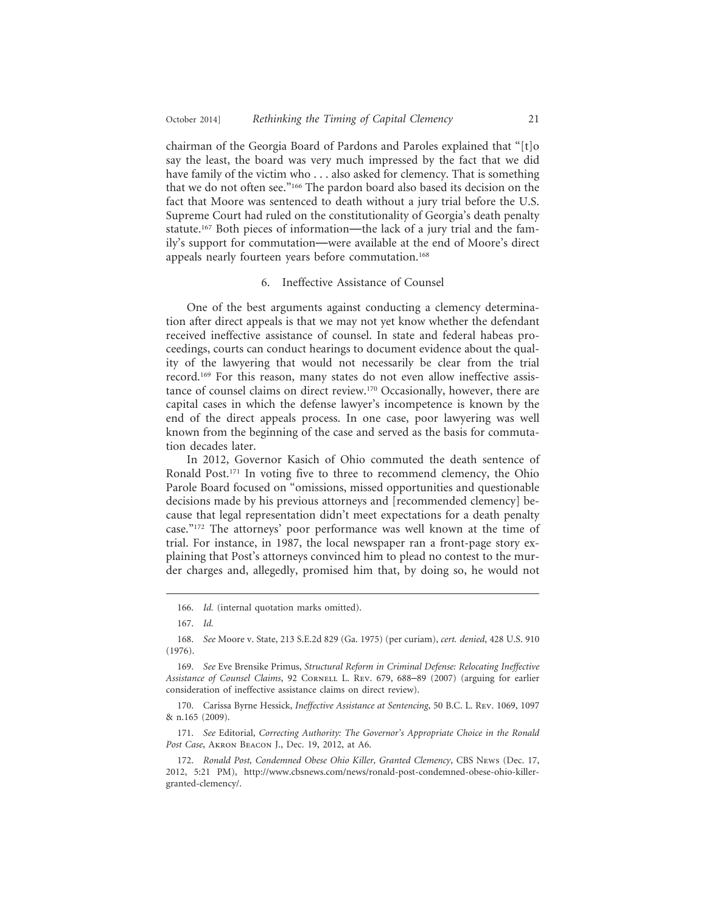chairman of the Georgia Board of Pardons and Paroles explained that "[t]o say the least, the board was very much impressed by the fact that we did have family of the victim who . . . also asked for clemency. That is something that we do not often see."[166] The pardon board also based its decision on the fact that Moore was sentenced to death without a jury trial before the U.S. Supreme Court had ruled on the constitutionality of Georgia's death penalty statute.[167] Both pieces of information—the lack of a jury trial and the family's support for commutation—were available at the end of Moore's direct appeals nearly fourteen years before commutation.[168]

### 6. Ineffective Assistance of Counsel

One of the best arguments against conducting a clemency determination after direct appeals is that we may not yet know whether the defendant received ineffective assistance of counsel. In state and federal habeas proceedings, courts can conduct hearings to document evidence about the quality of the lawyering that would not necessarily be clear from the trial record.[169] For this reason, many states do not even allow ineffective assistance of counsel claims on direct review.[170] Occasionally, however, there are capital cases in which the defense lawyer's incompetence is known by the end of the direct appeals process. In one case, poor lawyering was well known from the beginning of the case and served as the basis for commutation decades later.

In 2012, Governor Kasich of Ohio commuted the death sentence of Ronald Post.[171] In voting five to three to recommend clemency, the Ohio Parole Board focused on "omissions, missed opportunities and questionable decisions made by his previous attorneys and [recommended clemency] because that legal representation didn't meet expectations for a death penalty case."[172] The attorneys' poor performance was well known at the time of trial. For instance, in 1987, the local newspaper ran a front-page story explaining that Post's attorneys convinced him to plead no contest to the murder charges and, allegedly, promised him that, by doing so, he would not

---

166. *Id.* (internal quotation marks omitted).

167. *Id.*

168. *See* Moore v. State, 213 S.E.2d 829 (Ga. 1975) (per curiam), *cert. denied*, 428 U.S. 910 (1976).

169. *See* Eve Brensike Primus, *Structural Reform in Criminal Defense: Relocating Ineffective Assistance of Counsel Claims*, 92 Cornell L. Rev. 679, 688–89 (2007) (arguing for earlier consideration of ineffective assistance claims on direct review).

170. Carissa Byrne Hessick, *Ineffective Assistance at Sentencing*, 50 B.C. L. Rev. 1069, 1097 & n.165 (2009).

171. *See* Editorial, *Correcting Authority: The Governor's Appropriate Choice in the Ronald Post Case*, Akron Beacon J., Dec. 19, 2012, at A6.

172. *Ronald Post, Condemned Obese Ohio Killer, Granted Clemency*, CBS News (Dec. 17, 2012, 5:21 PM), http://www.cbsnews.com/news/ronald-post-condemned-obese-ohio-killer-granted-clemency/.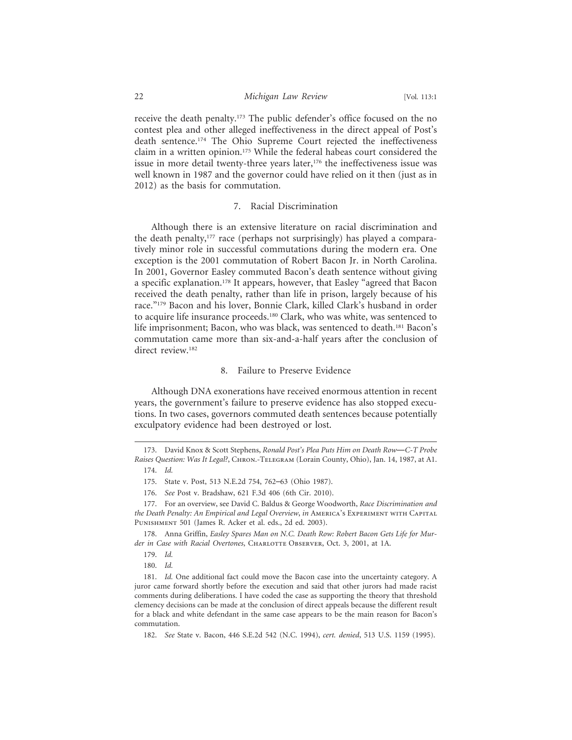receive the death penalty.[173] The public defender's office focused on the no contest plea and other alleged ineffectiveness in the direct appeal of Post's death sentence.[174] The Ohio Supreme Court rejected the ineffectiveness claim in a written opinion.[175] While the federal habeas court considered the issue in more detail twenty-three years later,[176] the ineffectiveness issue was well known in 1987 and the governor could have relied on it then (just as in 2012) as the basis for commutation.

### 7. Racial Discrimination

Although there is an extensive literature on racial discrimination and the death penalty,[177] race (perhaps not surprisingly) has played a comparatively minor role in successful commutations during the modern era. One exception is the 2001 commutation of Robert Bacon Jr. in North Carolina. In 2001, Governor Easley commuted Bacon's death sentence without giving a specific explanation.[178] It appears, however, that Easley "agreed that Bacon received the death penalty, rather than life in prison, largely because of his race."[179] Bacon and his lover, Bonnie Clark, killed Clark's husband in order to acquire life insurance proceeds.[180] Clark, who was white, was sentenced to life imprisonment; Bacon, who was black, was sentenced to death.[181] Bacon's commutation came more than six-and-a-half years after the conclusion of direct review.[182]

### 8. Failure to Preserve Evidence

Although DNA exonerations have received enormous attention in recent years, the government's failure to preserve evidence has also stopped executions. In two cases, governors commuted death sentences because potentially exculpatory evidence had been destroyed or lost.

---

173. David Knox & Scott Stephens, *Ronald Post's Plea Puts Him on Death Row—C-T Probe Raises Question: Was It Legal?*, Chron.-Telegram (Lorain County, Ohio), Jan. 14, 1987, at A1.

174. *Id.*

175. State v. Post, 513 N.E.2d 754, 762–63 (Ohio 1987).

176. *See* Post v. Bradshaw, 621 F.3d 406 (6th Cir. 2010).

177. For an overview, see David C. Baldus & George Woodworth, *Race Discrimination and the Death Penalty: An Empirical and Legal Overview*, *in* America's Experiment with Capital Punishment 501 (James R. Acker et al. eds., 2d ed. 2003).

178. Anna Griffin, *Easley Spares Man on N.C. Death Row: Robert Bacon Gets Life for Murder in Case with Racial Overtones*, Charlotte Observer, Oct. 3, 2001, at 1A.

179. *Id.*

180. *Id.*

181. *Id.* One additional fact could move the Bacon case into the uncertainty category. A juror came forward shortly before the execution and said that other jurors had made racist comments during deliberations. I have coded the case as supporting the theory that threshold clemency decisions can be made at the conclusion of direct appeals because the different result for a black and white defendant in the same case appears to be the main reason for Bacon's commutation.

182. *See* State v. Bacon, 446 S.E.2d 542 (N.C. 1994), *cert. denied*, 513 U.S. 1159 (1995).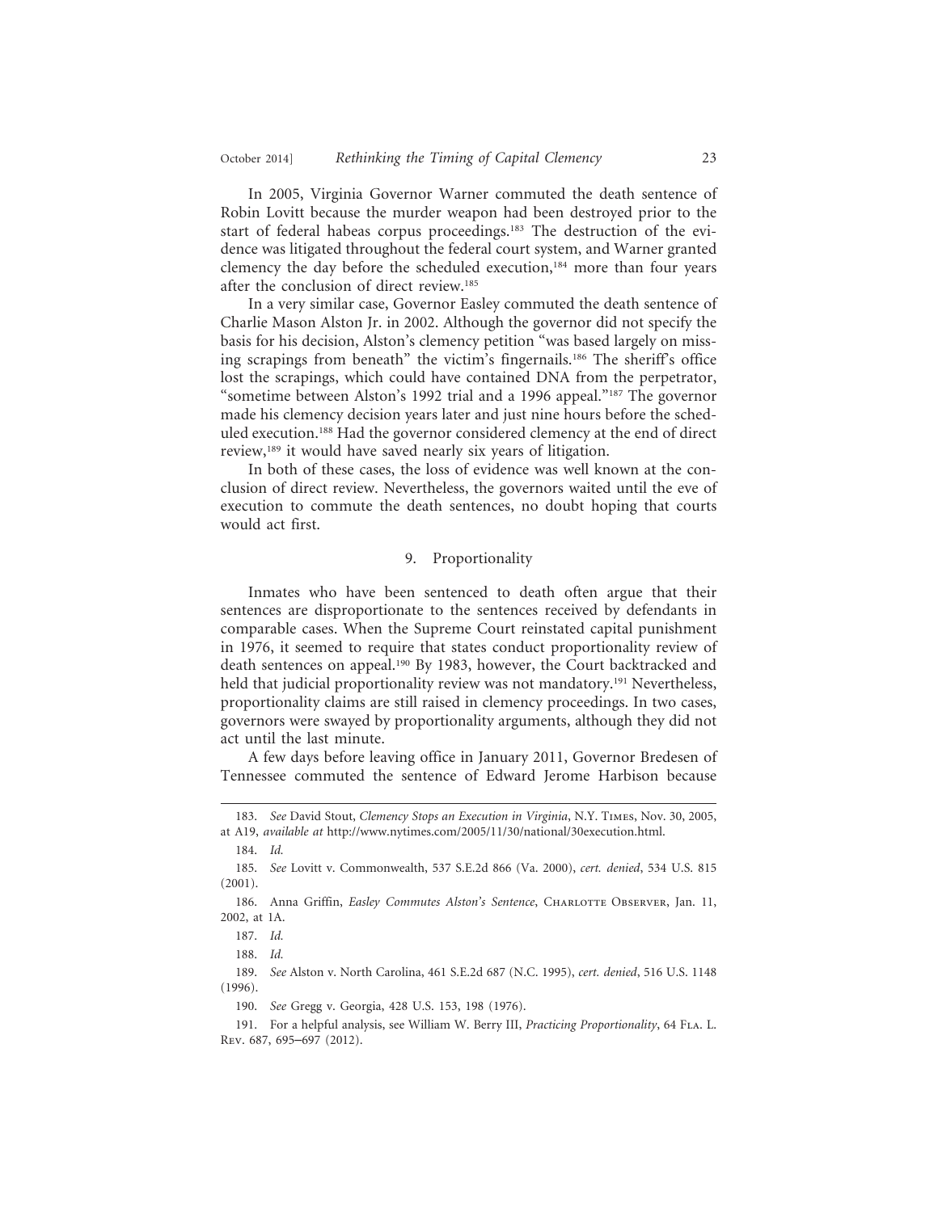In 2005, Virginia Governor Warner commuted the death sentence of Robin Lovitt because the murder weapon had been destroyed prior to the start of federal habeas corpus proceedings.[183] The destruction of the evidence was litigated throughout the federal court system, and Warner granted clemency the day before the scheduled execution,[184] more than four years after the conclusion of direct review.[185]

In a very similar case, Governor Easley commuted the death sentence of Charlie Mason Alston Jr. in 2002. Although the governor did not specify the basis for his decision, Alston's clemency petition "was based largely on missing scrapings from beneath" the victim's fingernails.[186] The sheriff's office lost the scrapings, which could have contained DNA from the perpetrator, "sometime between Alston's 1992 trial and a 1996 appeal."[187] The governor made his clemency decision years later and just nine hours before the scheduled execution.[188] Had the governor considered clemency at the end of direct review,[189] it would have saved nearly six years of litigation.

In both of these cases, the loss of evidence was well known at the conclusion of direct review. Nevertheless, the governors waited until the eve of execution to commute the death sentences, no doubt hoping that courts would act first.

### 9. Proportionality

Inmates who have been sentenced to death often argue that their sentences are disproportionate to the sentences received by defendants in comparable cases. When the Supreme Court reinstated capital punishment in 1976, it seemed to require that states conduct proportionality review of death sentences on appeal.[190] By 1983, however, the Court backtracked and held that judicial proportionality review was not mandatory.[191] Nevertheless, proportionality claims are still raised in clemency proceedings. In two cases, governors were swayed by proportionality arguments, although they did not act until the last minute.

A few days before leaving office in January 2011, Governor Bredesen of Tennessee commuted the sentence of Edward Jerome Harbison because

---

183. *See* David Stout, *Clemency Stops an Execution in Virginia*, N.Y. Times, Nov. 30, 2005, at A19, *available at* http://www.nytimes.com/2005/11/30/national/30execution.html.

184. *Id.*

185. *See* Lovitt v. Commonwealth, 537 S.E.2d 866 (Va. 2000), *cert. denied*, 534 U.S. 815 (2001).

186. Anna Griffin, *Easley Commutes Alston's Sentence*, Charlotte Observer, Jan. 11, 2002, at 1A.

187. *Id.*

188. *Id.*

189. *See* Alston v. North Carolina, 461 S.E.2d 687 (N.C. 1995), *cert. denied*, 516 U.S. 1148 (1996).

190. *See* Gregg v. Georgia, 428 U.S. 153, 198 (1976).

191. For a helpful analysis, see William W. Berry III, *Practicing Proportionality*, 64 Fla. L. Rev. 687, 695–697 (2012).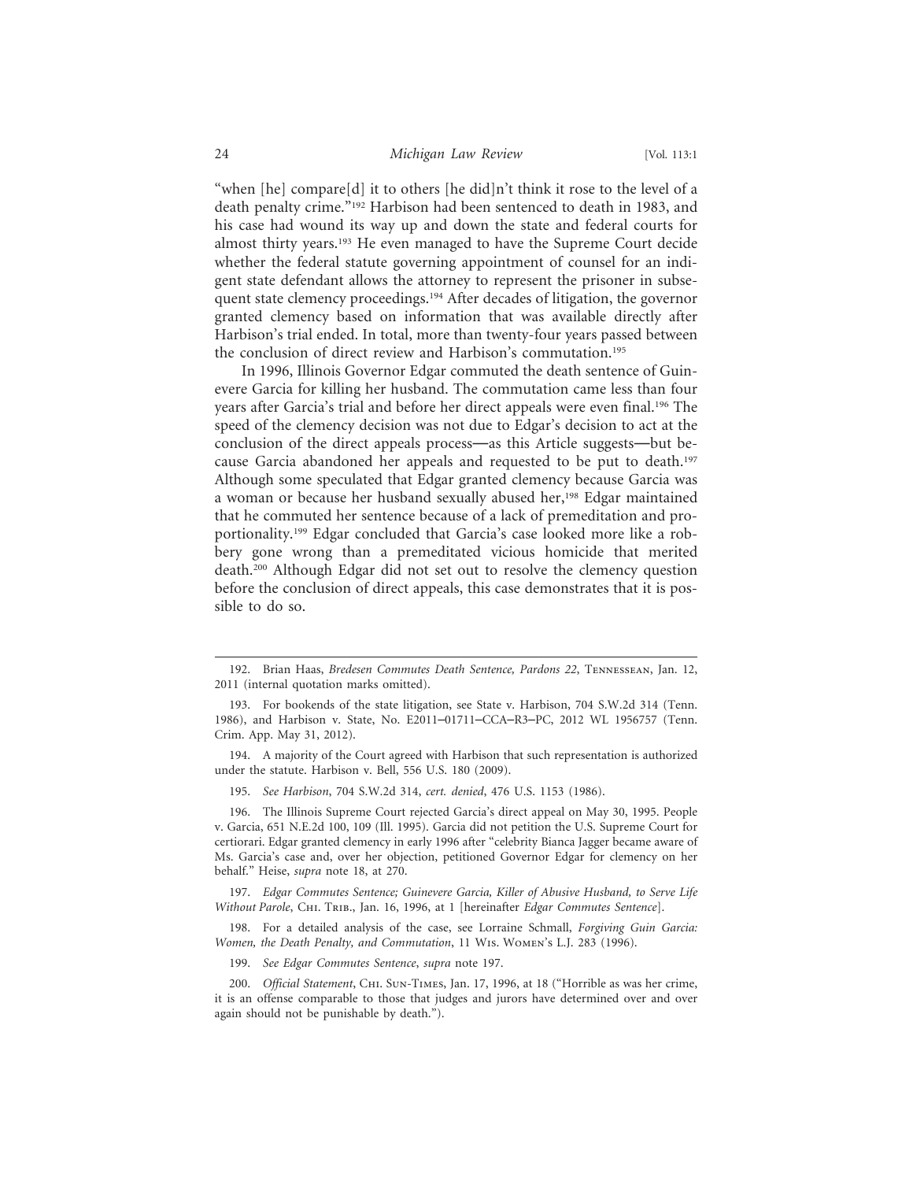"when [he] compare[d] it to others [he did]n't think it rose to the level of a death penalty crime."[192] Harbison had been sentenced to death in 1983, and his case had wound its way up and down the state and federal courts for almost thirty years.[193] He even managed to have the Supreme Court decide whether the federal statute governing appointment of counsel for an indigent state defendant allows the attorney to represent the prisoner in subsequent state clemency proceedings.[194] After decades of litigation, the governor granted clemency based on information that was available directly after Harbison's trial ended. In total, more than twenty-four years passed between the conclusion of direct review and Harbison's commutation.[195]

In 1996, Illinois Governor Edgar commuted the death sentence of Guinevere Garcia for killing her husband. The commutation came less than four years after Garcia's trial and before her direct appeals were even final.[196] The speed of the clemency decision was not due to Edgar's decision to act at the conclusion of the direct appeals process—as this Article suggests—but because Garcia abandoned her appeals and requested to be put to death.[197] Although some speculated that Edgar granted clemency because Garcia was a woman or because her husband sexually abused her,[198] Edgar maintained that he commuted her sentence because of a lack of premeditation and proportionality.[199] Edgar concluded that Garcia's case looked more like a robbery gone wrong than a premeditated vicious homicide that merited death.[200] Although Edgar did not set out to resolve the clemency question before the conclusion of direct appeals, this case demonstrates that it is possible to do so.

---

192. Brian Haas, *Bredesen Commutes Death Sentence, Pardons 22*, Tennessean, Jan. 12, 2011 (internal quotation marks omitted).

193. For bookends of the state litigation, see State v. Harbison, 704 S.W.2d 314 (Tenn. 1986), and Harbison v. State, No. E2011–01711–CCA–R3–PC, 2012 WL 1956757 (Tenn. Crim. App. May 31, 2012).

194. A majority of the Court agreed with Harbison that such representation is authorized under the statute. Harbison v. Bell, 556 U.S. 180 (2009).

195. *See Harbison*, 704 S.W.2d 314, *cert. denied*, 476 U.S. 1153 (1986).

196. The Illinois Supreme Court rejected Garcia's direct appeal on May 30, 1995. People v. Garcia, 651 N.E.2d 100, 109 (Ill. 1995). Garcia did not petition the U.S. Supreme Court for certiorari. Edgar granted clemency in early 1996 after "celebrity Bianca Jagger became aware of Ms. Garcia's case and, over her objection, petitioned Governor Edgar for clemency on her behalf." Heise, *supra* note 18, at 270.

197. *Edgar Commutes Sentence; Guinevere Garcia, Killer of Abusive Husband, to Serve Life Without Parole*, Chi. Trib., Jan. 16, 1996, at 1 [hereinafter *Edgar Commutes Sentence*].

198. For a detailed analysis of the case, see Lorraine Schmall, *Forgiving Guin Garcia: Women, the Death Penalty, and Commutation*, 11 Wis. Women's L.J. 283 (1996).

199. *See Edgar Commutes Sentence*, *supra* note 197.

200. *Official Statement*, Chi. Sun-Times, Jan. 17, 1996, at 18 ("Horrible as was her crime, it is an offense comparable to those that judges and jurors have determined over and over again should not be punishable by death.").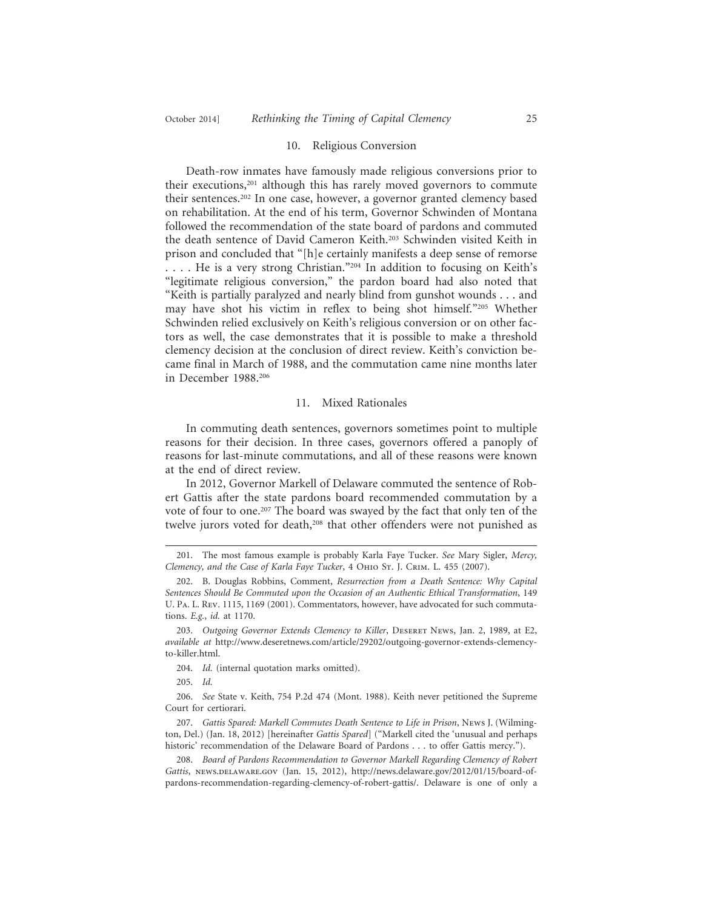### 10. Religious Conversion

Death-row inmates have famously made religious conversions prior to their executions,[201] although this has rarely moved governors to commute their sentences.[202] In one case, however, a governor granted clemency based on rehabilitation. At the end of his term, Governor Schwinden of Montana followed the recommendation of the state board of pardons and commuted the death sentence of David Cameron Keith.[203] Schwinden visited Keith in prison and concluded that "[h]e certainly manifests a deep sense of remorse . . . . He is a very strong Christian."[204] In addition to focusing on Keith's "legitimate religious conversion," the pardon board had also noted that "Keith is partially paralyzed and nearly blind from gunshot wounds . . . and may have shot his victim in reflex to being shot himself."[205] Whether Schwinden relied exclusively on Keith's religious conversion or on other factors as well, the case demonstrates that it is possible to make a threshold clemency decision at the conclusion of direct review. Keith's conviction became final in March of 1988, and the commutation came nine months later in December 1988.[206]

### 11. Mixed Rationales

In commuting death sentences, governors sometimes point to multiple reasons for their decision. In three cases, governors offered a panoply of reasons for last-minute commutations, and all of these reasons were known at the end of direct review.

In 2012, Governor Markell of Delaware commuted the sentence of Robert Gattis after the state pardons board recommended commutation by a vote of four to one.[207] The board was swayed by the fact that only ten of the twelve jurors voted for death,[208] that other offenders were not punished as

---

201. The most famous example is probably Karla Faye Tucker. *See* Mary Sigler, *Mercy, Clemency, and the Case of Karla Faye Tucker*, 4 Ohio St. J. Crim. L. 455 (2007).

202. B. Douglas Robbins, Comment, *Resurrection from a Death Sentence: Why Capital Sentences Should Be Commuted upon the Occasion of an Authentic Ethical Transformation*, 149 U. Pa. L. Rev. 1115, 1169 (2001). Commentators, however, have advocated for such commutations. *E.g.*, *id.* at 1170.

203. *Outgoing Governor Extends Clemency to Killer*, Deseret News, Jan. 2, 1989, at E2, *available at* http://www.deseretnews.com/article/29202/outgoing-governor-extends-clemency-to-killer.html.

204. *Id.* (internal quotation marks omitted).

205. *Id.*

206. *See* State v. Keith, 754 P.2d 474 (Mont. 1988). Keith never petitioned the Supreme Court for certiorari.

207. *Gattis Spared: Markell Commutes Death Sentence to Life in Prison*, News J. (Wilmington, Del.) (Jan. 18, 2012) [hereinafter *Gattis Spared*] ("Markell cited the 'unusual and perhaps historic' recommendation of the Delaware Board of Pardons . . . to offer Gattis mercy.").

208. *Board of Pardons Recommendation to Governor Markell Regarding Clemency of Robert Gattis*, news.delaware.gov (Jan. 15, 2012), http://news.delaware.gov/2012/01/15/board-of-pardons-recommendation-regarding-clemency-of-robert-gattis/. Delaware is one of only a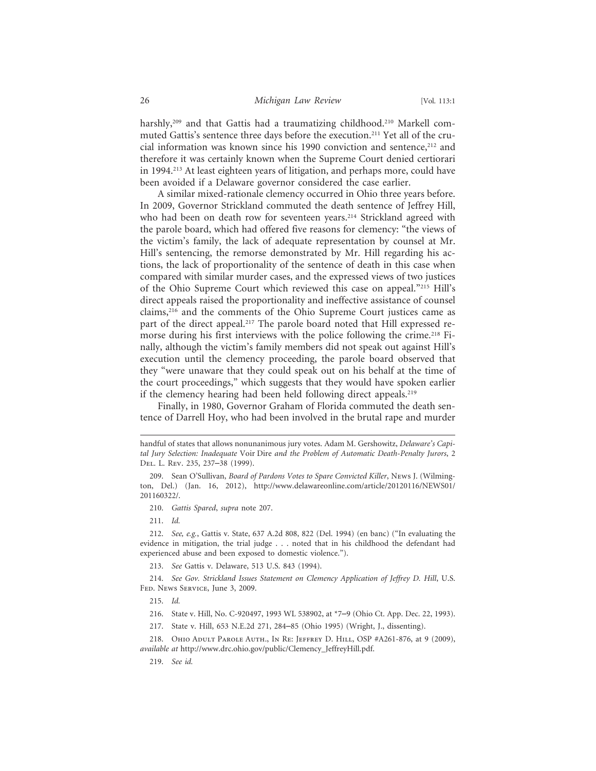harshly,[209] and that Gattis had a traumatizing childhood.[210] Markell commuted Gattis's sentence three days before the execution.[211] Yet all of the crucial information was known since his 1990 conviction and sentence,[212] and therefore it was certainly known when the Supreme Court denied certiorari in 1994.[213] At least eighteen years of litigation, and perhaps more, could have been avoided if a Delaware governor considered the case earlier.

A similar mixed-rationale clemency occurred in Ohio three years before. In 2009, Governor Strickland commuted the death sentence of Jeffrey Hill, who had been on death row for seventeen years.[214] Strickland agreed with the parole board, which had offered five reasons for clemency: "the views of the victim's family, the lack of adequate representation by counsel at Mr. Hill's sentencing, the remorse demonstrated by Mr. Hill regarding his actions, the lack of proportionality of the sentence of death in this case when compared with similar murder cases, and the expressed views of two justices of the Ohio Supreme Court which reviewed this case on appeal."[215] Hill's direct appeals raised the proportionality and ineffective assistance of counsel claims,[216] and the comments of the Ohio Supreme Court justices came as part of the direct appeal.[217] The parole board noted that Hill expressed remorse during his first interviews with the police following the crime.[218] Finally, although the victim's family members did not speak out against Hill's execution until the clemency proceeding, the parole board observed that they "were unaware that they could speak out on his behalf at the time of the court proceedings," which suggests that they would have spoken earlier if the clemency hearing had been held following direct appeals.[219]

Finally, in 1980, Governor Graham of Florida commuted the death sentence of Darrell Hoy, who had been involved in the brutal rape and murder

---

handful of states that allows nonunanimous jury votes. Adam M. Gershowitz, *Delaware's Capital Jury Selection: Inadequate* Voir Dire *and the Problem of Automatic Death-Penalty Jurors*, 2 Del. L. Rev. 235, 237–38 (1999).

209. Sean O'Sullivan, *Board of Pardons Votes to Spare Convicted Killer*, News J. (Wilmington, Del.) (Jan. 16, 2012), http://www.delawareonline.com/article/20120116/NEWS01/201160322/.

210. *Gattis Spared*, *supra* note 207.

211. *Id.*

212. *See, e.g.*, Gattis v. State, 637 A.2d 808, 822 (Del. 1994) (en banc) ("In evaluating the evidence in mitigation, the trial judge . . . noted that in his childhood the defendant had experienced abuse and been exposed to domestic violence.").

213. *See* Gattis v. Delaware, 513 U.S. 843 (1994).

214. *See Gov. Strickland Issues Statement on Clemency Application of Jeffrey D. Hill*, U.S. Fed. News Service, June 3, 2009.

215. *Id.*

216. State v. Hill, No. C-920497, 1993 WL 538902, at *7–9 (Ohio Ct. App. Dec. 22, 1993).

217. State v. Hill, 653 N.E.2d 271, 284–85 (Ohio 1995) (Wright, J., dissenting).

218. Ohio Adult Parole Auth., In Re: Jeffrey D. Hill, OSP #A261-876, at 9 (2009), *available at* http://www.drc.ohio.gov/public/Clemency_JeffreyHill.pdf.

219. *See id.*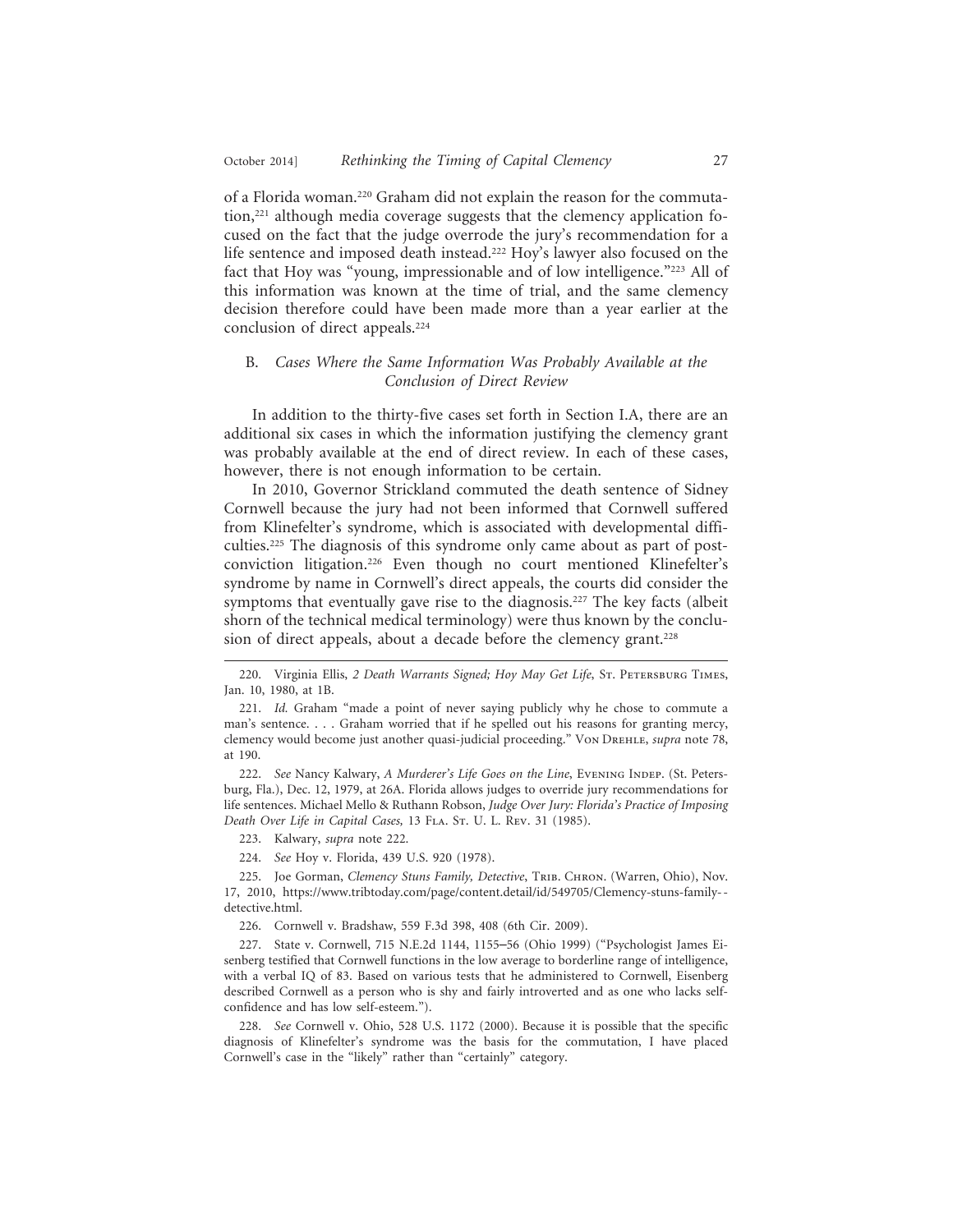of a Florida woman.[220] Graham did not explain the reason for the commutation,[221] although media coverage suggests that the clemency application focused on the fact that the judge overrode the jury's recommendation for a life sentence and imposed death instead.[222] Hoy's lawyer also focused on the fact that Hoy was "young, impressionable and of low intelligence."[223] All of this information was known at the time of trial, and the same clemency decision therefore could have been made more than a year earlier at the conclusion of direct appeals.[224]

### B. *Cases Where the Same Information Was Probably Available at the Conclusion of Direct Review*

In addition to the thirty-five cases set forth in Section I.A, there are an additional six cases in which the information justifying the clemency grant was probably available at the end of direct review. In each of these cases, however, there is not enough information to be certain.

In 2010, Governor Strickland commuted the death sentence of Sidney Cornwell because the jury had not been informed that Cornwell suffered from Klinefelter's syndrome, which is associated with developmental difficulties.[225] The diagnosis of this syndrome only came about as part of post-conviction litigation.[226] Even though no court mentioned Klinefelter's syndrome by name in Cornwell's direct appeals, the courts did consider the symptoms that eventually gave rise to the diagnosis.[227] The key facts (albeit shorn of the technical medical terminology) were thus known by the conclusion of direct appeals, about a decade before the clemency grant.[228]

---

220. Virginia Ellis, *2 Death Warrants Signed; Hoy May Get Life*, St. Petersburg Times, Jan. 10, 1980, at 1B.

221. *Id.* Graham "made a point of never saying publicly why he chose to commute a man's sentence. . . . Graham worried that if he spelled out his reasons for granting mercy, clemency would become just another quasi-judicial proceeding." Von Drehle, *supra* note 78, at 190.

222. *See* Nancy Kalwary, *A Murderer's Life Goes on the Line*, Evening Indep. (St. Petersburg, Fla.), Dec. 12, 1979, at 26A. Florida allows judges to override jury recommendations for life sentences. Michael Mello & Ruthann Robson, *Judge Over Jury: Florida's Practice of Imposing Death Over Life in Capital Cases,* 13 Fla. St. U. L. Rev. 31 (1985).

223. Kalwary, *supra* note 222.

224. *See* Hoy v. Florida, 439 U.S. 920 (1978).

225. Joe Gorman, *Clemency Stuns Family, Detective*, Trib. Chron. (Warren, Ohio), Nov. 17, 2010, https://www.tribtoday.com/page/content.detail/id/549705/Clemency-stuns-family--detective.html.

226. Cornwell v. Bradshaw, 559 F.3d 398, 408 (6th Cir. 2009).

227. State v. Cornwell, 715 N.E.2d 1144, 1155–56 (Ohio 1999) ("Psychologist James Eisenberg testified that Cornwell functions in the low average to borderline range of intelligence, with a verbal IQ of 83. Based on various tests that he administered to Cornwell, Eisenberg described Cornwell as a person who is shy and fairly introverted and as one who lacks self-confidence and has low self-esteem.").

228. *See* Cornwell v. Ohio, 528 U.S. 1172 (2000). Because it is possible that the specific diagnosis of Klinefelter's syndrome was the basis for the commutation, I have placed Cornwell's case in the "likely" rather than "certainly" category.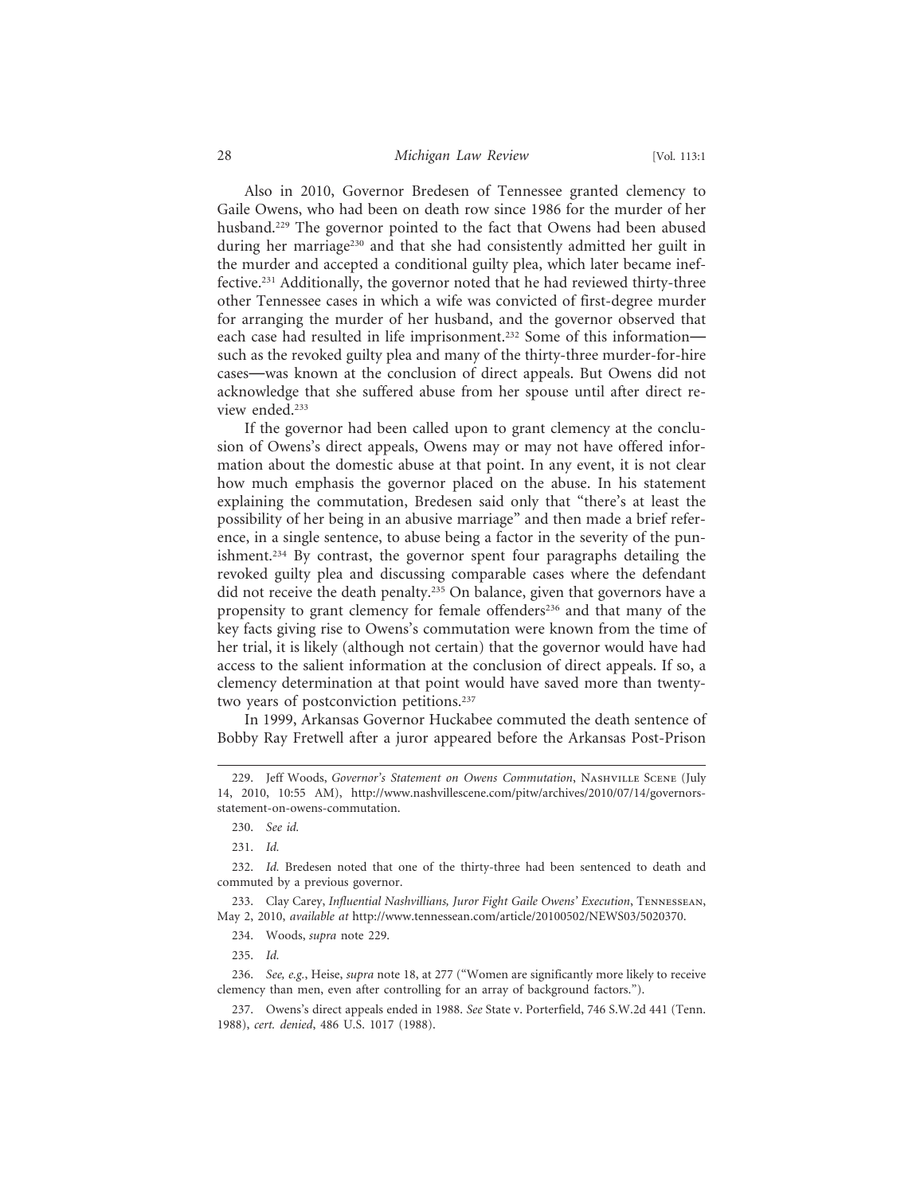Also in 2010, Governor Bredesen of Tennessee granted clemency to Gaile Owens, who had been on death row since 1986 for the murder of her husband.[229] The governor pointed to the fact that Owens had been abused during her marriage[230] and that she had consistently admitted her guilt in the murder and accepted a conditional guilty plea, which later became ineffective.[231] Additionally, the governor noted that he had reviewed thirty-three other Tennessee cases in which a wife was convicted of first-degree murder for arranging the murder of her husband, and the governor observed that each case had resulted in life imprisonment.[232] Some of this information—such as the revoked guilty plea and many of the thirty-three murder-for-hire cases—was known at the conclusion of direct appeals. But Owens did not acknowledge that she suffered abuse from her spouse until after direct review ended.[233]

If the governor had been called upon to grant clemency at the conclusion of Owens's direct appeals, Owens may or may not have offered information about the domestic abuse at that point. In any event, it is not clear how much emphasis the governor placed on the abuse. In his statement explaining the commutation, Bredesen said only that "there's at least the possibility of her being in an abusive marriage" and then made a brief reference, in a single sentence, to abuse being a factor in the severity of the punishment.[234] By contrast, the governor spent four paragraphs detailing the revoked guilty plea and discussing comparable cases where the defendant did not receive the death penalty.[235] On balance, given that governors have a propensity to grant clemency for female offenders[236] and that many of the key facts giving rise to Owens's commutation were known from the time of her trial, it is likely (although not certain) that the governor would have had access to the salient information at the conclusion of direct appeals. If so, a clemency determination at that point would have saved more than twenty-two years of postconviction petitions.[237]

In 1999, Arkansas Governor Huckabee commuted the death sentence of Bobby Ray Fretwell after a juror appeared before the Arkansas Post-Prison

---

229. Jeff Woods, *Governor's Statement on Owens Commutation*, Nashville Scene (July 14, 2010, 10:55 AM), http://www.nashvillescene.com/pitw/archives/2010/07/14/governors-statement-on-owens-commutation.

230. *See id.*

231. *Id.*

232. *Id.* Bredesen noted that one of the thirty-three had been sentenced to death and commuted by a previous governor.

233. Clay Carey, *Influential Nashvillians, Juror Fight Gaile Owens' Execution*, Tennessean, May 2, 2010, *available at* http://www.tennessean.com/article/20100502/NEWS03/5020370.

234. Woods, *supra* note 229.

235. *Id.*

236. *See, e.g.*, Heise, *supra* note 18, at 277 ("Women are significantly more likely to receive clemency than men, even after controlling for an array of background factors.").

237. Owens's direct appeals ended in 1988. *See* State v. Porterfield, 746 S.W.2d 441 (Tenn. 1988), *cert. denied*, 486 U.S. 1017 (1988).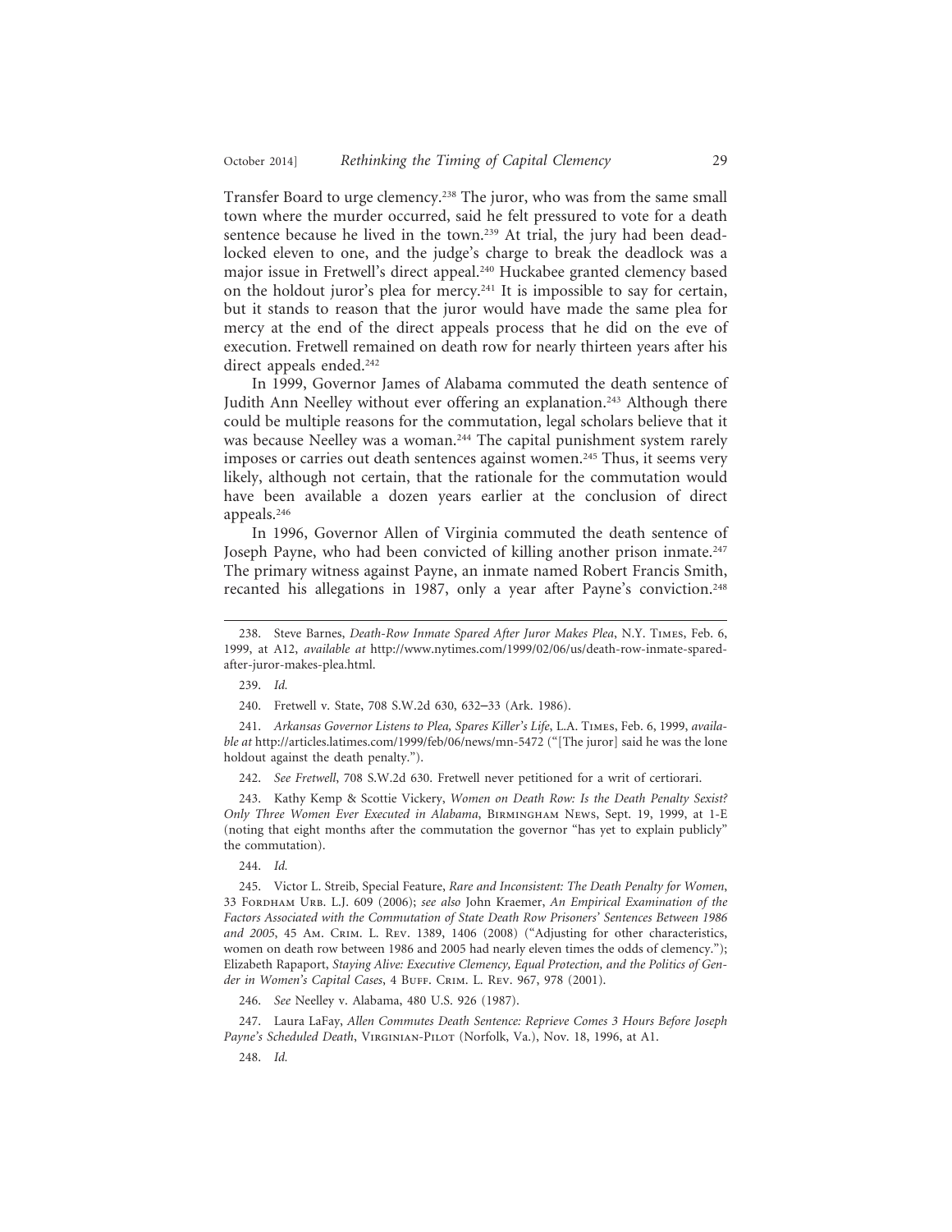Transfer Board to urge clemency.[238] The juror, who was from the same small town where the murder occurred, said he felt pressured to vote for a death sentence because he lived in the town.[239] At trial, the jury had been deadlocked eleven to one, and the judge's charge to break the deadlock was a major issue in Fretwell's direct appeal.[240] Huckabee granted clemency based on the holdout juror's plea for mercy.[241] It is impossible to say for certain, but it stands to reason that the juror would have made the same plea for mercy at the end of the direct appeals process that he did on the eve of execution. Fretwell remained on death row for nearly thirteen years after his direct appeals ended.[242]

In 1999, Governor James of Alabama commuted the death sentence of Judith Ann Neelley without ever offering an explanation.[243] Although there could be multiple reasons for the commutation, legal scholars believe that it was because Neelley was a woman.[244] The capital punishment system rarely imposes or carries out death sentences against women.[245] Thus, it seems very likely, although not certain, that the rationale for the commutation would have been available a dozen years earlier at the conclusion of direct appeals.[246]

In 1996, Governor Allen of Virginia commuted the death sentence of Joseph Payne, who had been convicted of killing another prison inmate.[247] The primary witness against Payne, an inmate named Robert Francis Smith, recanted his allegations in 1987, only a year after Payne's conviction.[248]

---

238. Steve Barnes, *Death-Row Inmate Spared After Juror Makes Plea*, N.Y. Times, Feb. 6, 1999, at A12, *available at* http://www.nytimes.com/1999/02/06/us/death-row-inmate-spared-after-juror-makes-plea.html.

239. *Id.*

240. Fretwell v. State, 708 S.W.2d 630, 632–33 (Ark. 1986).

241. *Arkansas Governor Listens to Plea, Spares Killer's Life*, L.A. Times, Feb. 6, 1999, *available at* http://articles.latimes.com/1999/feb/06/news/mn-5472 ("[The juror] said he was the lone holdout against the death penalty.").

242. *See Fretwell*, 708 S.W.2d 630. Fretwell never petitioned for a writ of certiorari.

243. Kathy Kemp & Scottie Vickery, *Women on Death Row: Is the Death Penalty Sexist? Only Three Women Ever Executed in Alabama*, Birmingham News, Sept. 19, 1999, at 1-E (noting that eight months after the commutation the governor "has yet to explain publicly" the commutation).

244. *Id.*

245. Victor L. Streib, Special Feature, *Rare and Inconsistent: The Death Penalty for Women*, 33 Fordham Urb. L.J. 609 (2006); *see also* John Kraemer, *An Empirical Examination of the Factors Associated with the Commutation of State Death Row Prisoners' Sentences Between 1986 and 2005*, 45 Am. Crim. L. Rev. 1389, 1406 (2008) ("Adjusting for other characteristics, women on death row between 1986 and 2005 had nearly eleven times the odds of clemency."); Elizabeth Rapaport, *Staying Alive: Executive Clemency, Equal Protection, and the Politics of Gender in Women's Capital Cases*, 4 Buff. Crim. L. Rev. 967, 978 (2001).

246. *See* Neelley v. Alabama, 480 U.S. 926 (1987).

247. Laura LaFay, *Allen Commutes Death Sentence: Reprieve Comes 3 Hours Before Joseph Payne's Scheduled Death*, Virginian-Pilot (Norfolk, Va.), Nov. 18, 1996, at A1.

248. *Id.*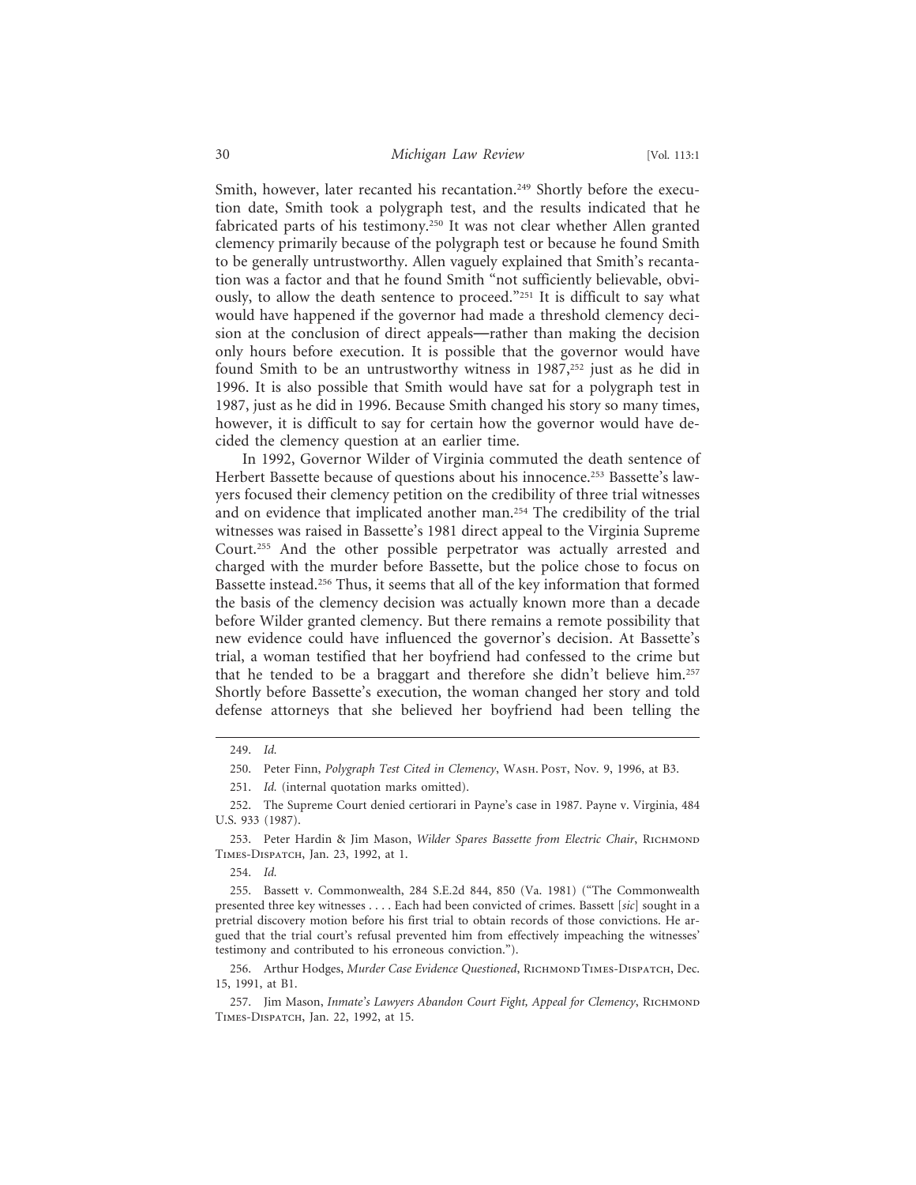Smith, however, later recanted his recantation.[249] Shortly before the execution date, Smith took a polygraph test, and the results indicated that he fabricated parts of his testimony.[250] It was not clear whether Allen granted clemency primarily because of the polygraph test or because he found Smith to be generally untrustworthy. Allen vaguely explained that Smith's recantation was a factor and that he found Smith "not sufficiently believable, obviously, to allow the death sentence to proceed."[251] It is difficult to say what would have happened if the governor had made a threshold clemency decision at the conclusion of direct appeals—rather than making the decision only hours before execution. It is possible that the governor would have found Smith to be an untrustworthy witness in 1987,[252] just as he did in 1996. It is also possible that Smith would have sat for a polygraph test in 1987, just as he did in 1996. Because Smith changed his story so many times, however, it is difficult to say for certain how the governor would have decided the clemency question at an earlier time.

In 1992, Governor Wilder of Virginia commuted the death sentence of Herbert Bassette because of questions about his innocence.[253] Bassette's lawyers focused their clemency petition on the credibility of three trial witnesses and on evidence that implicated another man.[254] The credibility of the trial witnesses was raised in Bassette's 1981 direct appeal to the Virginia Supreme Court.[255] And the other possible perpetrator was actually arrested and charged with the murder before Bassette, but the police chose to focus on Bassette instead.[256] Thus, it seems that all of the key information that formed the basis of the clemency decision was actually known more than a decade before Wilder granted clemency. But there remains a remote possibility that new evidence could have influenced the governor's decision. At Bassette's trial, a woman testified that her boyfriend had confessed to the crime but that he tended to be a braggart and therefore she didn't believe him.[257] Shortly before Bassette's execution, the woman changed her story and told defense attorneys that she believed her boyfriend had been telling the

---

249. *Id.*

250. Peter Finn, *Polygraph Test Cited in Clemency*, Wash. Post, Nov. 9, 1996, at B3.

251. *Id.* (internal quotation marks omitted).

252. The Supreme Court denied certiorari in Payne's case in 1987. Payne v. Virginia, 484 U.S. 933 (1987).

253. Peter Hardin & Jim Mason, *Wilder Spares Bassette from Electric Chair*, Richmond Times-Dispatch, Jan. 23, 1992, at 1.

254. *Id.*

255. Bassett v. Commonwealth, 284 S.E.2d 844, 850 (Va. 1981) ("The Commonwealth presented three key witnesses . . . . Each had been convicted of crimes. Bassett [*sic*] sought in a pretrial discovery motion before his first trial to obtain records of those convictions. He argued that the trial court's refusal prevented him from effectively impeaching the witnesses' testimony and contributed to his erroneous conviction.").

256. Arthur Hodges, *Murder Case Evidence Questioned*, Richmond Times-Dispatch, Dec. 15, 1991, at B1.

257. Jim Mason, *Inmate's Lawyers Abandon Court Fight, Appeal for Clemency*, Richmond Times-Dispatch, Jan. 22, 1992, at 15.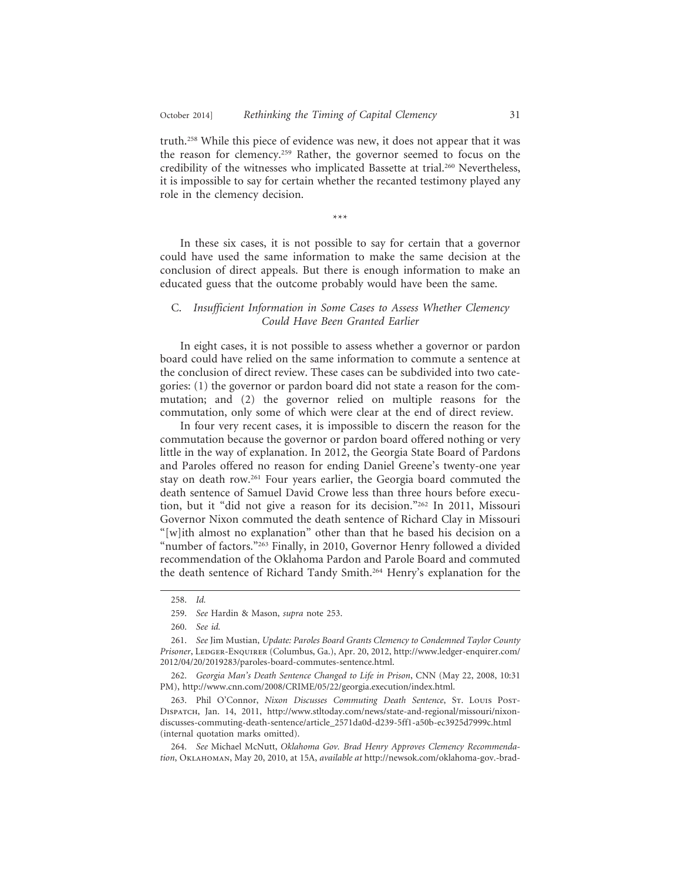truth.[258] While this piece of evidence was new, it does not appear that it was the reason for clemency.[259] Rather, the governor seemed to focus on the credibility of the witnesses who implicated Bassette at trial.[260] Nevertheless, it is impossible to say for certain whether the recanted testimony played any role in the clemency decision.

\*\*\*

In these six cases, it is not possible to say for certain that a governor could have used the same information to make the same decision at the conclusion of direct appeals. But there is enough information to make an educated guess that the outcome probably would have been the same.

### C. *Insufficient Information in Some Cases to Assess Whether Clemency Could Have Been Granted Earlier*

In eight cases, it is not possible to assess whether a governor or pardon board could have relied on the same information to commute a sentence at the conclusion of direct review. These cases can be subdivided into two categories: (1) the governor or pardon board did not state a reason for the commutation; and (2) the governor relied on multiple reasons for the commutation, only some of which were clear at the end of direct review.

In four very recent cases, it is impossible to discern the reason for the commutation because the governor or pardon board offered nothing or very little in the way of explanation. In 2012, the Georgia State Board of Pardons and Paroles offered no reason for ending Daniel Greene's twenty-one year stay on death row.[261] Four years earlier, the Georgia board commuted the death sentence of Samuel David Crowe less than three hours before execution, but it "did not give a reason for its decision."[262] In 2011, Missouri Governor Nixon commuted the death sentence of Richard Clay in Missouri "[w]ith almost no explanation" other than that he based his decision on a "number of factors."[263] Finally, in 2010, Governor Henry followed a divided recommendation of the Oklahoma Pardon and Parole Board and commuted the death sentence of Richard Tandy Smith.[264] Henry's explanation for the

---

258. *Id.*

259. *See* Hardin & Mason, *supra* note 253.

260. *See id.*

261. *See* Jim Mustian, *Update: Paroles Board Grants Clemency to Condemned Taylor County Prisoner*, Ledger-Enquirer (Columbus, Ga.), Apr. 20, 2012, http://www.ledger-enquirer.com/2012/04/20/2019283/paroles-board-commutes-sentence.html.

262. *Georgia Man's Death Sentence Changed to Life in Prison*, CNN (May 22, 2008, 10:31 PM), http://www.cnn.com/2008/CRIME/05/22/georgia.execution/index.html.

263. Phil O'Connor, *Nixon Discusses Commuting Death Sentence*, St. Louis Post-Dispatch, Jan. 14, 2011, http://www.stltoday.com/news/state-and-regional/missouri/nixon-discusses-commuting-death-sentence/article_2571da0d-d239-5ff1-a50b-ec3925d7999c.html (internal quotation marks omitted).

264. *See* Michael McNutt, *Oklahoma Gov. Brad Henry Approves Clemency Recommendation*, Oklahoman, May 20, 2010, at 15A, *available at* http://newsok.com/oklahoma-gov.-brad-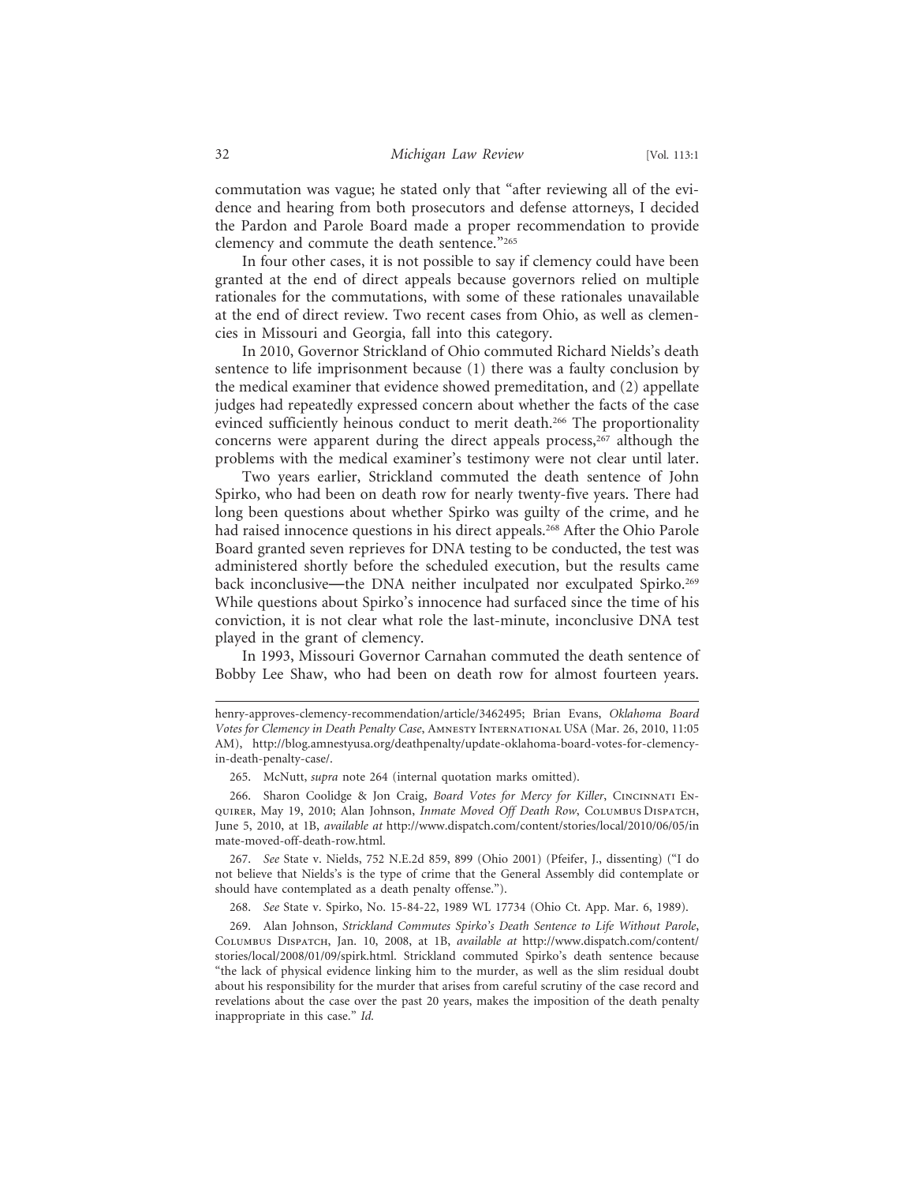commutation was vague; he stated only that "after reviewing all of the evidence and hearing from both prosecutors and defense attorneys, I decided the Pardon and Parole Board made a proper recommendation to provide clemency and commute the death sentence."[265]

In four other cases, it is not possible to say if clemency could have been granted at the end of direct appeals because governors relied on multiple rationales for the commutations, with some of these rationales unavailable at the end of direct review. Two recent cases from Ohio, as well as clemencies in Missouri and Georgia, fall into this category.

In 2010, Governor Strickland of Ohio commuted Richard Nields's death sentence to life imprisonment because (1) there was a faulty conclusion by the medical examiner that evidence showed premeditation, and (2) appellate judges had repeatedly expressed concern about whether the facts of the case evinced sufficiently heinous conduct to merit death.[266] The proportionality concerns were apparent during the direct appeals process,[267] although the problems with the medical examiner's testimony were not clear until later.

Two years earlier, Strickland commuted the death sentence of John Spirko, who had been on death row for nearly twenty-five years. There had long been questions about whether Spirko was guilty of the crime, and he had raised innocence questions in his direct appeals.[268] After the Ohio Parole Board granted seven reprieves for DNA testing to be conducted, the test was administered shortly before the scheduled execution, but the results came back inconclusive—the DNA neither inculpated nor exculpated Spirko.[269] While questions about Spirko's innocence had surfaced since the time of his conviction, it is not clear what role the last-minute, inconclusive DNA test played in the grant of clemency.

In 1993, Missouri Governor Carnahan commuted the death sentence of Bobby Lee Shaw, who had been on death row for almost fourteen years.

---

henry-approves-clemency-recommendation/article/3462495; Brian Evans, *Oklahoma Board Votes for Clemency in Death Penalty Case*, Amnesty International USA (Mar. 26, 2010, 11:05 AM), http://blog.amnestyusa.org/deathpenalty/update-oklahoma-board-votes-for-clemency-in-death-penalty-case/.

265. McNutt, *supra* note 264 (internal quotation marks omitted).

266. Sharon Coolidge & Jon Craig, *Board Votes for Mercy for Killer*, Cincinnati Enquirer, May 19, 2010; Alan Johnson, *Inmate Moved Off Death Row*, Columbus Dispatch, June 5, 2010, at 1B, *available at* http://www.dispatch.com/content/stories/local/2010/06/05/inmate-moved-off-death-row.html.

267. *See* State v. Nields, 752 N.E.2d 859, 899 (Ohio 2001) (Pfeifer, J., dissenting) ("I do not believe that Nields's is the type of crime that the General Assembly did contemplate or should have contemplated as a death penalty offense.").

268. *See* State v. Spirko, No. 15-84-22, 1989 WL 17734 (Ohio Ct. App. Mar. 6, 1989).

269. Alan Johnson, *Strickland Commutes Spirko's Death Sentence to Life Without Parole*, Columbus Dispatch, Jan. 10, 2008, at 1B, *available at* http://www.dispatch.com/content/stories/local/2008/01/09/spirk.html. Strickland commuted Spirko's death sentence because "the lack of physical evidence linking him to the murder, as well as the slim residual doubt about his responsibility for the murder that arises from careful scrutiny of the case record and revelations about the case over the past 20 years, makes the imposition of the death penalty inappropriate in this case." *Id.*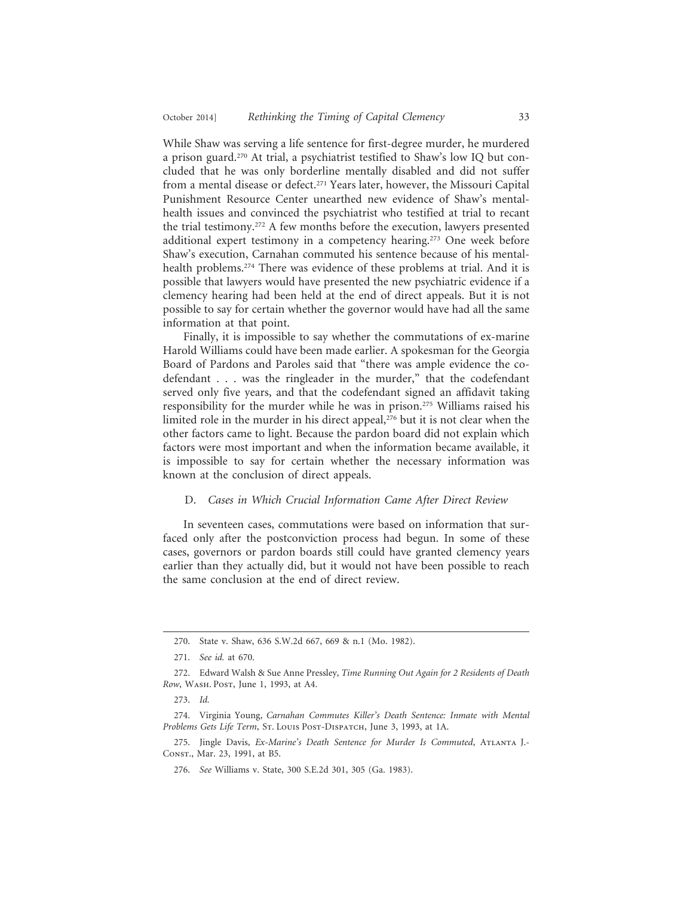While Shaw was serving a life sentence for first-degree murder, he murdered a prison guard.[270] At trial, a psychiatrist testified to Shaw's low IQ but concluded that he was only borderline mentally disabled and did not suffer from a mental disease or defect.[271] Years later, however, the Missouri Capital Punishment Resource Center unearthed new evidence of Shaw's mental-health issues and convinced the psychiatrist who testified at trial to recant the trial testimony.[272] A few months before the execution, lawyers presented additional expert testimony in a competency hearing.[273] One week before Shaw's execution, Carnahan commuted his sentence because of his mental-health problems.[274] There was evidence of these problems at trial. And it is possible that lawyers would have presented the new psychiatric evidence if a clemency hearing had been held at the end of direct appeals. But it is not possible to say for certain whether the governor would have had all the same information at that point.

Finally, it is impossible to say whether the commutations of ex-marine Harold Williams could have been made earlier. A spokesman for the Georgia Board of Pardons and Paroles said that "there was ample evidence the codefendant . . . was the ringleader in the murder," that the codefendant served only five years, and that the codefendant signed an affidavit taking responsibility for the murder while he was in prison.[275] Williams raised his limited role in the murder in his direct appeal,[276] but it is not clear when the other factors came to light. Because the pardon board did not explain which factors were most important and when the information became available, it is impossible to say for certain whether the necessary information was known at the conclusion of direct appeals.

### D. *Cases in Which Crucial Information Came After Direct Review*

In seventeen cases, commutations were based on information that surfaced only after the postconviction process had begun. In some of these cases, governors or pardon boards still could have granted clemency years earlier than they actually did, but it would not have been possible to reach the same conclusion at the end of direct review.

---

270. State v. Shaw, 636 S.W.2d 667, 669 & n.1 (Mo. 1982).

271. *See id.* at 670.

272. Edward Walsh & Sue Anne Pressley, *Time Running Out Again for 2 Residents of Death Row*, Wash. Post, June 1, 1993, at A4.

273. *Id.*

274. Virginia Young, *Carnahan Commutes Killer's Death Sentence: Inmate with Mental Problems Gets Life Term*, St. Louis Post-Dispatch, June 3, 1993, at 1A.

275. Jingle Davis, *Ex-Marine's Death Sentence for Murder Is Commuted*, Atlanta J.-Const., Mar. 23, 1991, at B5.

276. *See* Williams v. State, 300 S.E.2d 301, 305 (Ga. 1983).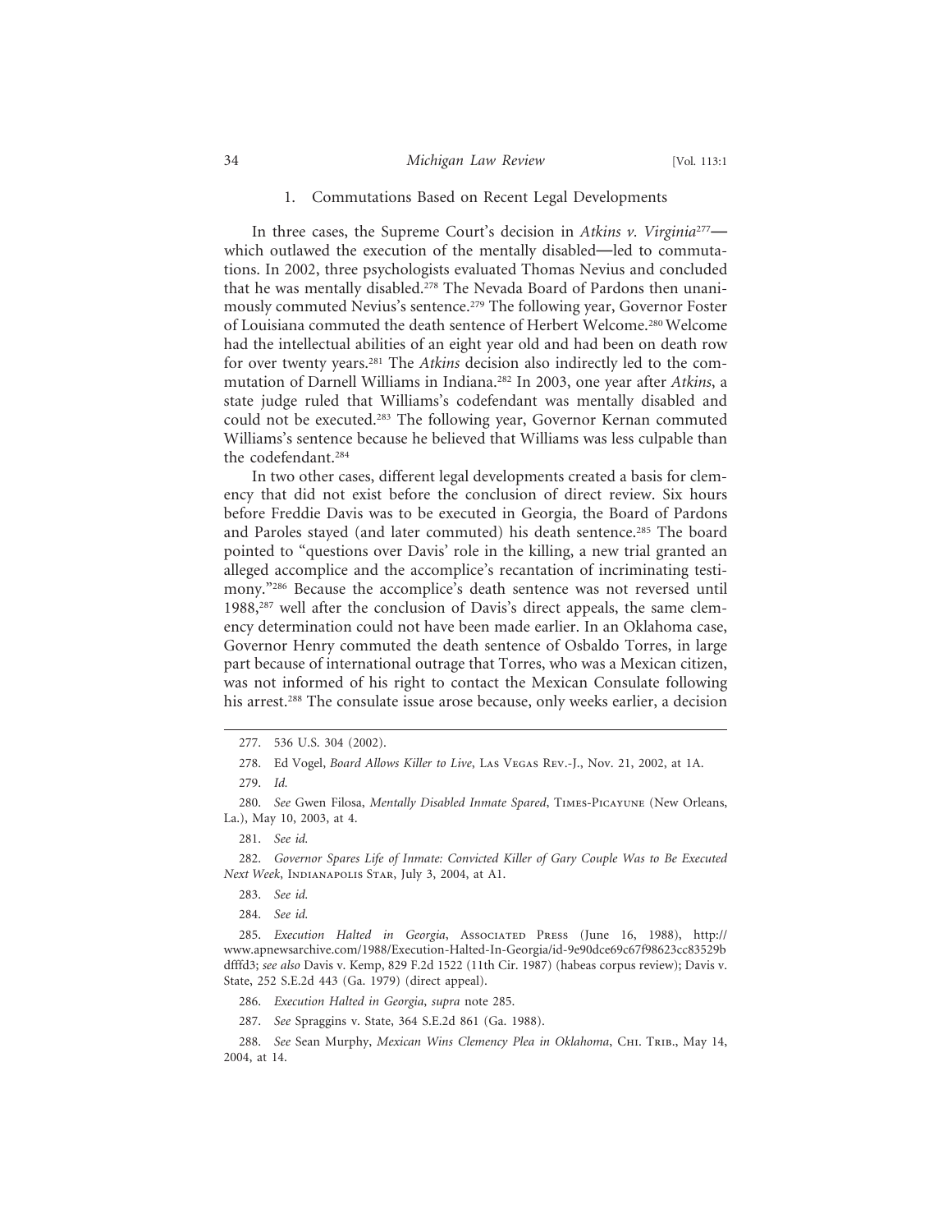### 1. Commutations Based on Recent Legal Developments

In three cases, the Supreme Court's decision in *Atkins v. Virginia*[277]—which outlawed the execution of the mentally disabled—led to commutations. In 2002, three psychologists evaluated Thomas Nevius and concluded that he was mentally disabled.[278] The Nevada Board of Pardons then unanimously commuted Nevius's sentence.[279] The following year, Governor Foster of Louisiana commuted the death sentence of Herbert Welcome.[280] Welcome had the intellectual abilities of an eight year old and had been on death row for over twenty years.[281] The *Atkins* decision also indirectly led to the commutation of Darnell Williams in Indiana.[282] In 2003, one year after *Atkins*, a state judge ruled that Williams's codefendant was mentally disabled and could not be executed.[283] The following year, Governor Kernan commuted Williams's sentence because he believed that Williams was less culpable than the codefendant.[284]

In two other cases, different legal developments created a basis for clemency that did not exist before the conclusion of direct review. Six hours before Freddie Davis was to be executed in Georgia, the Board of Pardons and Paroles stayed (and later commuted) his death sentence.[285] The board pointed to "questions over Davis' role in the killing, a new trial granted an alleged accomplice and the accomplice's recantation of incriminating testimony."[286] Because the accomplice's death sentence was not reversed until 1988,[287] well after the conclusion of Davis's direct appeals, the same clemency determination could not have been made earlier. In an Oklahoma case, Governor Henry commuted the death sentence of Osbaldo Torres, in large part because of international outrage that Torres, who was a Mexican citizen, was not informed of his right to contact the Mexican Consulate following his arrest.[288] The consulate issue arose because, only weeks earlier, a decision

---

277. 536 U.S. 304 (2002).

278. Ed Vogel, *Board Allows Killer to Live*, Las Vegas Rev.-J., Nov. 21, 2002, at 1A.

279. *Id.*

280. *See* Gwen Filosa, *Mentally Disabled Inmate Spared*, Times-Picayune (New Orleans, La.), May 10, 2003, at 4.

281. *See id.*

282. *Governor Spares Life of Inmate: Convicted Killer of Gary Couple Was to Be Executed Next Week*, Indianapolis Star, July 3, 2004, at A1.

283. *See id.*

284. *See id.*

285. *Execution Halted in Georgia*, Associated Press (June 16, 1988), http://www.apnewsarchive.com/1988/Execution-Halted-In-Georgia/id-9e90dce69c67f98623cc83529bdfffd3; *see also* Davis v. Kemp, 829 F.2d 1522 (11th Cir. 1987) (habeas corpus review); Davis v. State, 252 S.E.2d 443 (Ga. 1979) (direct appeal).

286. *Execution Halted in Georgia*, *supra* note 285.

287. *See* Spraggins v. State, 364 S.E.2d 861 (Ga. 1988).

288. *See* Sean Murphy, *Mexican Wins Clemency Plea in Oklahoma*, Chi. Trib., May 14, 2004, at 14.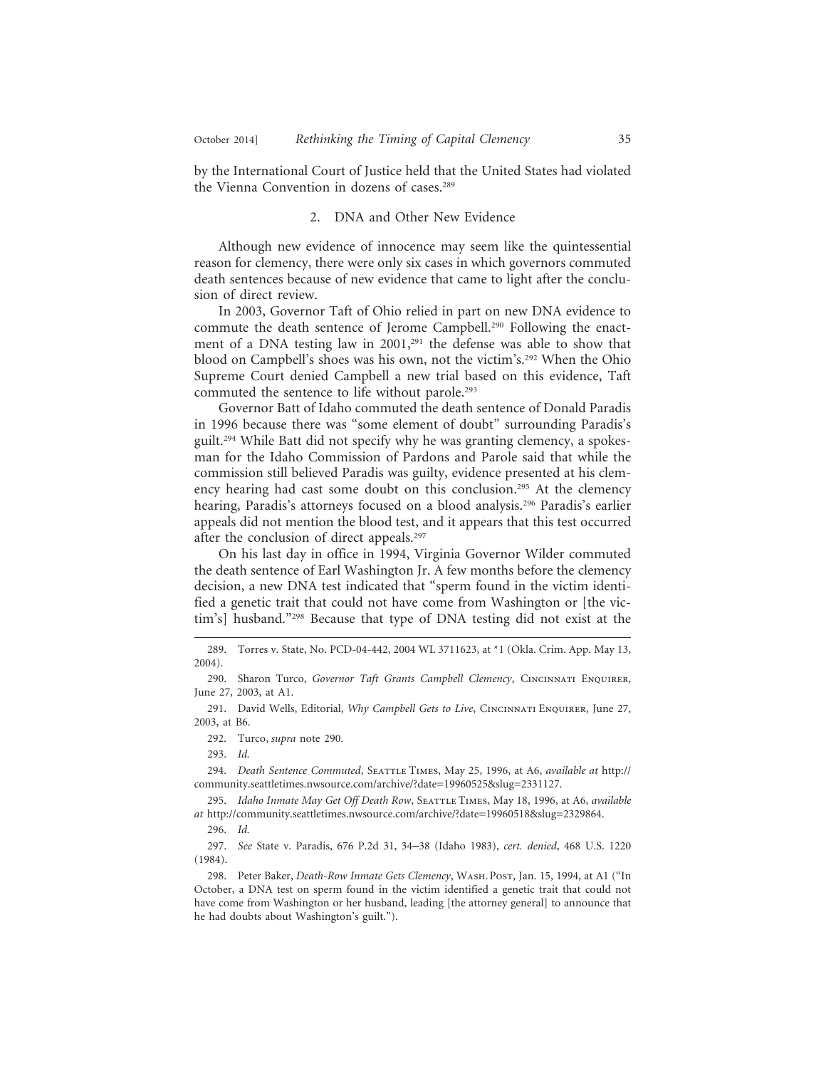by the International Court of Justice held that the United States had violated the Vienna Convention in dozens of cases.[289]

### 2. DNA and Other New Evidence

Although new evidence of innocence may seem like the quintessential reason for clemency, there were only six cases in which governors commuted death sentences because of new evidence that came to light after the conclusion of direct review.

In 2003, Governor Taft of Ohio relied in part on new DNA evidence to commute the death sentence of Jerome Campbell.[290] Following the enactment of a DNA testing law in 2001,[291] the defense was able to show that blood on Campbell's shoes was his own, not the victim's.[292] When the Ohio Supreme Court denied Campbell a new trial based on this evidence, Taft commuted the sentence to life without parole.[293]

Governor Batt of Idaho commuted the death sentence of Donald Paradis in 1996 because there was "some element of doubt" surrounding Paradis's guilt.[294] While Batt did not specify why he was granting clemency, a spokesman for the Idaho Commission of Pardons and Parole said that while the commission still believed Paradis was guilty, evidence presented at his clemency hearing had cast some doubt on this conclusion.[295] At the clemency hearing, Paradis's attorneys focused on a blood analysis.[296] Paradis's earlier appeals did not mention the blood test, and it appears that this test occurred after the conclusion of direct appeals.[297]

On his last day in office in 1994, Virginia Governor Wilder commuted the death sentence of Earl Washington Jr. A few months before the clemency decision, a new DNA test indicated that "sperm found in the victim identified a genetic trait that could not have come from Washington or [the victim's] husband."[298] Because that type of DNA testing did not exist at the

---

289. Torres v. State, No. PCD-04-442, 2004 WL 3711623, at *1 (Okla. Crim. App. May 13, 2004).

290. Sharon Turco, *Governor Taft Grants Campbell Clemency*, Cincinnati Enquirer, June 27, 2003, at A1.

291. David Wells, Editorial, *Why Campbell Gets to Live*, Cincinnati Enquirer, June 27, 2003, at B6.

292. Turco, *supra* note 290.

293. *Id.*

294. *Death Sentence Commuted*, Seattle Times, May 25, 1996, at A6, *available at* http://community.seattletimes.nwsource.com/archive/?date=19960525&slug=2331127.

295. *Idaho Inmate May Get Off Death Row*, Seattle Times, May 18, 1996, at A6, *available at* http://community.seattletimes.nwsource.com/archive/?date=19960518&slug=2329864.

296. *Id.*

297. *See* State v. Paradis, 676 P.2d 31, 34–38 (Idaho 1983), *cert. denied*, 468 U.S. 1220 (1984).

298. Peter Baker, *Death-Row Inmate Gets Clemency*, Wash. Post, Jan. 15, 1994, at A1 ("In October, a DNA test on sperm found in the victim identified a genetic trait that could not have come from Washington or her husband, leading [the attorney general] to announce that he had doubts about Washington's guilt.").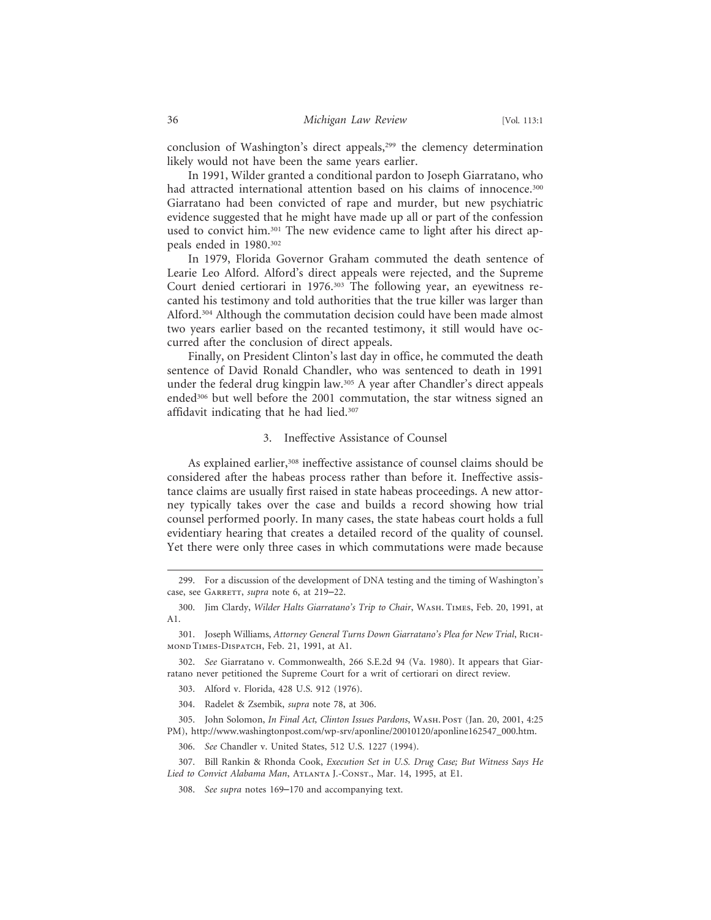conclusion of Washington's direct appeals,[299] the clemency determination likely would not have been the same years earlier.

In 1991, Wilder granted a conditional pardon to Joseph Giarratano, who had attracted international attention based on his claims of innocence.[300] Giarratano had been convicted of rape and murder, but new psychiatric evidence suggested that he might have made up all or part of the confession used to convict him.[301] The new evidence came to light after his direct appeals ended in 1980.[302]

In 1979, Florida Governor Graham commuted the death sentence of Learie Leo Alford. Alford's direct appeals were rejected, and the Supreme Court denied certiorari in 1976.[303] The following year, an eyewitness recanted his testimony and told authorities that the true killer was larger than Alford.[304] Although the commutation decision could have been made almost two years earlier based on the recanted testimony, it still would have occurred after the conclusion of direct appeals.

Finally, on President Clinton's last day in office, he commuted the death sentence of David Ronald Chandler, who was sentenced to death in 1991 under the federal drug kingpin law.[305] A year after Chandler's direct appeals ended[306] but well before the 2001 commutation, the star witness signed an affidavit indicating that he had lied.[307]

### 3. Ineffective Assistance of Counsel

As explained earlier,[308] ineffective assistance of counsel claims should be considered after the habeas process rather than before it. Ineffective assistance claims are usually first raised in state habeas proceedings. A new attorney typically takes over the case and builds a record showing how trial counsel performed poorly. In many cases, the state habeas court holds a full evidentiary hearing that creates a detailed record of the quality of counsel. Yet there were only three cases in which commutations were made because

---

299. For a discussion of the development of DNA testing and the timing of Washington's case, see Garrett, *supra* note 6, at 219–22.

300. Jim Clardy, *Wilder Halts Giarratano's Trip to Chair*, Wash. Times, Feb. 20, 1991, at A1.

301. Joseph Williams, *Attorney General Turns Down Giarratano's Plea for New Trial*, Richmond Times-Dispatch, Feb. 21, 1991, at A1.

302. *See* Giarratano v. Commonwealth, 266 S.E.2d 94 (Va. 1980). It appears that Giarratano never petitioned the Supreme Court for a writ of certiorari on direct review.

303. Alford v. Florida, 428 U.S. 912 (1976).

304. Radelet & Zsembik, *supra* note 78, at 306.

305. John Solomon, *In Final Act, Clinton Issues Pardons*, Wash. Post (Jan. 20, 2001, 4:25 PM), http://www.washingtonpost.com/wp-srv/aponline/20010120/aponline162547_000.htm.

306. *See* Chandler v. United States, 512 U.S. 1227 (1994).

307. Bill Rankin & Rhonda Cook, *Execution Set in U.S. Drug Case; But Witness Says He Lied to Convict Alabama Man*, Atlanta J.-Const., Mar. 14, 1995, at E1.

308. *See supra* notes 169–170 and accompanying text.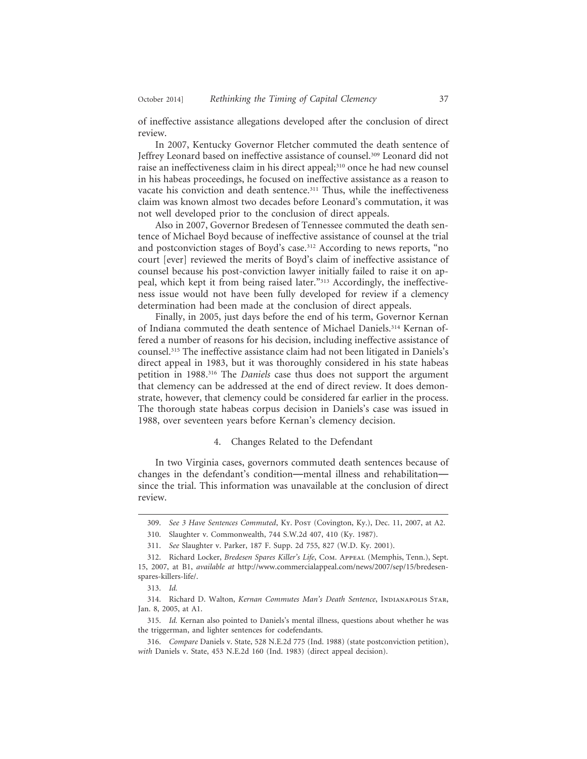of ineffective assistance allegations developed after the conclusion of direct review.

In 2007, Kentucky Governor Fletcher commuted the death sentence of Jeffrey Leonard based on ineffective assistance of counsel.[309] Leonard did not raise an ineffectiveness claim in his direct appeal;[310] once he had new counsel in his habeas proceedings, he focused on ineffective assistance as a reason to vacate his conviction and death sentence.[311] Thus, while the ineffectiveness claim was known almost two decades before Leonard's commutation, it was not well developed prior to the conclusion of direct appeals.

Also in 2007, Governor Bredesen of Tennessee commuted the death sentence of Michael Boyd because of ineffective assistance of counsel at the trial and postconviction stages of Boyd's case.[312] According to news reports, "no court [ever] reviewed the merits of Boyd's claim of ineffective assistance of counsel because his post-conviction lawyer initially failed to raise it on appeal, which kept it from being raised later."[313] Accordingly, the ineffectiveness issue would not have been fully developed for review if a clemency determination had been made at the conclusion of direct appeals.

Finally, in 2005, just days before the end of his term, Governor Kernan of Indiana commuted the death sentence of Michael Daniels.[314] Kernan offered a number of reasons for his decision, including ineffective assistance of counsel.[315] The ineffective assistance claim had not been litigated in Daniels's direct appeal in 1983, but it was thoroughly considered in his state habeas petition in 1988.[316] The *Daniels* case thus does not support the argument that clemency can be addressed at the end of direct review. It does demonstrate, however, that clemency could be considered far earlier in the process. The thorough state habeas corpus decision in Daniels's case was issued in 1988, over seventeen years before Kernan's clemency decision.

### 4. Changes Related to the Defendant

In two Virginia cases, governors commuted death sentences because of changes in the defendant's condition—mental illness and rehabilitation—since the trial. This information was unavailable at the conclusion of direct review.

---

309. *See 3 Have Sentences Commuted*, Ky. Post (Covington, Ky.), Dec. 11, 2007, at A2.

310. Slaughter v. Commonwealth, 744 S.W.2d 407, 410 (Ky. 1987).

311. *See* Slaughter v. Parker, 187 F. Supp. 2d 755, 827 (W.D. Ky. 2001).

312. Richard Locker, *Bredesen Spares Killer's Life*, Com. Appeal (Memphis, Tenn.), Sept. 15, 2007, at B1, *available at* http://www.commercialappeal.com/news/2007/sep/15/bredesen-spares-killers-life/.

313. *Id.*

314. Richard D. Walton, *Kernan Commutes Man's Death Sentence*, Indianapolis Star, Jan. 8, 2005, at A1.

315. *Id.* Kernan also pointed to Daniels's mental illness, questions about whether he was the triggerman, and lighter sentences for codefendants.

316. *Compare* Daniels v. State, 528 N.E.2d 775 (Ind. 1988) (state postconviction petition), *with* Daniels v. State, 453 N.E.2d 160 (Ind. 1983) (direct appeal decision).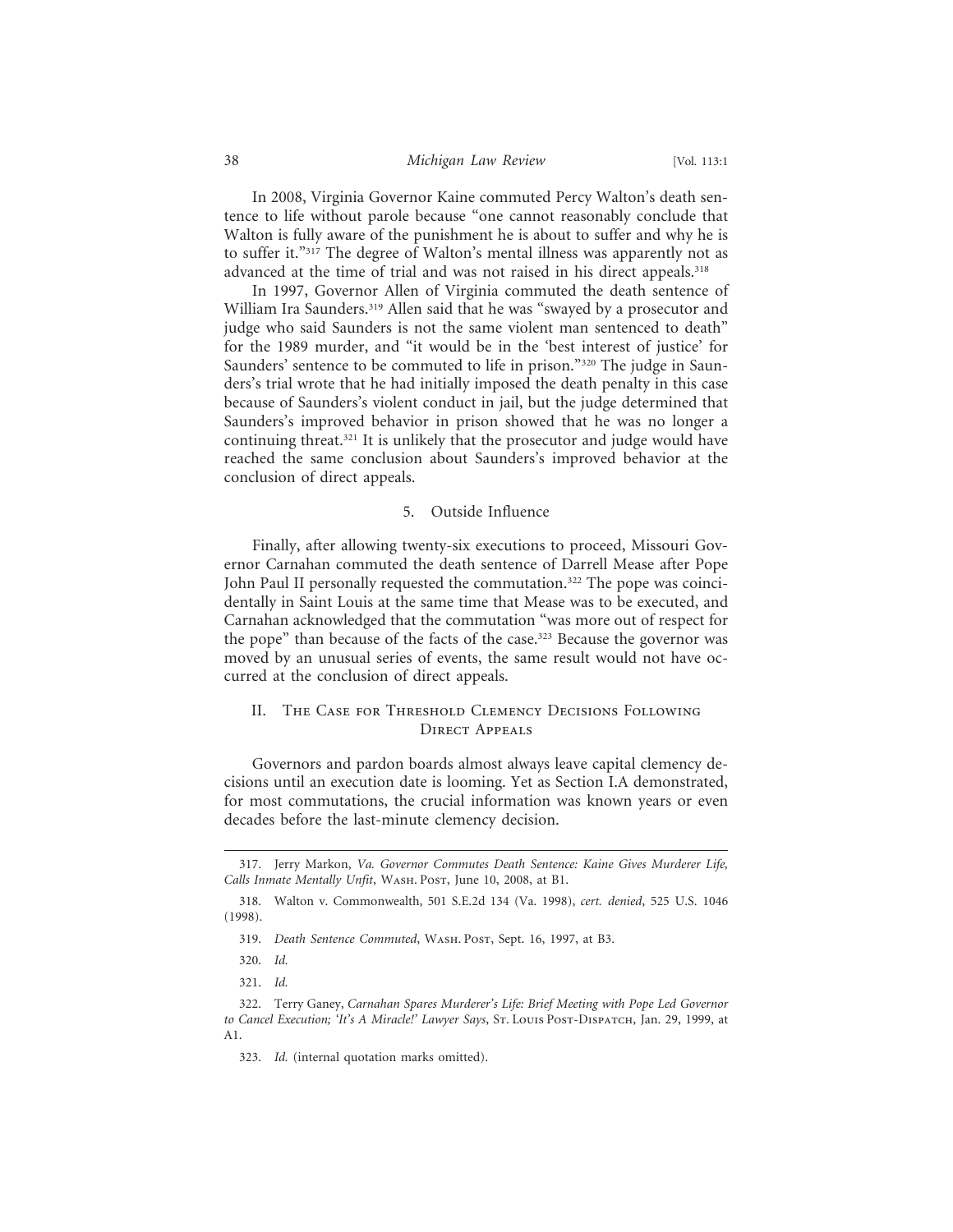In 2008, Virginia Governor Kaine commuted Percy Walton's death sentence to life without parole because "one cannot reasonably conclude that Walton is fully aware of the punishment he is about to suffer and why he is to suffer it."[317] The degree of Walton's mental illness was apparently not as advanced at the time of trial and was not raised in his direct appeals.[318]

In 1997, Governor Allen of Virginia commuted the death sentence of William Ira Saunders.[319] Allen said that he was "swayed by a prosecutor and judge who said Saunders is not the same violent man sentenced to death" for the 1989 murder, and "it would be in the 'best interest of justice' for Saunders' sentence to be commuted to life in prison."[320] The judge in Saunders's trial wrote that he had initially imposed the death penalty in this case because of Saunders's violent conduct in jail, but the judge determined that Saunders's improved behavior in prison showed that he was no longer a continuing threat.[321] It is unlikely that the prosecutor and judge would have reached the same conclusion about Saunders's improved behavior at the conclusion of direct appeals.

#### 5. Outside Influence

Finally, after allowing twenty-six executions to proceed, Missouri Governor Carnahan commuted the death sentence of Darrell Mease after Pope John Paul II personally requested the commutation.[322] The pope was coincidentally in Saint Louis at the same time that Mease was to be executed, and Carnahan acknowledged that the commutation "was more out of respect for the pope" than because of the facts of the case.[323] Because the governor was moved by an unusual series of events, the same result would not have occurred at the conclusion of direct appeals.

## II. The Case for Threshold Clemency Decisions Following Direct Appeals

Governors and pardon boards almost always leave capital clemency decisions until an execution date is looming. Yet as Section I.A demonstrated, for most commutations, the crucial information was known years or even decades before the last-minute clemency decision.

---

317. Jerry Markon, *Va. Governor Commutes Death Sentence: Kaine Gives Murderer Life, Calls Inmate Mentally Unfit*, Wash. Post, June 10, 2008, at B1.

318. Walton v. Commonwealth, 501 S.E.2d 134 (Va. 1998), *cert. denied*, 525 U.S. 1046 (1998).

319. *Death Sentence Commuted*, Wash. Post, Sept. 16, 1997, at B3.

320. *Id.*

321. *Id.*

322. Terry Ganey, *Carnahan Spares Murderer's Life: Brief Meeting with Pope Led Governor to Cancel Execution; 'It's A Miracle!' Lawyer Says*, St. Louis Post-Dispatch, Jan. 29, 1999, at A1.

323. *Id.* (internal quotation marks omitted).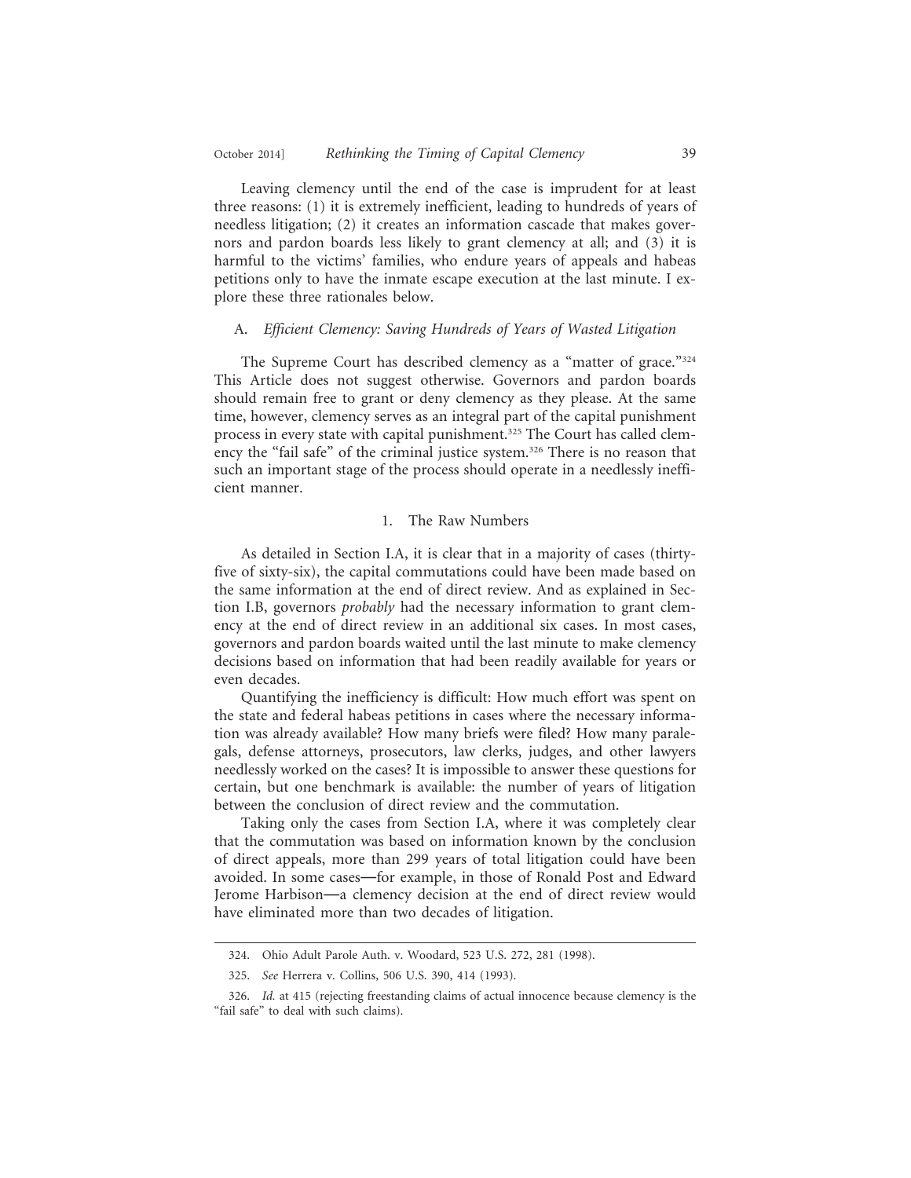Leaving clemency until the end of the case is imprudent for at least three reasons: (1) it is extremely inefficient, leading to hundreds of years of needless litigation; (2) it creates an information cascade that makes governors and pardon boards less likely to grant clemency at all; and (3) it is harmful to the victims' families, who endure years of appeals and habeas petitions only to have the inmate escape execution at the last minute. I explore these three rationales below.

### A. *Efficient Clemency: Saving Hundreds of Years of Wasted Litigation*

The Supreme Court has described clemency as a "matter of grace."[324] This Article does not suggest otherwise. Governors and pardon boards should remain free to grant or deny clemency as they please. At the same time, however, clemency serves as an integral part of the capital punishment process in every state with capital punishment.[325] The Court has called clemency the "fail safe" of the criminal justice system.[326] There is no reason that such an important stage of the process should operate in a needlessly inefficient manner.

#### 1. The Raw Numbers

As detailed in Section I.A, it is clear that in a majority of cases (thirty-five of sixty-six), the capital commutations could have been made based on the same information at the end of direct review. And as explained in Section I.B, governors *probably* had the necessary information to grant clemency at the end of direct review in an additional six cases. In most cases, governors and pardon boards waited until the last minute to make clemency decisions based on information that had been readily available for years or even decades.

Quantifying the inefficiency is difficult: How much effort was spent on the state and federal habeas petitions in cases where the necessary information was already available? How many briefs were filed? How many paralegals, defense attorneys, prosecutors, law clerks, judges, and other lawyers needlessly worked on the cases? It is impossible to answer these questions for certain, but one benchmark is available: the number of years of litigation between the conclusion of direct review and the commutation.

Taking only the cases from Section I.A, where it was completely clear that the commutation was based on information known by the conclusion of direct appeals, more than 299 years of total litigation could have been avoided. In some cases—for example, in those of Ronald Post and Edward Jerome Harbison—a clemency decision at the end of direct review would have eliminated more than two decades of litigation.

---

324. Ohio Adult Parole Auth. v. Woodard, 523 U.S. 272, 281 (1998).

325. *See* Herrera v. Collins, 506 U.S. 390, 414 (1993).

326. *Id.* at 415 (rejecting freestanding claims of actual innocence because clemency is the "fail safe" to deal with such claims).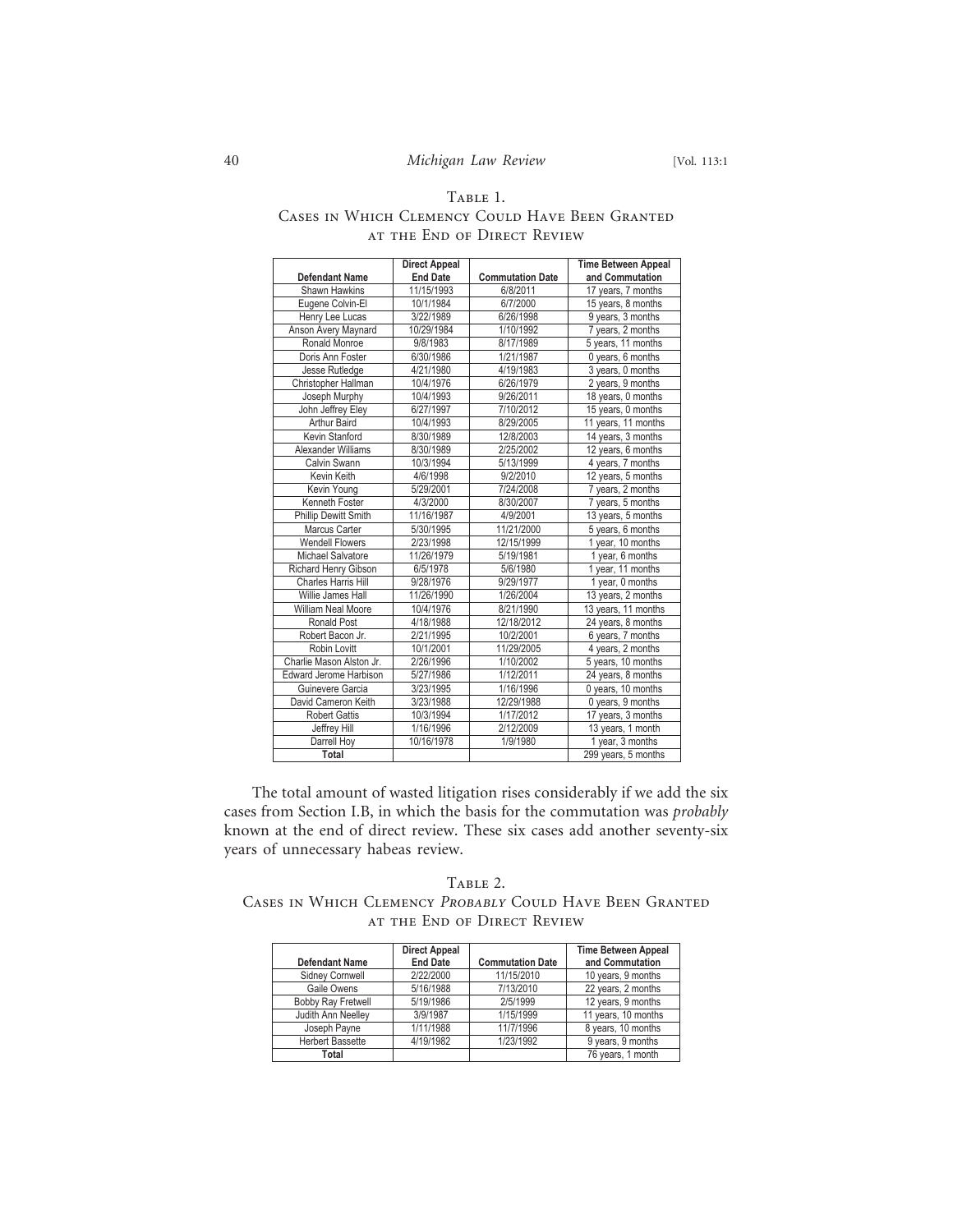Table 1.
Cases in Which Clemency Could Have Been Granted at the End of Direct Review

| Defendant Name | Direct Appeal End Date | Commutation Date | Time Between Appeal and Commutation |
|---|---|---|---|
| Shawn Hawkins | 11/15/1993 | 6/8/2011 | 17 years, 7 months |
| Eugene Colvin-El | 10/1/1984 | 6/7/2000 | 15 years, 8 months |
| Henry Lee Lucas | 3/22/1989 | 6/26/1998 | 9 years, 3 months |
| Anson Avery Maynard | 10/29/1984 | 1/10/1992 | 7 years, 2 months |
| Ronald Monroe | 9/8/1983 | 8/17/1989 | 5 years, 11 months |
| Doris Ann Foster | 6/30/1986 | 1/21/1987 | 0 years, 6 months |
| Jesse Rutledge | 4/21/1980 | 4/19/1983 | 3 years, 0 months |
| Christopher Hallman | 10/4/1976 | 6/26/1979 | 2 years, 9 months |
| Joseph Murphy | 10/4/1993 | 9/26/2011 | 18 years, 0 months |
| John Jeffrey Eley | 6/27/1997 | 7/10/2012 | 15 years, 0 months |
| Arthur Baird | 10/4/1993 | 8/29/2005 | 11 years, 11 months |
| Kevin Stanford | 8/30/1989 | 12/8/2003 | 14 years, 3 months |
| Alexander Williams | 8/30/1989 | 2/25/2002 | 12 years, 6 months |
| Calvin Swann | 10/3/1994 | 5/13/1999 | 4 years, 7 months |
| Kevin Keith | 4/6/1998 | 9/2/2010 | 12 years, 5 months |
| Kevin Young | 5/29/2001 | 7/24/2008 | 7 years, 2 months |
| Kenneth Foster | 4/3/2000 | 8/30/2007 | 7 years, 5 months |
| Phillip Dewitt Smith | 11/16/1987 | 4/9/2001 | 13 years, 5 months |
| Marcus Carter | 5/30/1995 | 11/21/2000 | 5 years, 6 months |
| Wendell Flowers | 2/23/1998 | 12/15/1999 | 1 year, 10 months |
| Michael Salvatore | 11/26/1979 | 5/19/1981 | 1 year, 6 months |
| Richard Henry Gibson | 6/5/1978 | 5/6/1980 | 1 year, 11 months |
| Charles Harris Hill | 9/28/1976 | 9/29/1977 | 1 year, 0 months |
| Willie James Hall | 11/26/1990 | 1/26/2004 | 13 years, 2 months |
| William Neal Moore | 10/4/1976 | 8/21/1990 | 13 years, 11 months |
| Ronald Post | 4/18/1988 | 12/18/2012 | 24 years, 8 months |
| Robert Bacon Jr. | 2/21/1995 | 10/2/2001 | 6 years, 7 months |
| Robin Lovitt | 10/1/2001 | 11/29/2005 | 4 years, 2 months |
| Charlie Mason Alston Jr. | 2/26/1996 | 1/10/2002 | 5 years, 10 months |
| Edward Jerome Harbison | 5/27/1986 | 1/12/2011 | 24 years, 8 months |
| Guinevere Garcia | 3/23/1995 | 1/16/1996 | 0 years, 10 months |
| David Cameron Keith | 3/23/1988 | 12/29/1988 | 0 years, 9 months |
| Robert Gattis | 10/3/1994 | 1/17/2012 | 17 years, 3 months |
| Jeffrey Hill | 1/16/1996 | 2/12/2009 | 13 years, 1 month |
| Darrell Hoy | 10/16/1978 | 1/9/1980 | 1 year, 3 months |
| **Total** | | | 299 years, 5 months |

The total amount of wasted litigation rises considerably if we add the six cases from Section I.B, in which the basis for the commutation was *probably* known at the end of direct review. These six cases add another seventy-six years of unnecessary habeas review.

Table 2.
Cases in Which Clemency *Probably* Could Have Been Granted at the End of Direct Review

| Defendant Name | Direct Appeal End Date | Commutation Date | Time Between Appeal and Commutation |
|---|---|---|---|
| Sidney Cornwell | 2/22/2000 | 11/15/2010 | 10 years, 9 months |
| Gaile Owens | 5/16/1988 | 7/13/2010 | 22 years, 2 months |
| Bobby Ray Fretwell | 5/19/1986 | 2/5/1999 | 12 years, 9 months |
| Judith Ann Neelley | 3/9/1987 | 1/15/1999 | 11 years, 10 months |
| Joseph Payne | 1/11/1988 | 11/7/1996 | 8 years, 10 months |
| Herbert Bassette | 4/19/1982 | 1/23/1992 | 9 years, 9 months |
| **Total** | | | 76 years, 1 month |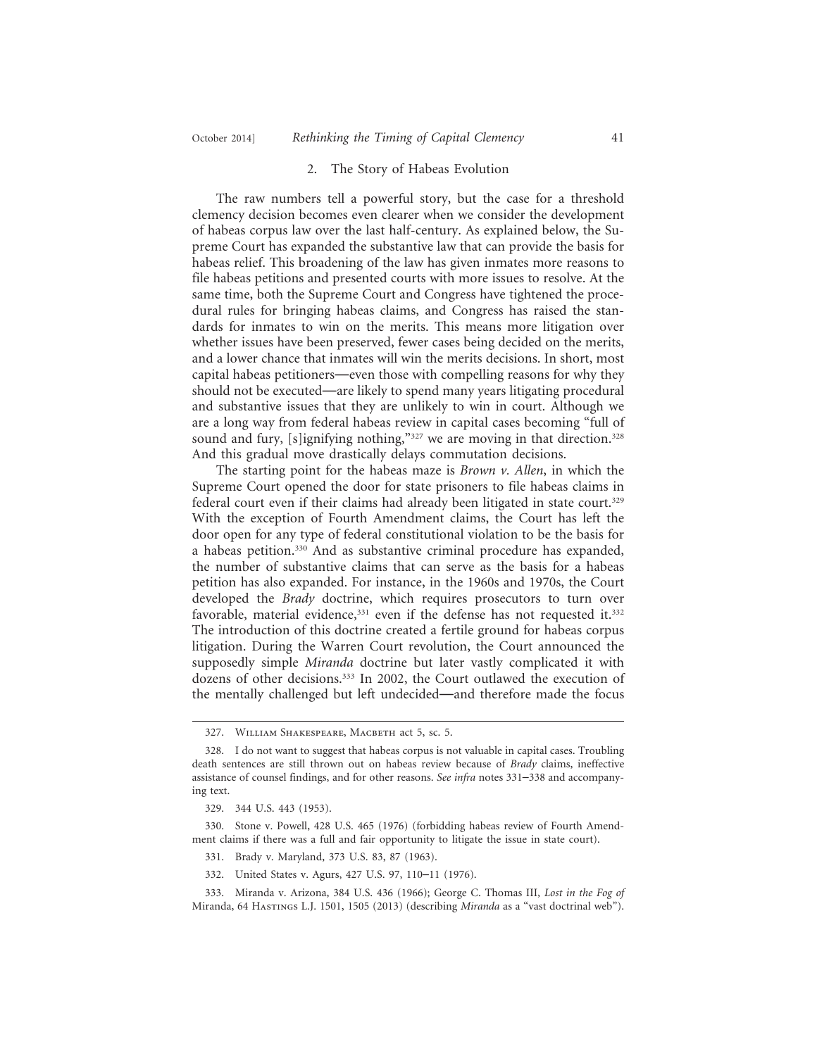### 2. The Story of Habeas Evolution

The raw numbers tell a powerful story, but the case for a threshold clemency decision becomes even clearer when we consider the development of habeas corpus law over the last half-century. As explained below, the Supreme Court has expanded the substantive law that can provide the basis for habeas relief. This broadening of the law has given inmates more reasons to file habeas petitions and presented courts with more issues to resolve. At the same time, both the Supreme Court and Congress have tightened the procedural rules for bringing habeas claims, and Congress has raised the standards for inmates to win on the merits. This means more litigation over whether issues have been preserved, fewer cases being decided on the merits, and a lower chance that inmates will win the merits decisions. In short, most capital habeas petitioners—even those with compelling reasons for why they should not be executed—are likely to spend many years litigating procedural and substantive issues that they are unlikely to win in court. Although we are a long way from federal habeas review in capital cases becoming "full of sound and fury, [s]ignifying nothing,"[327] we are moving in that direction.[328] And this gradual move drastically delays commutation decisions.

The starting point for the habeas maze is *Brown v. Allen*, in which the Supreme Court opened the door for state prisoners to file habeas claims in federal court even if their claims had already been litigated in state court.[329] With the exception of Fourth Amendment claims, the Court has left the door open for any type of federal constitutional violation to be the basis for a habeas petition.[330] And as substantive criminal procedure has expanded, the number of substantive claims that can serve as the basis for a habeas petition has also expanded. For instance, in the 1960s and 1970s, the Court developed the *Brady* doctrine, which requires prosecutors to turn over favorable, material evidence,[331] even if the defense has not requested it.[332] The introduction of this doctrine created a fertile ground for habeas corpus litigation. During the Warren Court revolution, the Court announced the supposedly simple *Miranda* doctrine but later vastly complicated it with dozens of other decisions.[333] In 2002, the Court outlawed the execution of the mentally challenged but left undecided—and therefore made the focus

---

327. William Shakespeare, Macbeth act 5, sc. 5.

328. I do not want to suggest that habeas corpus is not valuable in capital cases. Troubling death sentences are still thrown out on habeas review because of *Brady* claims, ineffective assistance of counsel findings, and for other reasons. *See infra* notes 331–338 and accompanying text.

329. 344 U.S. 443 (1953).

330. Stone v. Powell, 428 U.S. 465 (1976) (forbidding habeas review of Fourth Amendment claims if there was a full and fair opportunity to litigate the issue in state court).

331. Brady v. Maryland, 373 U.S. 83, 87 (1963).

332. United States v. Agurs, 427 U.S. 97, 110–11 (1976).

333. Miranda v. Arizona, 384 U.S. 436 (1966); George C. Thomas III, *Lost in the Fog of* Miranda, 64 Hastings L.J. 1501, 1505 (2013) (describing *Miranda* as a "vast doctrinal web").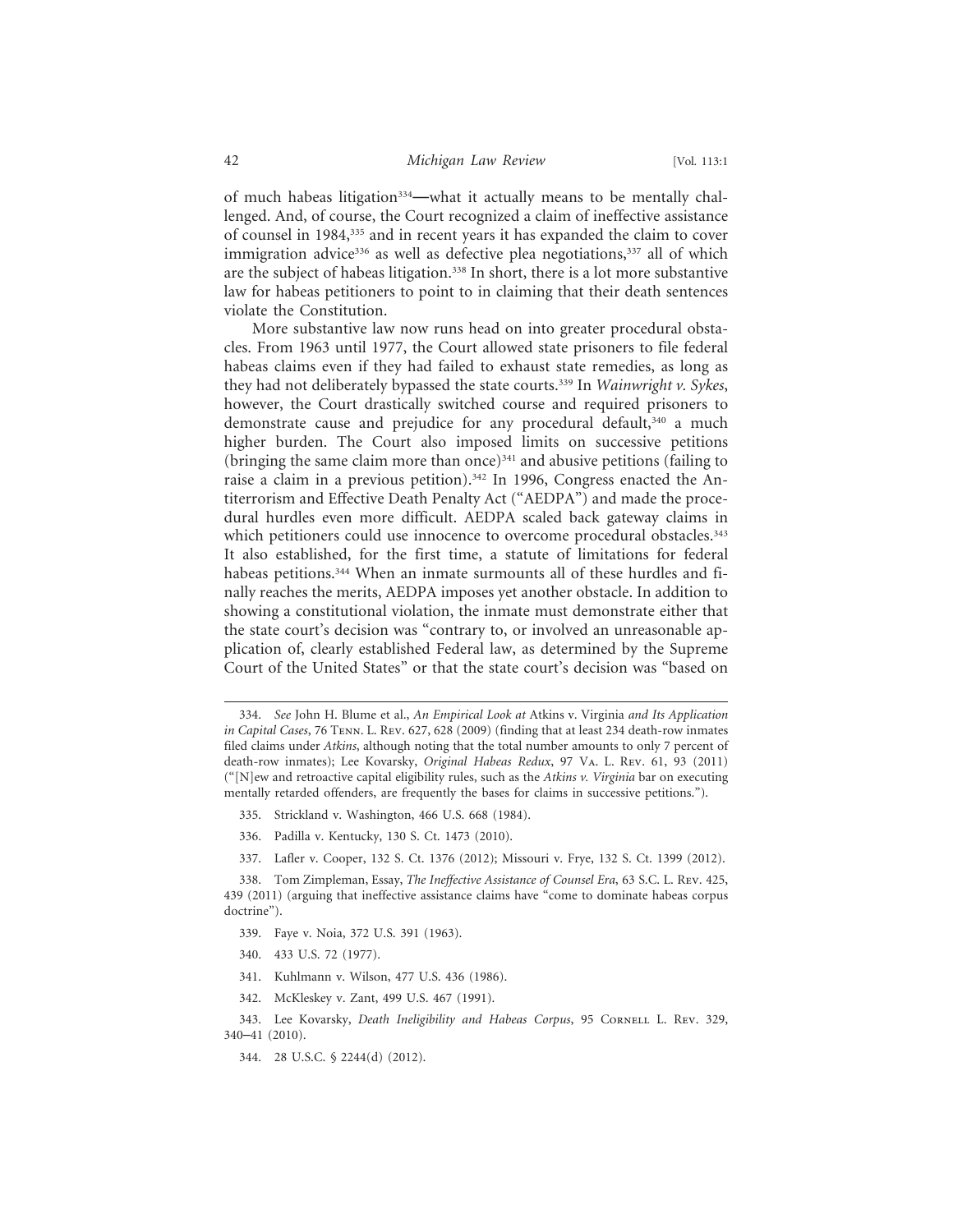of much habeas litigation[334]—what it actually means to be mentally challenged. And, of course, the Court recognized a claim of ineffective assistance of counsel in 1984,[335] and in recent years it has expanded the claim to cover immigration advice[336] as well as defective plea negotiations,[337] all of which are the subject of habeas litigation.[338] In short, there is a lot more substantive law for habeas petitioners to point to in claiming that their death sentences violate the Constitution.

More substantive law now runs head on into greater procedural obstacles. From 1963 until 1977, the Court allowed state prisoners to file federal habeas claims even if they had failed to exhaust state remedies, as long as they had not deliberately bypassed the state courts.[339] In *Wainwright v. Sykes*, however, the Court drastically switched course and required prisoners to demonstrate cause and prejudice for any procedural default,[340] a much higher burden. The Court also imposed limits on successive petitions (bringing the same claim more than once)[341] and abusive petitions (failing to raise a claim in a previous petition).[342] In 1996, Congress enacted the Antiterrorism and Effective Death Penalty Act ("AEDPA") and made the procedural hurdles even more difficult. AEDPA scaled back gateway claims in which petitioners could use innocence to overcome procedural obstacles.[343] It also established, for the first time, a statute of limitations for federal habeas petitions.[344] When an inmate surmounts all of these hurdles and finally reaches the merits, AEDPA imposes yet another obstacle. In addition to showing a constitutional violation, the inmate must demonstrate either that the state court's decision was "contrary to, or involved an unreasonable application of, clearly established Federal law, as determined by the Supreme Court of the United States" or that the state court's decision was "based on

---

334. *See* John H. Blume et al., *An Empirical Look at* Atkins v. Virginia *and Its Application in Capital Cases*, 76 Tenn. L. Rev. 627, 628 (2009) (finding that at least 234 death-row inmates filed claims under *Atkins*, although noting that the total number amounts to only 7 percent of death-row inmates); Lee Kovarsky, *Original Habeas Redux*, 97 Va. L. Rev. 61, 93 (2011) ("[N]ew and retroactive capital eligibility rules, such as the *Atkins v. Virginia* bar on executing mentally retarded offenders, are frequently the bases for claims in successive petitions.").

335. Strickland v. Washington, 466 U.S. 668 (1984).

336. Padilla v. Kentucky, 130 S. Ct. 1473 (2010).

337. Lafler v. Cooper, 132 S. Ct. 1376 (2012); Missouri v. Frye, 132 S. Ct. 1399 (2012).

338. Tom Zimpleman, Essay, *The Ineffective Assistance of Counsel Era*, 63 S.C. L. Rev. 425, 439 (2011) (arguing that ineffective assistance claims have "come to dominate habeas corpus doctrine").

339. Faye v. Noia, 372 U.S. 391 (1963).

340. 433 U.S. 72 (1977).

341. Kuhlmann v. Wilson, 477 U.S. 436 (1986).

342. McKleskey v. Zant, 499 U.S. 467 (1991).

343. Lee Kovarsky, *Death Ineligibility and Habeas Corpus*, 95 Cornell L. Rev. 329, 340–41 (2010).

344. 28 U.S.C. § 2244(d) (2012).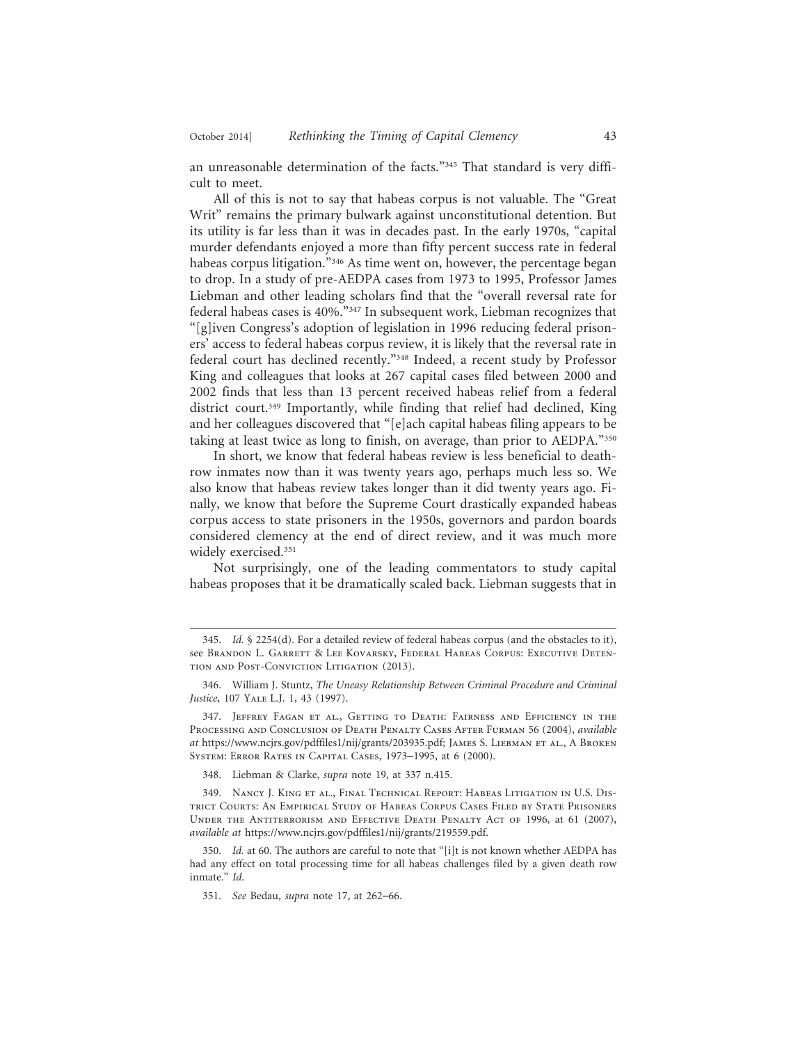an unreasonable determination of the facts."[345] That standard is very difficult to meet.

All of this is not to say that habeas corpus is not valuable. The "Great Writ" remains the primary bulwark against unconstitutional detention. But its utility is far less than it was in decades past. In the early 1970s, "capital murder defendants enjoyed a more than fifty percent success rate in federal habeas corpus litigation."[346] As time went on, however, the percentage began to drop. In a study of pre-AEDPA cases from 1973 to 1995, Professor James Liebman and other leading scholars find that the "overall reversal rate for federal habeas cases is 40%."[347] In subsequent work, Liebman recognizes that "[g]iven Congress's adoption of legislation in 1996 reducing federal prisoners' access to federal habeas corpus review, it is likely that the reversal rate in federal court has declined recently."[348] Indeed, a recent study by Professor King and colleagues that looks at 267 capital cases filed between 2000 and 2002 finds that less than 13 percent received habeas relief from a federal district court.[349] Importantly, while finding that relief had declined, King and her colleagues discovered that "[e]ach capital habeas filing appears to be taking at least twice as long to finish, on average, than prior to AEDPA."[350]

In short, we know that federal habeas review is less beneficial to death-row inmates now than it was twenty years ago, perhaps much less so. We also know that habeas review takes longer than it did twenty years ago. Finally, we know that before the Supreme Court drastically expanded habeas corpus access to state prisoners in the 1950s, governors and pardon boards considered clemency at the end of direct review, and it was much more widely exercised.[351]

Not surprisingly, one of the leading commentators to study capital habeas proposes that it be dramatically scaled back. Liebman suggests that in

---

345. *Id.* § 2254(d). For a detailed review of federal habeas corpus (and the obstacles to it), see Brandon L. Garrett & Lee Kovarsky, Federal Habeas Corpus: Executive Detention and Post-Conviction Litigation (2013).

346. William J. Stuntz, *The Uneasy Relationship Between Criminal Procedure and Criminal Justice*, 107 Yale L.J. 1, 43 (1997).

347. Jeffrey Fagan et al., Getting to Death: Fairness and Efficiency in the Processing and Conclusion of Death Penalty Cases After Furman 56 (2004), *available at* https://www.ncjrs.gov/pdffiles1/nij/grants/203935.pdf; James S. Liebman et al., A Broken System: Error Rates in Capital Cases, 1973–1995, at 6 (2000).

348. Liebman & Clarke, *supra* note 19, at 337 n.415.

349. Nancy J. King et al., Final Technical Report: Habeas Litigation in U.S. District Courts: An Empirical Study of Habeas Corpus Cases Filed by State Prisoners Under the Antiterrorism and Effective Death Penalty Act of 1996, at 61 (2007), *available at* https://www.ncjrs.gov/pdffiles1/nij/grants/219559.pdf.

350. *Id.* at 60. The authors are careful to note that "[i]t is not known whether AEDPA has had any effect on total processing time for all habeas challenges filed by a given death row inmate." *Id.*

351. *See* Bedau, *supra* note 17, at 262–66.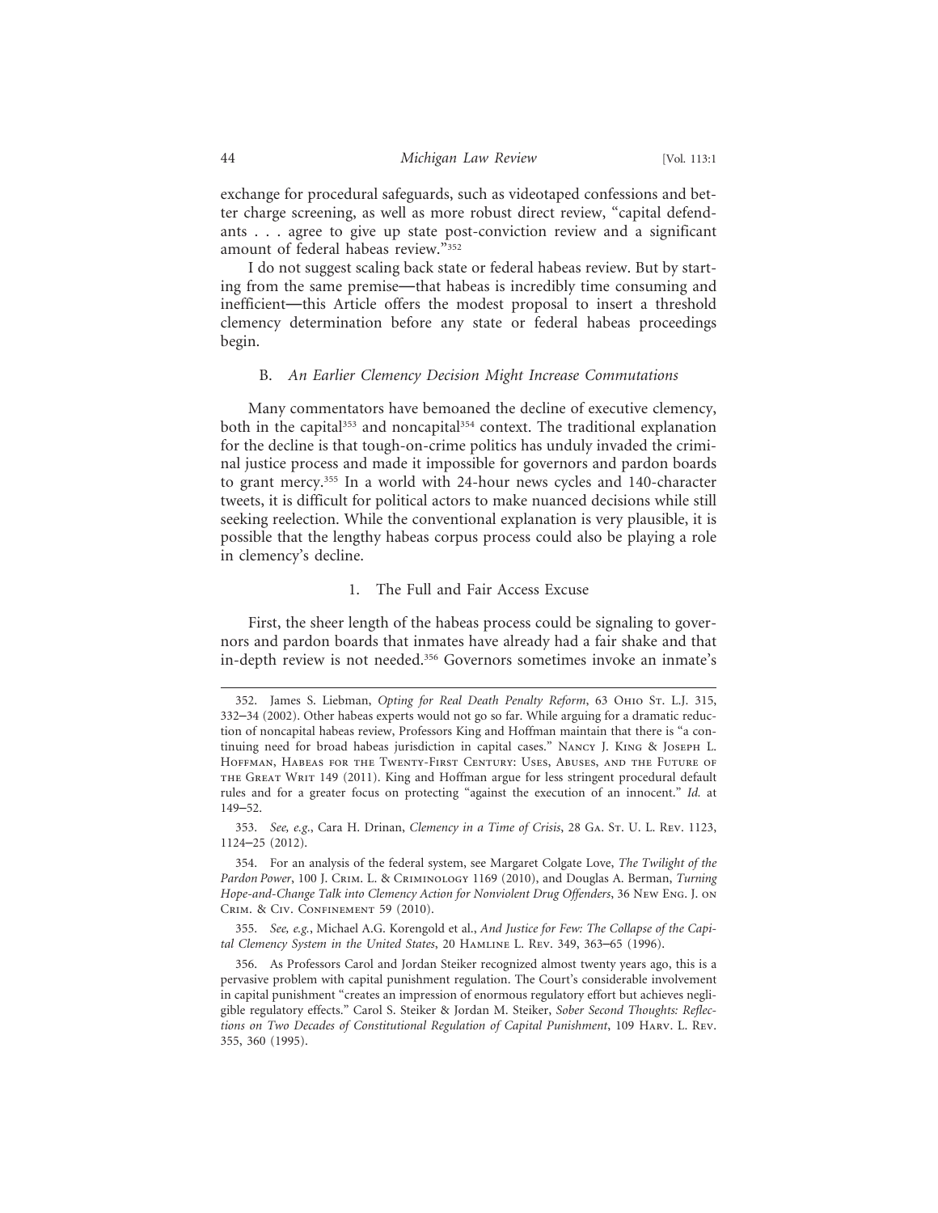exchange for procedural safeguards, such as videotaped confessions and better charge screening, as well as more robust direct review, "capital defendants . . . agree to give up state post-conviction review and a significant amount of federal habeas review."[352]

I do not suggest scaling back state or federal habeas review. But by starting from the same premise—that habeas is incredibly time consuming and inefficient—this Article offers the modest proposal to insert a threshold clemency determination before any state or federal habeas proceedings begin.

### B. *An Earlier Clemency Decision Might Increase Commutations*

Many commentators have bemoaned the decline of executive clemency, both in the capital[353] and noncapital[354] context. The traditional explanation for the decline is that tough-on-crime politics has unduly invaded the criminal justice process and made it impossible for governors and pardon boards to grant mercy.[355] In a world with 24-hour news cycles and 140-character tweets, it is difficult for political actors to make nuanced decisions while still seeking reelection. While the conventional explanation is very plausible, it is possible that the lengthy habeas corpus process could also be playing a role in clemency's decline.

#### 1. The Full and Fair Access Excuse

First, the sheer length of the habeas process could be signaling to governors and pardon boards that inmates have already had a fair shake and that in-depth review is not needed.[356] Governors sometimes invoke an inmate's

---

352. James S. Liebman, *Opting for Real Death Penalty Reform*, 63 Ohio St. L.J. 315, 332–34 (2002). Other habeas experts would not go so far. While arguing for a dramatic reduction of noncapital habeas review, Professors King and Hoffman maintain that there is "a continuing need for broad habeas jurisdiction in capital cases." Nancy J. King & Joseph L. Hoffman, Habeas for the Twenty-First Century: Uses, Abuses, and the Future of the Great Writ 149 (2011). King and Hoffman argue for less stringent procedural default rules and for a greater focus on protecting "against the execution of an innocent." *Id.* at 149–52.

353. *See, e.g.*, Cara H. Drinan, *Clemency in a Time of Crisis*, 28 Ga. St. U. L. Rev. 1123, 1124–25 (2012).

354. For an analysis of the federal system, see Margaret Colgate Love, *The Twilight of the Pardon Power*, 100 J. Crim. L. & Criminology 1169 (2010), and Douglas A. Berman, *Turning Hope-and-Change Talk into Clemency Action for Nonviolent Drug Offenders*, 36 New Eng. J. on Crim. & Civ. Confinement 59 (2010).

355. *See, e.g.*, Michael A.G. Korengold et al., *And Justice for Few: The Collapse of the Capital Clemency System in the United States*, 20 Hamline L. Rev. 349, 363–65 (1996).

356. As Professors Carol and Jordan Steiker recognized almost twenty years ago, this is a pervasive problem with capital punishment regulation. The Court's considerable involvement in capital punishment "creates an impression of enormous regulatory effort but achieves negligible regulatory effects." Carol S. Steiker & Jordan M. Steiker, *Sober Second Thoughts: Reflections on Two Decades of Constitutional Regulation of Capital Punishment*, 109 Harv. L. Rev. 355, 360 (1995).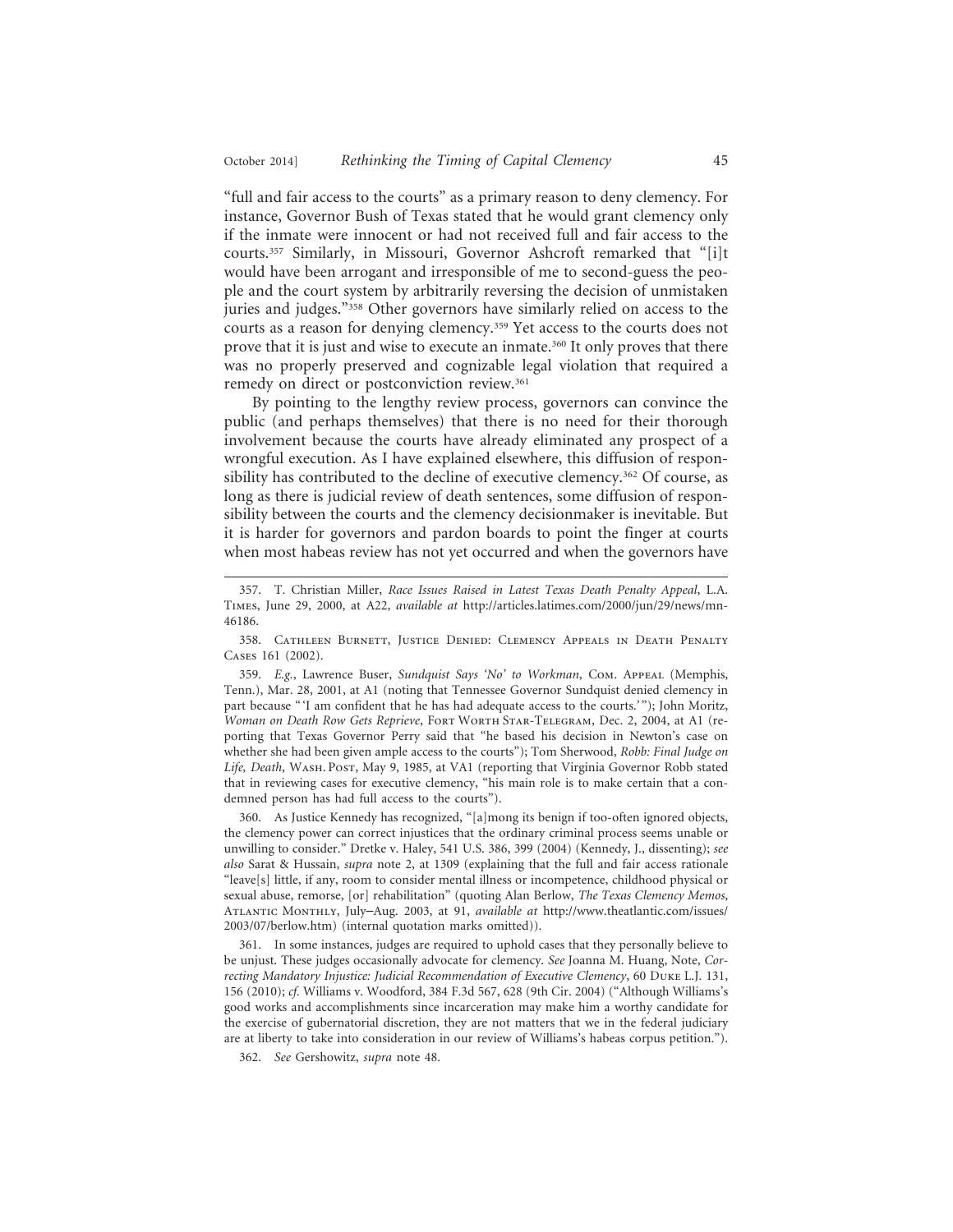"full and fair access to the courts" as a primary reason to deny clemency. For instance, Governor Bush of Texas stated that he would grant clemency only if the inmate were innocent or had not received full and fair access to the courts.[357] Similarly, in Missouri, Governor Ashcroft remarked that "[i]t would have been arrogant and irresponsible of me to second-guess the people and the court system by arbitrarily reversing the decision of unmistaken juries and judges."[358] Other governors have similarly relied on access to the courts as a reason for denying clemency.[359] Yet access to the courts does not prove that it is just and wise to execute an inmate.[360] It only proves that there was no properly preserved and cognizable legal violation that required a remedy on direct or postconviction review.[361]

By pointing to the lengthy review process, governors can convince the public (and perhaps themselves) that there is no need for their thorough involvement because the courts have already eliminated any prospect of a wrongful execution. As I have explained elsewhere, this diffusion of responsibility has contributed to the decline of executive clemency.[362] Of course, as long as there is judicial review of death sentences, some diffusion of responsibility between the courts and the clemency decisionmaker is inevitable. But it is harder for governors and pardon boards to point the finger at courts when most habeas review has not yet occurred and when the governors have

---

357. T. Christian Miller, *Race Issues Raised in Latest Texas Death Penalty Appeal*, L.A. Times, June 29, 2000, at A22, *available at* http://articles.latimes.com/2000/jun/29/news/mn-46186.

358. Cathleen Burnett, Justice Denied: Clemency Appeals in Death Penalty Cases 161 (2002).

359. *E.g.*, Lawrence Buser, *Sundquist Says 'No' to Workman*, Com. Appeal (Memphis, Tenn.), Mar. 28, 2001, at A1 (noting that Tennessee Governor Sundquist denied clemency in part because "'I am confident that he has had adequate access to the courts.'"); John Moritz, *Woman on Death Row Gets Reprieve*, Fort Worth Star-Telegram, Dec. 2, 2004, at A1 (reporting that Texas Governor Perry said that "he based his decision in Newton's case on whether she had been given ample access to the courts"); Tom Sherwood, *Robb: Final Judge on Life, Death*, Wash. Post, May 9, 1985, at VA1 (reporting that Virginia Governor Robb stated that in reviewing cases for executive clemency, "his main role is to make certain that a condemned person has had full access to the courts").

360. As Justice Kennedy has recognized, "[a]mong its benign if too-often ignored objects, the clemency power can correct injustices that the ordinary criminal process seems unable or unwilling to consider." Dretke v. Haley, 541 U.S. 386, 399 (2004) (Kennedy, J., dissenting); *see also* Sarat & Hussain, *supra* note 2, at 1309 (explaining that the full and fair access rationale "leave[s] little, if any, room to consider mental illness or incompetence, childhood physical or sexual abuse, remorse, [or] rehabilitation" (quoting Alan Berlow, *The Texas Clemency Memos*, Atlantic Monthly, July–Aug. 2003, at 91, *available at* http://www.theatlantic.com/issues/2003/07/berlow.htm) (internal quotation marks omitted)).

361. In some instances, judges are required to uphold cases that they personally believe to be unjust. These judges occasionally advocate for clemency. *See* Joanna M. Huang, Note, *Correcting Mandatory Injustice: Judicial Recommendation of Executive Clemency*, 60 Duke L.J. 131, 156 (2010); *cf.* Williams v. Woodford, 384 F.3d 567, 628 (9th Cir. 2004) ("Although Williams's good works and accomplishments since incarceration may make him a worthy candidate for the exercise of gubernatorial discretion, they are not matters that we in the federal judiciary are at liberty to take into consideration in our review of Williams's habeas corpus petition.").

362. *See* Gershowitz, *supra* note 48.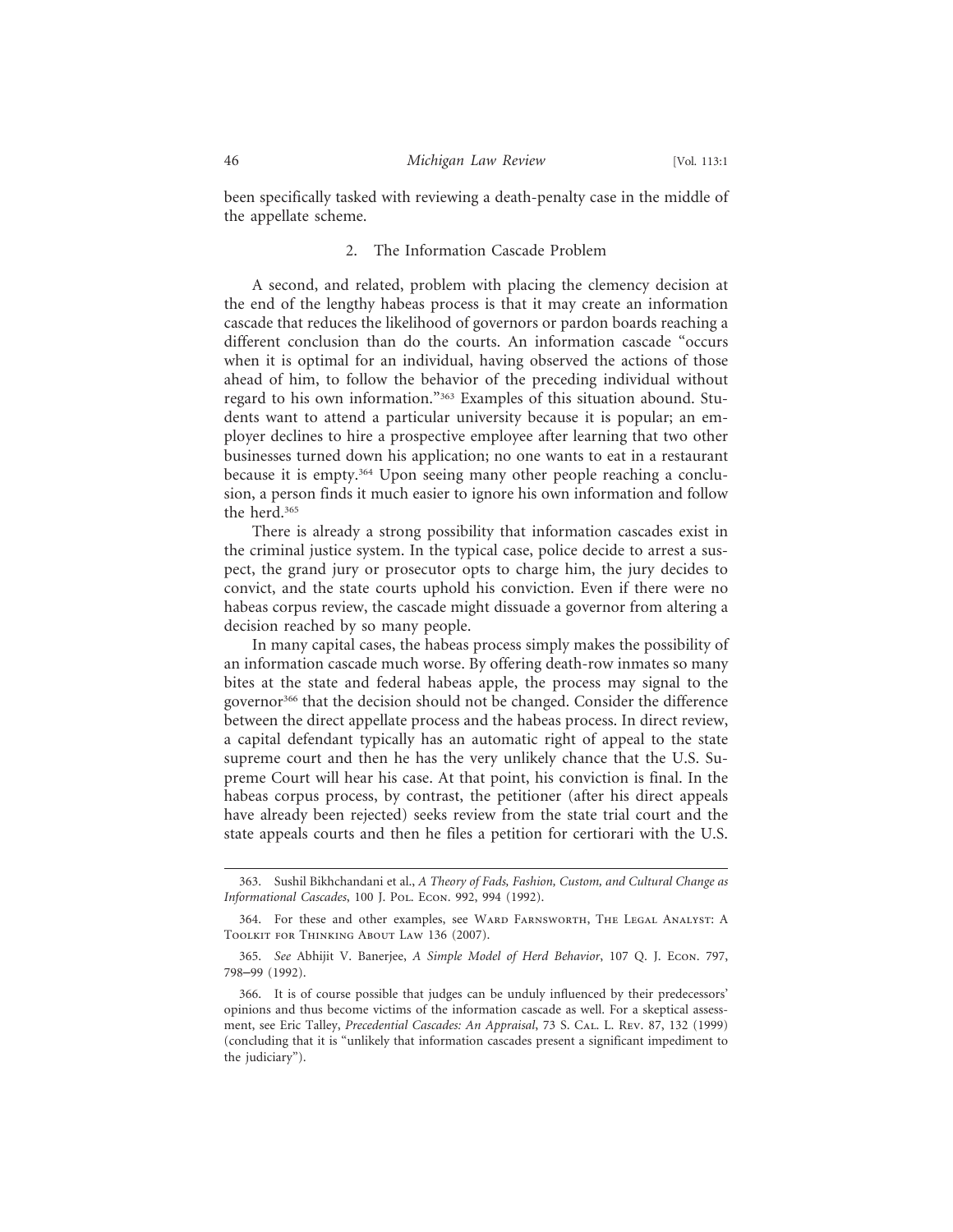been specifically tasked with reviewing a death-penalty case in the middle of the appellate scheme.

### 2. The Information Cascade Problem

A second, and related, problem with placing the clemency decision at the end of the lengthy habeas process is that it may create an information cascade that reduces the likelihood of governors or pardon boards reaching a different conclusion than do the courts. An information cascade "occurs when it is optimal for an individual, having observed the actions of those ahead of him, to follow the behavior of the preceding individual without regard to his own information."[363] Examples of this situation abound. Students want to attend a particular university because it is popular; an employer declines to hire a prospective employee after learning that two other businesses turned down his application; no one wants to eat in a restaurant because it is empty.[364] Upon seeing many other people reaching a conclusion, a person finds it much easier to ignore his own information and follow the herd.[365]

There is already a strong possibility that information cascades exist in the criminal justice system. In the typical case, police decide to arrest a suspect, the grand jury or prosecutor opts to charge him, the jury decides to convict, and the state courts uphold his conviction. Even if there were no habeas corpus review, the cascade might dissuade a governor from altering a decision reached by so many people.

In many capital cases, the habeas process simply makes the possibility of an information cascade much worse. By offering death-row inmates so many bites at the state and federal habeas apple, the process may signal to the governor[366] that the decision should not be changed. Consider the difference between the direct appellate process and the habeas process. In direct review, a capital defendant typically has an automatic right of appeal to the state supreme court and then he has the very unlikely chance that the U.S. Supreme Court will hear his case. At that point, his conviction is final. In the habeas corpus process, by contrast, the petitioner (after his direct appeals have already been rejected) seeks review from the state trial court and the state appeals courts and then he files a petition for certiorari with the U.S.

---

363. Sushil Bikhchandani et al., *A Theory of Fads, Fashion, Custom, and Cultural Change as Informational Cascades*, 100 J. Pol. Econ. 992, 994 (1992).

364. For these and other examples, see Ward Farnsworth, The Legal Analyst: A Toolkit for Thinking About Law 136 (2007).

365. *See* Abhijit V. Banerjee, *A Simple Model of Herd Behavior*, 107 Q. J. Econ. 797, 798–99 (1992).

366. It is of course possible that judges can be unduly influenced by their predecessors' opinions and thus become victims of the information cascade as well. For a skeptical assessment, see Eric Talley, *Precedential Cascades: An Appraisal*, 73 S. Cal. L. Rev. 87, 132 (1999) (concluding that it is "unlikely that information cascades present a significant impediment to the judiciary").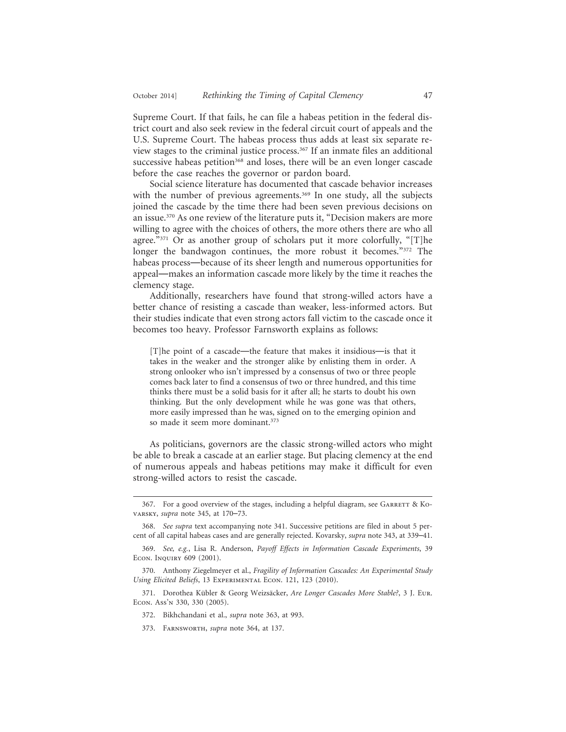Supreme Court. If that fails, he can file a habeas petition in the federal district court and also seek review in the federal circuit court of appeals and the U.S. Supreme Court. The habeas process thus adds at least six separate review stages to the criminal justice process.[367] If an inmate files an additional successive habeas petition[368] and loses, there will be an even longer cascade before the case reaches the governor or pardon board.

Social science literature has documented that cascade behavior increases with the number of previous agreements.[369] In one study, all the subjects joined the cascade by the time there had been seven previous decisions on an issue.[370] As one review of the literature puts it, "Decision makers are more willing to agree with the choices of others, the more others there are who all agree."[371] Or as another group of scholars put it more colorfully, "[T]he longer the bandwagon continues, the more robust it becomes."[372] The habeas process—because of its sheer length and numerous opportunities for appeal—makes an information cascade more likely by the time it reaches the clemency stage.

Additionally, researchers have found that strong-willed actors have a better chance of resisting a cascade than weaker, less-informed actors. But their studies indicate that even strong actors fall victim to the cascade once it becomes too heavy. Professor Farnsworth explains as follows:

> [T]he point of a cascade—the feature that makes it insidious—is that it takes in the weaker and the stronger alike by enlisting them in order. A strong onlooker who isn't impressed by a consensus of two or three people comes back later to find a consensus of two or three hundred, and this time thinks there must be a solid basis for it after all; he starts to doubt his own thinking. But the only development while he was gone was that others, more easily impressed than he was, signed on to the emerging opinion and so made it seem more dominant.[373]

As politicians, governors are the classic strong-willed actors who might be able to break a cascade at an earlier stage. But placing clemency at the end of numerous appeals and habeas petitions may make it difficult for even strong-willed actors to resist the cascade.

---

367. For a good overview of the stages, including a helpful diagram, see GARRETT & KOVARSKY, *supra* note 345, at 170–73.

368. *See supra* text accompanying note 341. Successive petitions are filed in about 5 percent of all capital habeas cases and are generally rejected. Kovarsky, *supra* note 343, at 339–41.

369. *See, e.g.*, Lisa R. Anderson, *Payoff Effects in Information Cascade Experiments*, 39 ECON. INQUIRY 609 (2001).

370. Anthony Ziegelmeyer et al., *Fragility of Information Cascades: An Experimental Study Using Elicited Beliefs*, 13 EXPERIMENTAL ECON. 121, 123 (2010).

371. Dorothea Kübler & Georg Weizsäcker, *Are Longer Cascades More Stable?*, 3 J. EUR. ECON. ASS'N 330, 330 (2005).

372. Bikhchandani et al., *supra* note 363, at 993.

373. FARNSWORTH, *supra* note 364, at 137.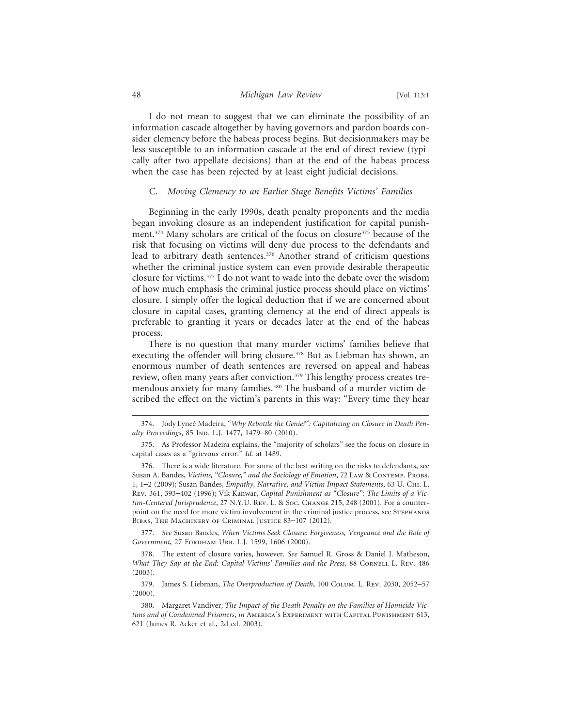I do not mean to suggest that we can eliminate the possibility of an information cascade altogether by having governors and pardon boards consider clemency before the habeas process begins. But decisionmakers may be less susceptible to an information cascade at the end of direct review (typically after two appellate decisions) than at the end of the habeas process when the case has been rejected by at least eight judicial decisions.

### C. *Moving Clemency to an Earlier Stage Benefits Victims' Families*

Beginning in the early 1990s, death penalty proponents and the media began invoking closure as an independent justification for capital punishment.[374] Many scholars are critical of the focus on closure[375] because of the risk that focusing on victims will deny due process to the defendants and lead to arbitrary death sentences.[376] Another strand of criticism questions whether the criminal justice system can even provide desirable therapeutic closure for victims.[377] I do not want to wade into the debate over the wisdom of how much emphasis the criminal justice process should place on victims' closure. I simply offer the logical deduction that if we are concerned about closure in capital cases, granting clemency at the end of direct appeals is preferable to granting it years or decades later at the end of the habeas process.

There is no question that many murder victims' families believe that executing the offender will bring closure.[378] But as Liebman has shown, an enormous number of death sentences are reversed on appeal and habeas review, often many years after conviction.[379] This lengthy process creates tremendous anxiety for many families.[380] The husband of a murder victim described the effect on the victim's parents in this way: "Every time they hear

---

374. Jody Lyneé Madeira, *"Why Rebottle the Genie?": Capitalizing on Closure in Death Penalty Proceedings*, 85 Ind. L.J. 1477, 1479–80 (2010).

375. As Professor Madeira explains, the "majority of scholars" see the focus on closure in capital cases as a "grievous error." *Id.* at 1489.

376. There is a wide literature. For some of the best writing on the risks to defendants, see Susan A. Bandes, *Victims, "Closure," and the Sociology of Emotion*, 72 Law & Contemp. Probs. 1, 1–2 (2009); Susan Bandes, *Empathy, Narrative, and Victim Impact Statements*, 63 U. Chi. L. Rev. 361, 393–402 (1996); Vik Kanwar, *Capital Punishment as "Closure": The Limits of a Victim-Centered Jurisprudence*, 27 N.Y.U. Rev. L. & Soc. Change 215, 248 (2001). For a counterpoint on the need for more victim involvement in the criminal justice process, see Stephanos Bibas, The Machinery of Criminal Justice 83–107 (2012).

377. *See* Susan Bandes, *When Victims Seek Closure: Forgiveness, Vengeance and the Role of Government*, 27 Fordham Urb. L.J. 1599, 1606 (2000).

378. The extent of closure varies, however. *See* Samuel R. Gross & Daniel J. Matheson, *What They Say at the End: Capital Victims' Families and the Press*, 88 Cornell L. Rev. 486 (2003).

379. James S. Liebman, *The Overproduction of Death*, 100 Colum. L. Rev. 2030, 2052–57 (2000).

380. Margaret Vandiver, *The Impact of the Death Penalty on the Families of Homicide Victims and of Condemned Prisoners*, *in* America's Experiment with Capital Punishment 613, 621 (James R. Acker et al., 2d ed. 2003).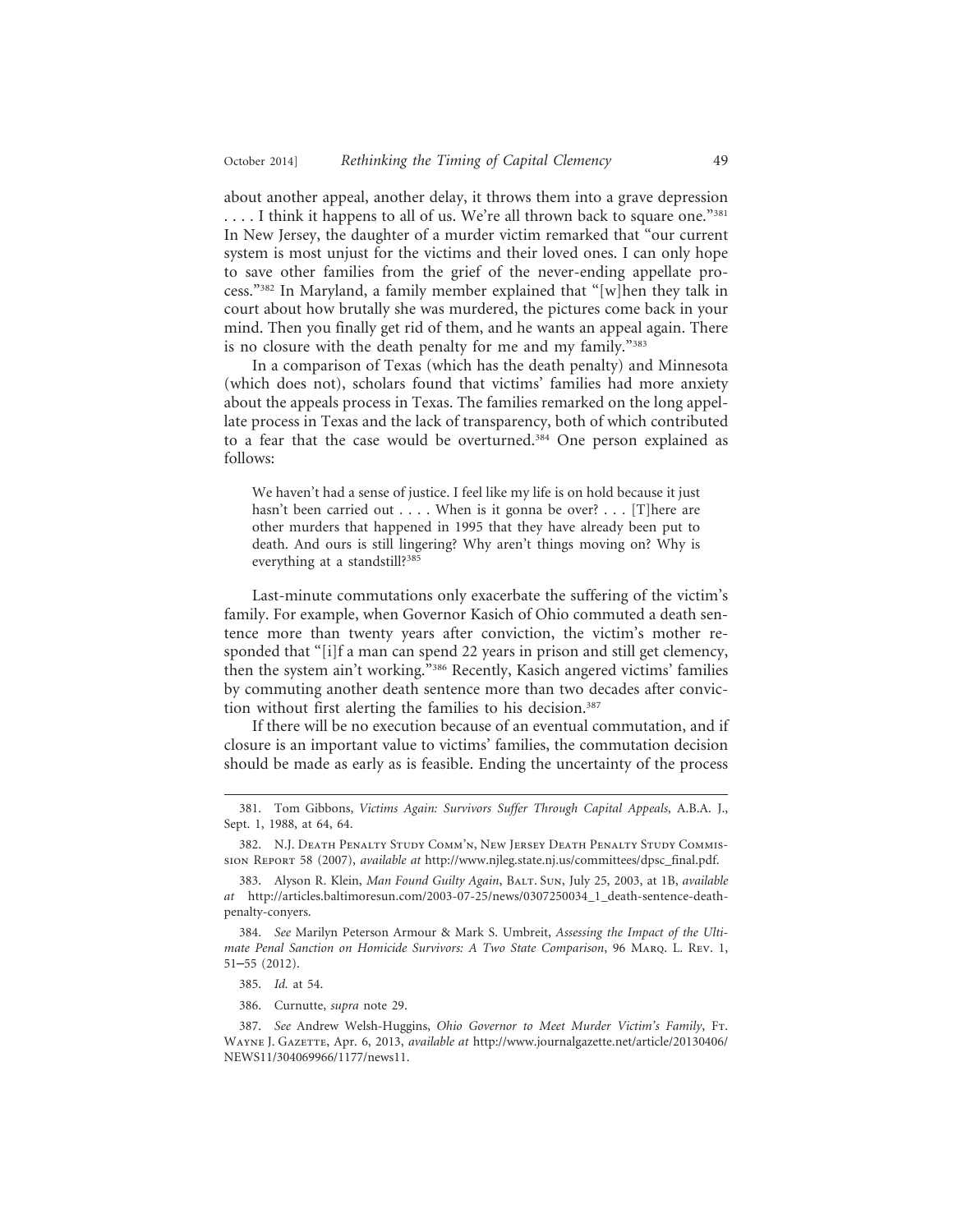about another appeal, another delay, it throws them into a grave depression . . . . I think it happens to all of us. We're all thrown back to square one."[381] In New Jersey, the daughter of a murder victim remarked that "our current system is most unjust for the victims and their loved ones. I can only hope to save other families from the grief of the never-ending appellate process."[382] In Maryland, a family member explained that "[w]hen they talk in court about how brutally she was murdered, the pictures come back in your mind. Then you finally get rid of them, and he wants an appeal again. There is no closure with the death penalty for me and my family."[383]

In a comparison of Texas (which has the death penalty) and Minnesota (which does not), scholars found that victims' families had more anxiety about the appeals process in Texas. The families remarked on the long appellate process in Texas and the lack of transparency, both of which contributed to a fear that the case would be overturned.[384] One person explained as follows:

> We haven't had a sense of justice. I feel like my life is on hold because it just hasn't been carried out . . . . When is it gonna be over? . . . [T]here are other murders that happened in 1995 that they have already been put to death. And ours is still lingering? Why aren't things moving on? Why is everything at a standstill?[385]

Last-minute commutations only exacerbate the suffering of the victim's family. For example, when Governor Kasich of Ohio commuted a death sentence more than twenty years after conviction, the victim's mother responded that "[i]f a man can spend 22 years in prison and still get clemency, then the system ain't working."[386] Recently, Kasich angered victims' families by commuting another death sentence more than two decades after conviction without first alerting the families to his decision.[387]

If there will be no execution because of an eventual commutation, and if closure is an important value to victims' families, the commutation decision should be made as early as is feasible. Ending the uncertainty of the process

---

381. Tom Gibbons, *Victims Again: Survivors Suffer Through Capital Appeals*, A.B.A. J., Sept. 1, 1988, at 64, 64.

382. N.J. Death Penalty Study Comm'n, New Jersey Death Penalty Study Commission Report 58 (2007), *available at* http://www.njleg.state.nj.us/committees/dpsc_final.pdf.

383. Alyson R. Klein, *Man Found Guilty Again*, Balt. Sun, July 25, 2003, at 1B, *available at* http://articles.baltimoresun.com/2003-07-25/news/0307250034_1_death-sentence-death-penalty-conyers.

384. *See* Marilyn Peterson Armour & Mark S. Umbreit, *Assessing the Impact of the Ultimate Penal Sanction on Homicide Survivors: A Two State Comparison*, 96 Marq. L. Rev. 1, 51–55 (2012).

385. *Id.* at 54.

386. Curnutte, *supra* note 29.

387. *See* Andrew Welsh-Huggins, *Ohio Governor to Meet Murder Victim's Family*, Ft. Wayne J. Gazette, Apr. 6, 2013, *available at* http://www.journalgazette.net/article/20130406/NEWS11/304069966/1177/news11.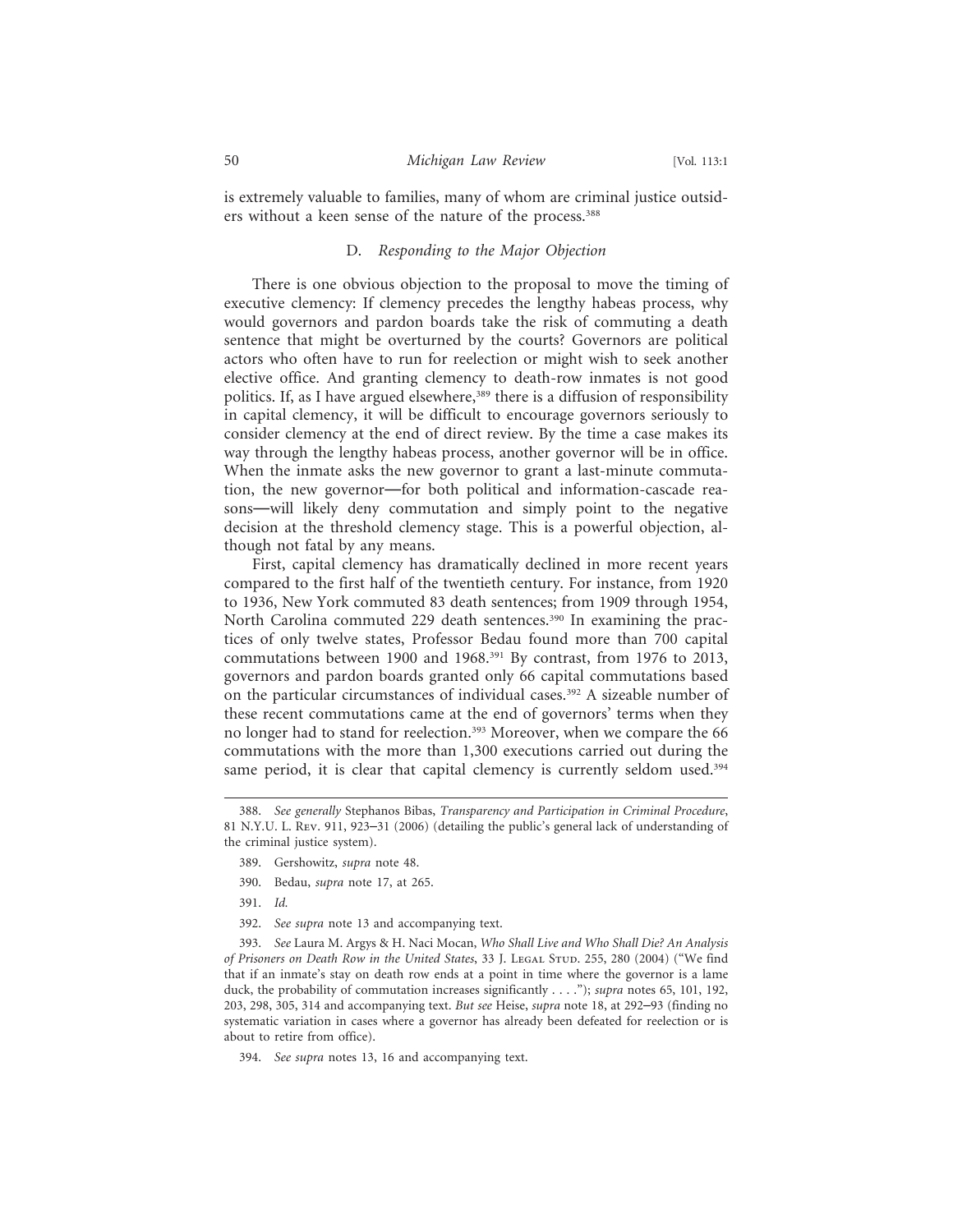is extremely valuable to families, many of whom are criminal justice outsiders without a keen sense of the nature of the process.[388]

### D. *Responding to the Major Objection*

There is one obvious objection to the proposal to move the timing of executive clemency: If clemency precedes the lengthy habeas process, why would governors and pardon boards take the risk of commuting a death sentence that might be overturned by the courts? Governors are political actors who often have to run for reelection or might wish to seek another elective office. And granting clemency to death-row inmates is not good politics. If, as I have argued elsewhere,[389] there is a diffusion of responsibility in capital clemency, it will be difficult to encourage governors seriously to consider clemency at the end of direct review. By the time a case makes its way through the lengthy habeas process, another governor will be in office. When the inmate asks the new governor to grant a last-minute commutation, the new governor—for both political and information-cascade reasons—will likely deny commutation and simply point to the negative decision at the threshold clemency stage. This is a powerful objection, although not fatal by any means.

First, capital clemency has dramatically declined in more recent years compared to the first half of the twentieth century. For instance, from 1920 to 1936, New York commuted 83 death sentences; from 1909 through 1954, North Carolina commuted 229 death sentences.[390] In examining the practices of only twelve states, Professor Bedau found more than 700 capital commutations between 1900 and 1968.[391] By contrast, from 1976 to 2013, governors and pardon boards granted only 66 capital commutations based on the particular circumstances of individual cases.[392] A sizeable number of these recent commutations came at the end of governors' terms when they no longer had to stand for reelection.[393] Moreover, when we compare the 66 commutations with the more than 1,300 executions carried out during the same period, it is clear that capital clemency is currently seldom used.[394]

---

388. *See generally* Stephanos Bibas, *Transparency and Participation in Criminal Procedure*, 81 N.Y.U. L. Rev. 911, 923–31 (2006) (detailing the public's general lack of understanding of the criminal justice system).

389. Gershowitz, *supra* note 48.

390. Bedau, *supra* note 17, at 265.

391. *Id.*

392. *See supra* note 13 and accompanying text.

393. *See* Laura M. Argys & H. Naci Mocan, *Who Shall Live and Who Shall Die? An Analysis of Prisoners on Death Row in the United States*, 33 J. Legal Stud. 255, 280 (2004) ("We find that if an inmate's stay on death row ends at a point in time where the governor is a lame duck, the probability of commutation increases significantly . . . ."); *supra* notes 65, 101, 192, 203, 298, 305, 314 and accompanying text. *But see* Heise, *supra* note 18, at 292–93 (finding no systematic variation in cases where a governor has already been defeated for reelection or is about to retire from office).

394. *See supra* notes 13, 16 and accompanying text.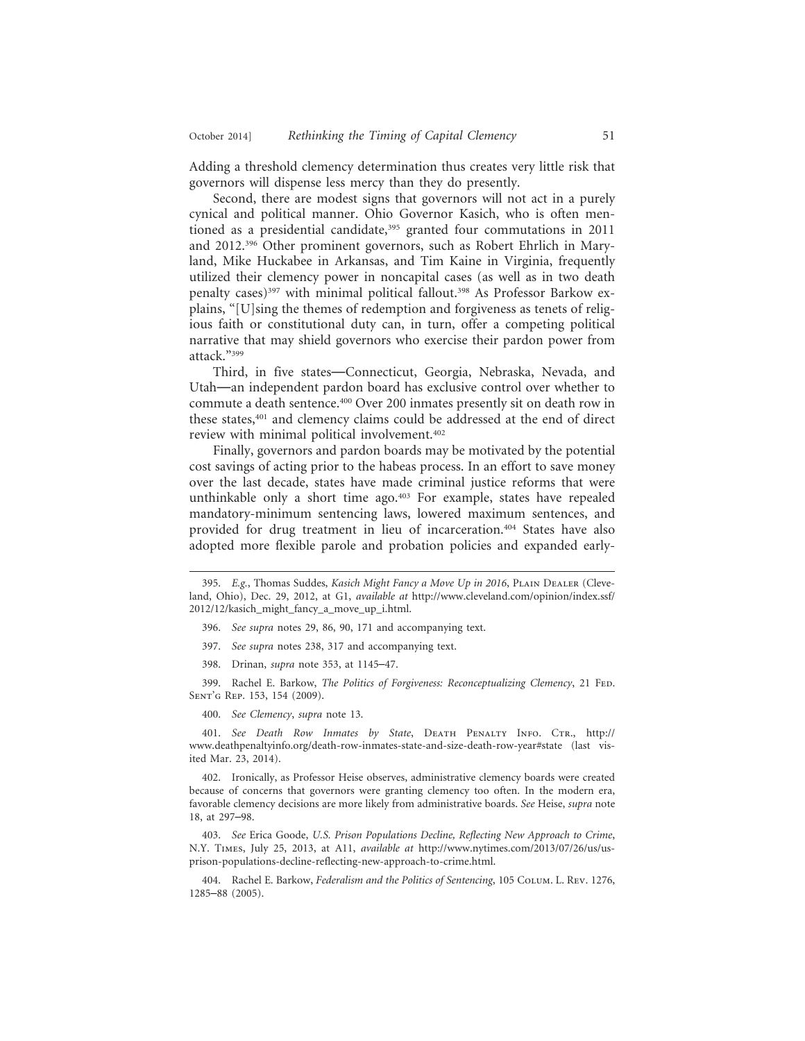Adding a threshold clemency determination thus creates very little risk that governors will dispense less mercy than they do presently.

Second, there are modest signs that governors will not act in a purely cynical and political manner. Ohio Governor Kasich, who is often mentioned as a presidential candidate,[395] granted four commutations in 2011 and 2012.[396] Other prominent governors, such as Robert Ehrlich in Maryland, Mike Huckabee in Arkansas, and Tim Kaine in Virginia, frequently utilized their clemency power in noncapital cases (as well as in two death penalty cases)[397] with minimal political fallout.[398] As Professor Barkow explains, "[U]sing the themes of redemption and forgiveness as tenets of religious faith or constitutional duty can, in turn, offer a competing political narrative that may shield governors who exercise their pardon power from attack."[399]

Third, in five states—Connecticut, Georgia, Nebraska, Nevada, and Utah—an independent pardon board has exclusive control over whether to commute a death sentence.[400] Over 200 inmates presently sit on death row in these states,[401] and clemency claims could be addressed at the end of direct review with minimal political involvement.[402]

Finally, governors and pardon boards may be motivated by the potential cost savings of acting prior to the habeas process. In an effort to save money over the last decade, states have made criminal justice reforms that were unthinkable only a short time ago.[403] For example, states have repealed mandatory-minimum sentencing laws, lowered maximum sentences, and provided for drug treatment in lieu of incarceration.[404] States have also adopted more flexible parole and probation policies and expanded early-

---

395. *E.g.*, Thomas Suddes, *Kasich Might Fancy a Move Up in 2016*, Plain Dealer (Cleveland, Ohio), Dec. 29, 2012, at G1, *available at* http://www.cleveland.com/opinion/index.ssf/2012/12/kasich_might_fancy_a_move_up_i.html.

396. *See supra* notes 29, 86, 90, 171 and accompanying text.

397. *See supra* notes 238, 317 and accompanying text.

398. Drinan, *supra* note 353, at 1145–47.

399. Rachel E. Barkow, *The Politics of Forgiveness: Reconceptualizing Clemency*, 21 Fed. Sent'g Rep. 153, 154 (2009).

400. *See Clemency*, *supra* note 13.

401. *See Death Row Inmates by State*, Death Penalty Info. Ctr., http://www.deathpenaltyinfo.org/death-row-inmates-state-and-size-death-row-year#state (last visited Mar. 23, 2014).

402. Ironically, as Professor Heise observes, administrative clemency boards were created because of concerns that governors were granting clemency too often. In the modern era, favorable clemency decisions are more likely from administrative boards. *See* Heise, *supra* note 18, at 297–98.

403. *See* Erica Goode, *U.S. Prison Populations Decline, Reflecting New Approach to Crime*, N.Y. Times, July 25, 2013, at A11, *available at* http://www.nytimes.com/2013/07/26/us/us-prison-populations-decline-reflecting-new-approach-to-crime.html.

404. Rachel E. Barkow, *Federalism and the Politics of Sentencing*, 105 Colum. L. Rev. 1276, 1285–88 (2005).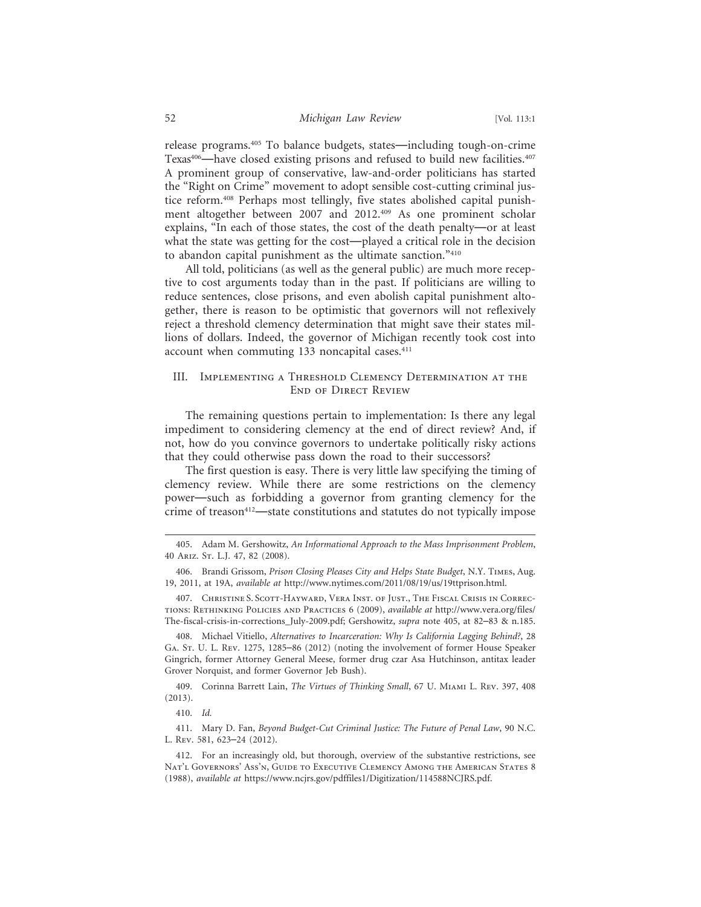release programs.[405] To balance budgets, states—including tough-on-crime Texas[406]—have closed existing prisons and refused to build new facilities.[407] A prominent group of conservative, law-and-order politicians has started the "Right on Crime" movement to adopt sensible cost-cutting criminal justice reform.[408] Perhaps most tellingly, five states abolished capital punishment altogether between 2007 and 2012.[409] As one prominent scholar explains, "In each of those states, the cost of the death penalty—or at least what the state was getting for the cost—played a critical role in the decision to abandon capital punishment as the ultimate sanction."[410]

All told, politicians (as well as the general public) are much more receptive to cost arguments today than in the past. If politicians are willing to reduce sentences, close prisons, and even abolish capital punishment altogether, there is reason to be optimistic that governors will not reflexively reject a threshold clemency determination that might save their states millions of dollars. Indeed, the governor of Michigan recently took cost into account when commuting 133 noncapital cases.[411]

## III. Implementing a Threshold Clemency Determination at the End of Direct Review

The remaining questions pertain to implementation: Is there any legal impediment to considering clemency at the end of direct review? And, if not, how do you convince governors to undertake politically risky actions that they could otherwise pass down the road to their successors?

The first question is easy. There is very little law specifying the timing of clemency review. While there are some restrictions on the clemency power—such as forbidding a governor from granting clemency for the crime of treason[412]—state constitutions and statutes do not typically impose

---

405. Adam M. Gershowitz, *An Informational Approach to the Mass Imprisonment Problem*, 40 Ariz. St. L.J. 47, 82 (2008).

406. Brandi Grissom, *Prison Closing Pleases City and Helps State Budget*, N.Y. Times, Aug. 19, 2011, at 19A, *available at* http://www.nytimes.com/2011/08/19/us/19ttprison.html.

407. Christine S. Scott-Hayward, Vera Inst. of Just., The Fiscal Crisis in Corrections: Rethinking Policies and Practices 6 (2009), *available at* http://www.vera.org/files/The-fiscal-crisis-in-corrections_July-2009.pdf; Gershowitz, *supra* note 405, at 82–83 & n.185.

408. Michael Vitiello, *Alternatives to Incarceration: Why Is California Lagging Behind?*, 28 Ga. St. U. L. Rev. 1275, 1285–86 (2012) (noting the involvement of former House Speaker Gingrich, former Attorney General Meese, former drug czar Asa Hutchinson, antitax leader Grover Norquist, and former Governor Jeb Bush).

409. Corinna Barrett Lain, *The Virtues of Thinking Small*, 67 U. Miami L. Rev. 397, 408 (2013).

410. *Id.*

411. Mary D. Fan, *Beyond Budget-Cut Criminal Justice: The Future of Penal Law*, 90 N.C. L. Rev. 581, 623–24 (2012).

412. For an increasingly old, but thorough, overview of the substantive restrictions, see Nat'l Governors' Ass'n, Guide to Executive Clemency Among the American States 8 (1988), *available at* https://www.ncjrs.gov/pdffiles1/Digitization/114588NCJRS.pdf.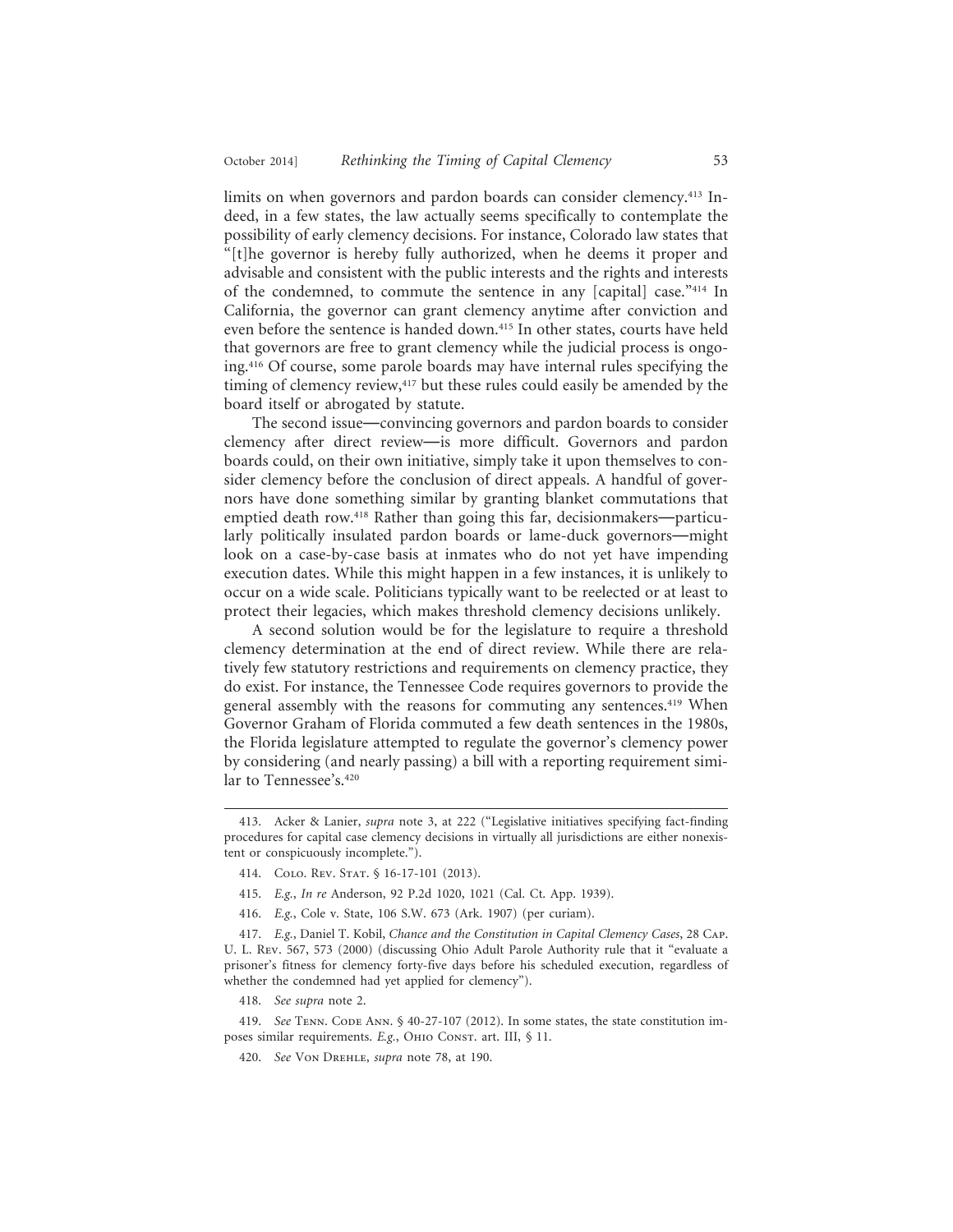limits on when governors and pardon boards can consider clemency.[413] Indeed, in a few states, the law actually seems specifically to contemplate the possibility of early clemency decisions. For instance, Colorado law states that "[t]he governor is hereby fully authorized, when he deems it proper and advisable and consistent with the public interests and the rights and interests of the condemned, to commute the sentence in any [capital] case."[414] In California, the governor can grant clemency anytime after conviction and even before the sentence is handed down.[415] In other states, courts have held that governors are free to grant clemency while the judicial process is ongoing.[416] Of course, some parole boards may have internal rules specifying the timing of clemency review,[417] but these rules could easily be amended by the board itself or abrogated by statute.

The second issue—convincing governors and pardon boards to consider clemency after direct review—is more difficult. Governors and pardon boards could, on their own initiative, simply take it upon themselves to consider clemency before the conclusion of direct appeals. A handful of governors have done something similar by granting blanket commutations that emptied death row.[418] Rather than going this far, decisionmakers—particularly politically insulated pardon boards or lame-duck governors—might look on a case-by-case basis at inmates who do not yet have impending execution dates. While this might happen in a few instances, it is unlikely to occur on a wide scale. Politicians typically want to be reelected or at least to protect their legacies, which makes threshold clemency decisions unlikely.

A second solution would be for the legislature to require a threshold clemency determination at the end of direct review. While there are relatively few statutory restrictions and requirements on clemency practice, they do exist. For instance, the Tennessee Code requires governors to provide the general assembly with the reasons for commuting any sentences.[419] When Governor Graham of Florida commuted a few death sentences in the 1980s, the Florida legislature attempted to regulate the governor's clemency power by considering (and nearly passing) a bill with a reporting requirement similar to Tennessee's.[420]

---

413. Acker & Lanier, *supra* note 3, at 222 ("Legislative initiatives specifying fact-finding procedures for capital case clemency decisions in virtually all jurisdictions are either nonexistent or conspicuously incomplete.").

414. Colo. Rev. Stat. § 16-17-101 (2013).

415. *E.g.*, *In re* Anderson, 92 P.2d 1020, 1021 (Cal. Ct. App. 1939).

416. *E.g.*, Cole v. State, 106 S.W. 673 (Ark. 1907) (per curiam).

417. *E.g.*, Daniel T. Kobil, *Chance and the Constitution in Capital Clemency Cases*, 28 Cap. U. L. Rev. 567, 573 (2000) (discussing Ohio Adult Parole Authority rule that it "evaluate a prisoner's fitness for clemency forty-five days before his scheduled execution, regardless of whether the condemned had yet applied for clemency").

418. *See supra* note 2.

419. *See* Tenn. Code Ann. § 40-27-107 (2012). In some states, the state constitution imposes similar requirements. *E.g.*, Ohio Const. art. III, § 11.

420. *See* Von Drehle, *supra* note 78, at 190.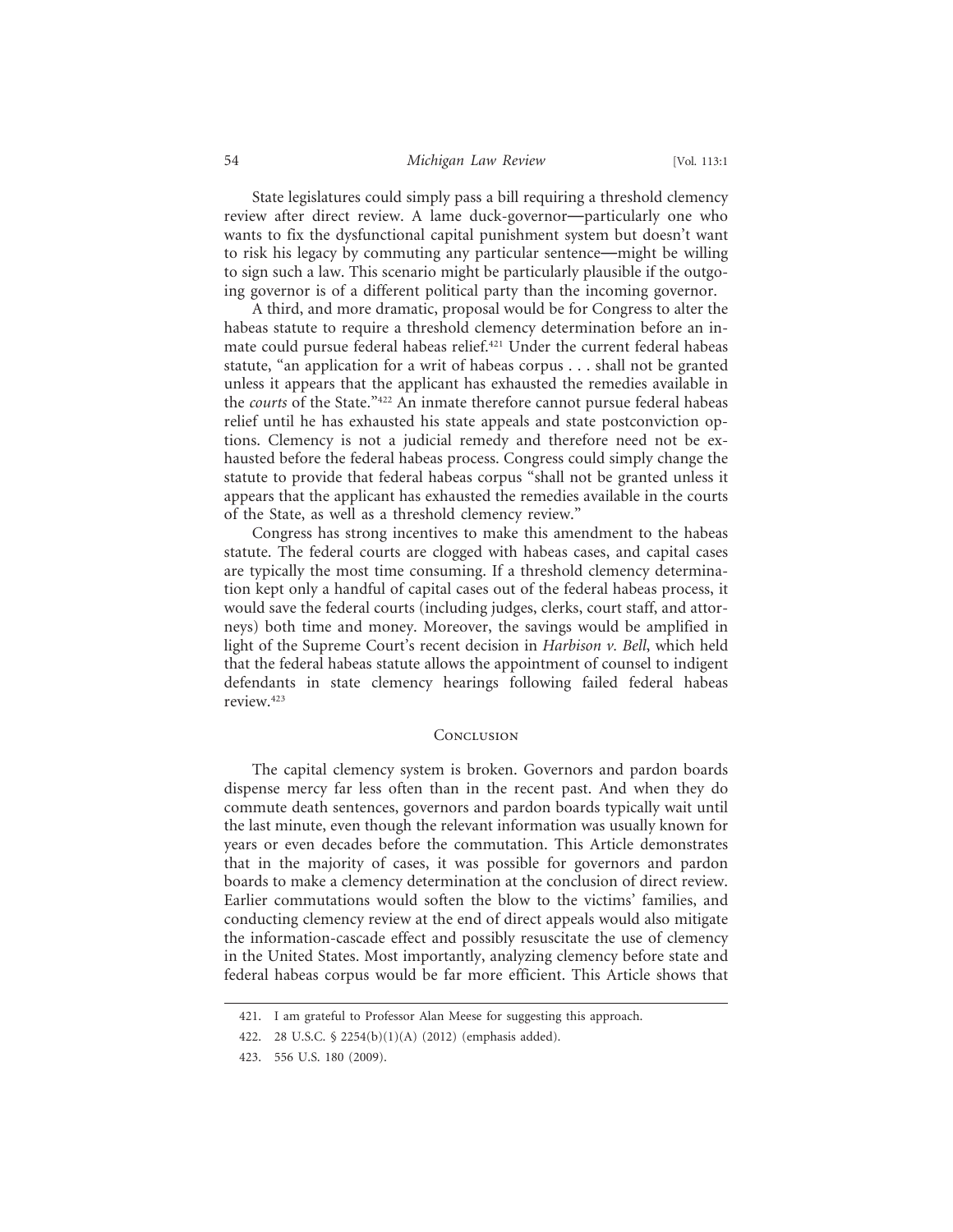State legislatures could simply pass a bill requiring a threshold clemency review after direct review. A lame duck-governor—particularly one who wants to fix the dysfunctional capital punishment system but doesn't want to risk his legacy by commuting any particular sentence—might be willing to sign such a law. This scenario might be particularly plausible if the outgoing governor is of a different political party than the incoming governor.

A third, and more dramatic, proposal would be for Congress to alter the habeas statute to require a threshold clemency determination before an inmate could pursue federal habeas relief.[421] Under the current federal habeas statute, "an application for a writ of habeas corpus . . . shall not be granted unless it appears that the applicant has exhausted the remedies available in the *courts* of the State."[422] An inmate therefore cannot pursue federal habeas relief until he has exhausted his state appeals and state postconviction options. Clemency is not a judicial remedy and therefore need not be exhausted before the federal habeas process. Congress could simply change the statute to provide that federal habeas corpus "shall not be granted unless it appears that the applicant has exhausted the remedies available in the courts of the State, as well as a threshold clemency review."

Congress has strong incentives to make this amendment to the habeas statute. The federal courts are clogged with habeas cases, and capital cases are typically the most time consuming. If a threshold clemency determination kept only a handful of capital cases out of the federal habeas process, it would save the federal courts (including judges, clerks, court staff, and attorneys) both time and money. Moreover, the savings would be amplified in light of the Supreme Court's recent decision in *Harbison v. Bell*, which held that the federal habeas statute allows the appointment of counsel to indigent defendants in state clemency hearings following failed federal habeas review.[423]

## Conclusion

The capital clemency system is broken. Governors and pardon boards dispense mercy far less often than in the recent past. And when they do commute death sentences, governors and pardon boards typically wait until the last minute, even though the relevant information was usually known for years or even decades before the commutation. This Article demonstrates that in the majority of cases, it was possible for governors and pardon boards to make a clemency determination at the conclusion of direct review. Earlier commutations would soften the blow to the victims' families, and conducting clemency review at the end of direct appeals would also mitigate the information-cascade effect and possibly resuscitate the use of clemency in the United States. Most importantly, analyzing clemency before state and federal habeas corpus would be far more efficient. This Article shows that

---

421. I am grateful to Professor Alan Meese for suggesting this approach.

422. 28 U.S.C. § 2254(b)(1)(A) (2012) (emphasis added).

423. 556 U.S. 180 (2009).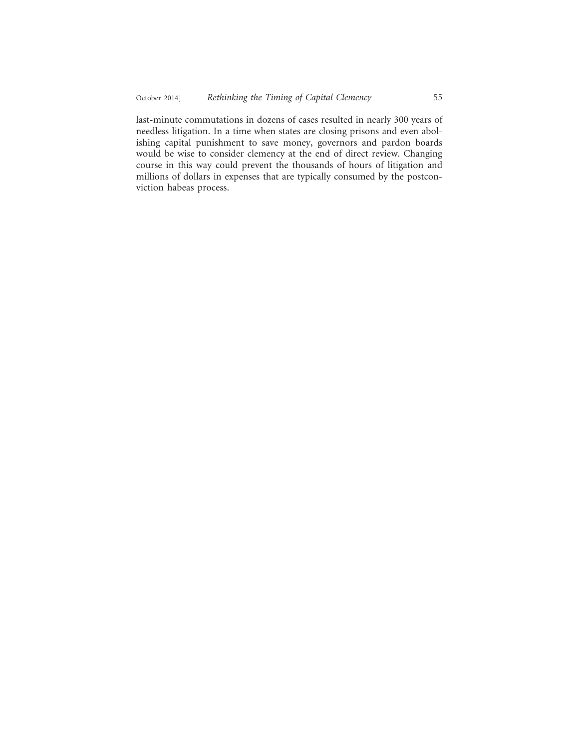last-minute commutations in dozens of cases resulted in nearly 300 years of needless litigation. In a time when states are closing prisons and even abolishing capital punishment to save money, governors and pardon boards would be wise to consider clemency at the end of direct review. Changing course in this way could prevent the thousands of hours of litigation and millions of dollars in expenses that are typically consumed by the postconviction habeas process.